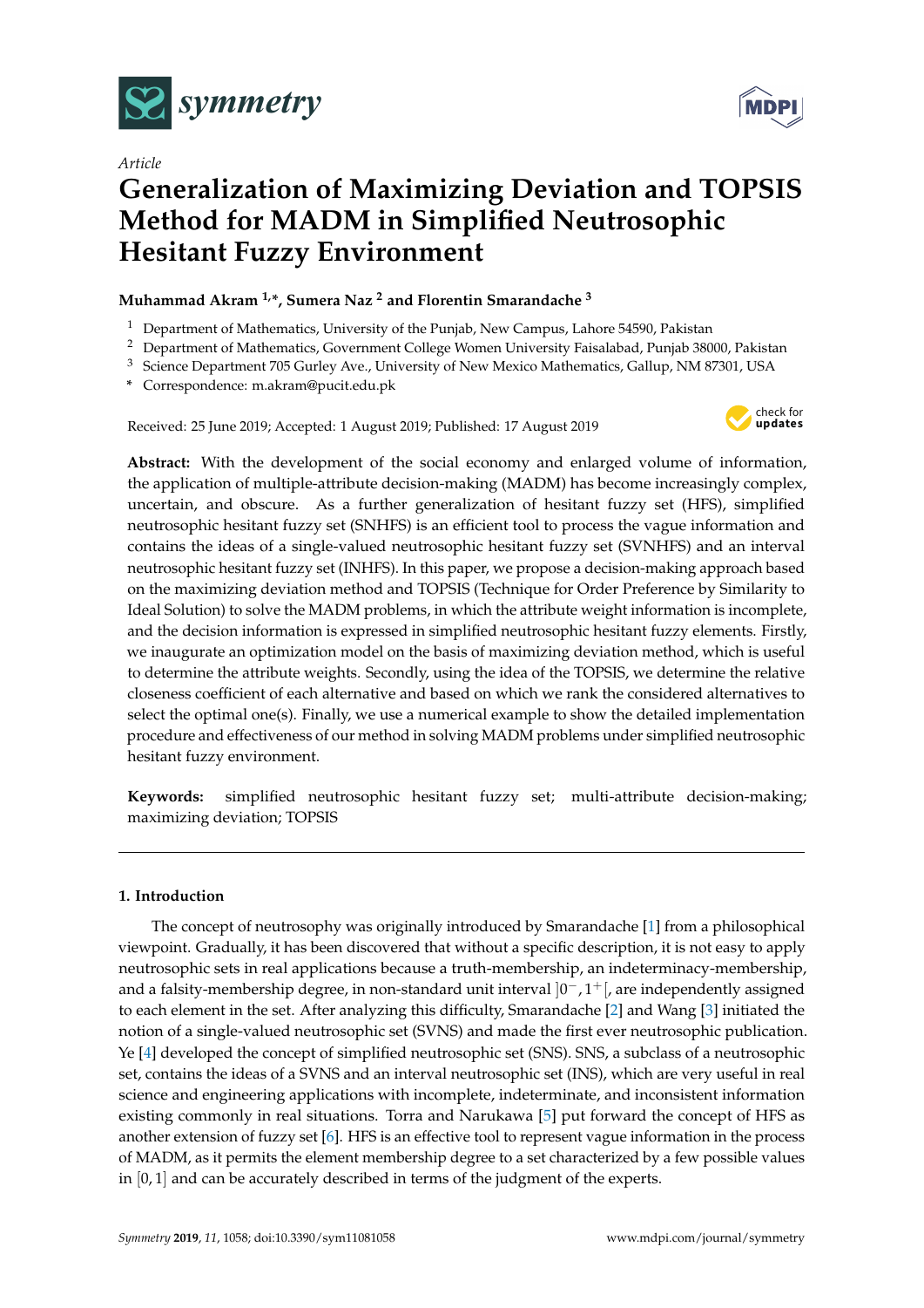*Article*

# Generalization of Maximizing Deviation and TOPSIS Method for MADM in Simplified Neutrosophic Hesitant Fuzzy Environment

**Muhammad Akram [1,*], Sumera Naz [2] and Florentin Smarandache [3]**

[1] Department of Mathematics, University of the Punjab, New Campus, Lahore 54590, Pakistan
[2] Department of Mathematics, Government College Women University Faisalabad, Punjab 38000, Pakistan
[3] Science Department 705 Gurley Ave., University of New Mexico Mathematics, Gallup, NM 87301, USA
[*] Correspondence: m.akram@pucit.edu.pk

Received: 25 June 2019; Accepted: 1 August 2019; Published: 17 August 2019

**Abstract:** With the development of the social economy and enlarged volume of information, the application of multiple-attribute decision-making (MADM) has become increasingly complex, uncertain, and obscure. As a further generalization of hesitant fuzzy set (HFS), simplified neutrosophic hesitant fuzzy set (SNHFS) is an efficient tool to process the vague information and contains the ideas of a single-valued neutrosophic hesitant fuzzy set (SVNHFS) and an interval neutrosophic hesitant fuzzy set (INHFS). In this paper, we propose a decision-making approach based on the maximizing deviation method and TOPSIS (Technique for Order Preference by Similarity to Ideal Solution) to solve the MADM problems, in which the attribute weight information is incomplete, and the decision information is expressed in simplified neutrosophic hesitant fuzzy elements. Firstly, we inaugurate an optimization model on the basis of maximizing deviation method, which is useful to determine the attribute weights. Secondly, using the idea of the TOPSIS, we determine the relative closeness coefficient of each alternative and based on which we rank the considered alternatives to select the optimal one(s). Finally, we use a numerical example to show the detailed implementation procedure and effectiveness of our method in solving MADM problems under simplified neutrosophic hesitant fuzzy environment.

**Keywords:** simplified neutrosophic hesitant fuzzy set; multi-attribute decision-making; maximizing deviation; TOPSIS

## 1. Introduction

The concept of neutrosophy was originally introduced by Smarandache [1] from a philosophical viewpoint. Gradually, it has been discovered that without a specific description, it is not easy to apply neutrosophic sets in real applications because a truth-membership, an indeterminacy-membership, and a falsity-membership degree, in non-standard unit interval $]0^-, 1^+[$, are independently assigned to each element in the set. After analyzing this difficulty, Smarandache [2] and Wang [3] initiated the notion of a single-valued neutrosophic set (SVNS) and made the first ever neutrosophic publication. Ye [4] developed the concept of simplified neutrosophic set (SNS). SNS, a subclass of a neutrosophic set, contains the ideas of a SVNS and an interval neutrosophic set (INS), which are very useful in real science and engineering applications with incomplete, indeterminate, and inconsistent information existing commonly in real situations. Torra and Narukawa [5] put forward the concept of HFS as another extension of fuzzy set [6]. HFS is an effective tool to represent vague information in the process of MADM, as it permits the element membership degree to a set characterized by a few possible values in $[0,1]$ and can be accurately described in terms of the judgment of the experts.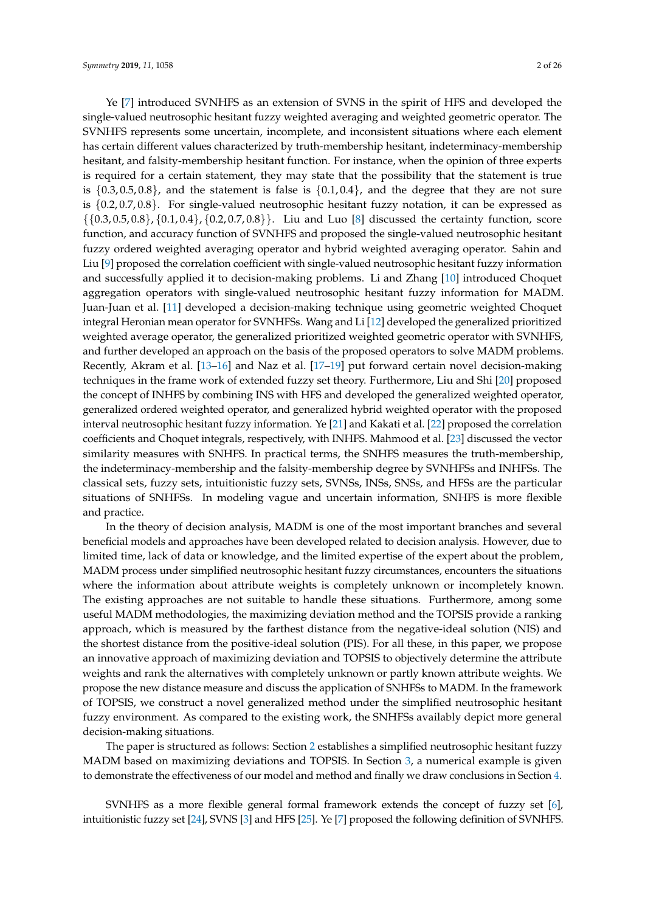Ye [7] introduced SVNHFS as an extension of SVNS in the spirit of HFS and developed the single-valued neutrosophic hesitant fuzzy weighted averaging and weighted geometric operator. The SVNHFS represents some uncertain, incomplete, and inconsistent situations where each element has certain different values characterized by truth-membership hesitant, indeterminacy-membership hesitant, and falsity-membership hesitant function. For instance, when the opinion of three experts is required for a certain statement, they may state that the possibility that the statement is true is $\{0.3, 0.5, 0.8\}$, and the statement is false is $\{0.1, 0.4\}$, and the degree that they are not sure is $\{0.2, 0.7, 0.8\}$. For single-valued neutrosophic hesitant fuzzy notation, it can be expressed as $\{\{0.3, 0.5, 0.8\}, \{0.1, 0.4\}, \{0.2, 0.7, 0.8\}\}$. Liu and Luo [8] discussed the certainty function, score function, and accuracy function of SVNHFS and proposed the single-valued neutrosophic hesitant fuzzy ordered weighted averaging operator and hybrid weighted averaging operator. Sahin and Liu [9] proposed the correlation coefficient with single-valued neutrosophic hesitant fuzzy information and successfully applied it to decision-making problems. Li and Zhang [10] introduced Choquet aggregation operators with single-valued neutrosophic hesitant fuzzy information for MADM. Juan-Juan et al. [11] developed a decision-making technique using geometric weighted Choquet integral Heronian mean operator for SVNHFSs. Wang and Li [12] developed the generalized prioritized weighted average operator, the generalized prioritized weighted geometric operator with SVNHFS, and further developed an approach on the basis of the proposed operators to solve MADM problems. Recently, Akram et al. [13–16] and Naz et al. [17–19] put forward certain novel decision-making techniques in the frame work of extended fuzzy set theory. Furthermore, Liu and Shi [20] proposed the concept of INHFS by combining INS with HFS and developed the generalized weighted operator, generalized ordered weighted operator, and generalized hybrid weighted operator with the proposed interval neutrosophic hesitant fuzzy information. Ye [21] and Kakati et al. [22] proposed the correlation coefficients and Choquet integrals, respectively, with INHFS. Mahmood et al. [23] discussed the vector similarity measures with SNHFS. In practical terms, the SNHFS measures the truth-membership, the indeterminacy-membership and the falsity-membership degree by SVNHFSs and INHFSs. The classical sets, fuzzy sets, intuitionistic fuzzy sets, SVNSs, INSs, SNSs, and HFSs are the particular situations of SNHFSs. In modeling vague and uncertain information, SNHFS is more flexible and practice.

In the theory of decision analysis, MADM is one of the most important branches and several beneficial models and approaches have been developed related to decision analysis. However, due to limited time, lack of data or knowledge, and the limited expertise of the expert about the problem, MADM process under simplified neutrosophic hesitant fuzzy circumstances, encounters the situations where the information about attribute weights is completely unknown or incompletely known. The existing approaches are not suitable to handle these situations. Furthermore, among some useful MADM methodologies, the maximizing deviation method and the TOPSIS provide a ranking approach, which is measured by the farthest distance from the negative-ideal solution (NIS) and the shortest distance from the positive-ideal solution (PIS). For all these, in this paper, we propose an innovative approach of maximizing deviation and TOPSIS to objectively determine the attribute weights and rank the alternatives with completely unknown or partly known attribute weights. We propose the new distance measure and discuss the application of SNHFSs to MADM. In the framework of TOPSIS, we construct a novel generalized method under the simplified neutrosophic hesitant fuzzy environment. As compared to the existing work, the SNHFSs availably depict more general decision-making situations.

The paper is structured as follows: Section 2 establishes a simplified neutrosophic hesitant fuzzy MADM based on maximizing deviations and TOPSIS. In Section 3, a numerical example is given to demonstrate the effectiveness of our model and method and finally we draw conclusions in Section 4.

SVNHFS as a more flexible general formal framework extends the concept of fuzzy set [6], intuitionistic fuzzy set [24], SVNS [3] and HFS [25]. Ye [7] proposed the following definition of SVNHFS.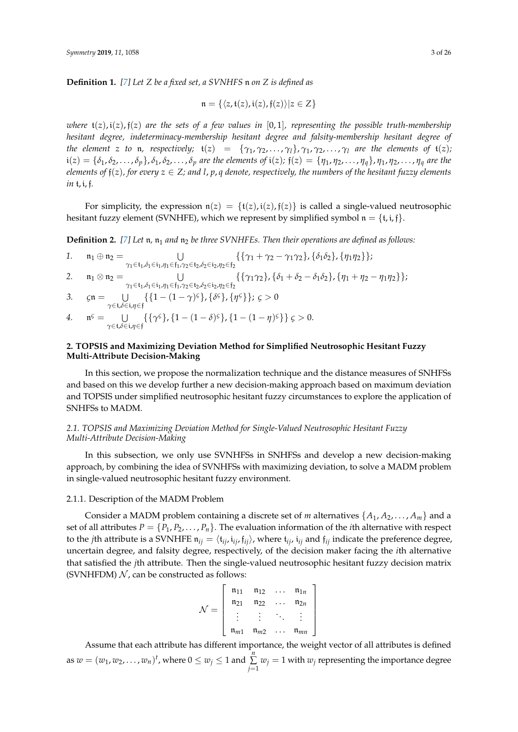**Definition 1.** *[7] Let $Z$ be a fixed set, a SVNHFS $\mathfrak{n}$ on $Z$ is defined as*

$$\mathfrak{n} = \{\langle z, \mathfrak{t}(z), \mathfrak{i}(z), \mathfrak{f}(z)\rangle | z \in Z\}$$

*where $\mathfrak{t}(z), \mathfrak{i}(z), \mathfrak{f}(z)$ are the sets of a few values in $[0,1]$, representing the possible truth-membership hesitant degree, indeterminacy-membership hesitant degree and falsity-membership hesitant degree of the element $z$ to $\mathfrak{n}$, respectively; $\mathfrak{t}(z) = \{\gamma_1, \gamma_2, \ldots, \gamma_l\}, \gamma_1, \gamma_2, \ldots, \gamma_l$ are the elements of $\mathfrak{t}(z)$; $\mathfrak{i}(z) = \{\delta_1, \delta_2, \ldots, \delta_p\}, \delta_1, \delta_2, \ldots, \delta_p$ are the elements of $\mathfrak{i}(z)$; $\mathfrak{f}(z) = \{\eta_1, \eta_2, \ldots, \eta_q\}, \eta_1, \eta_2, \ldots, \eta_q$ are the elements of $\mathfrak{f}(z)$, for every $z \in Z$; and $l, p, q$ denote, respectively, the numbers of the hesitant fuzzy elements in $\mathfrak{t}, \mathfrak{i}, \mathfrak{f}$.*

For simplicity, the expression $\mathfrak{n}(z) = \{\mathfrak{t}(z), \mathfrak{i}(z), \mathfrak{f}(z)\}$ is called a single-valued neutrosophic hesitant fuzzy element (SVNHFE), which we represent by simplified symbol $\mathfrak{n} = \{\mathfrak{t}, \mathfrak{i}, \mathfrak{f}\}$.

**Definition 2.** *[7] Let $\mathfrak{n}$, $\mathfrak{n}_1$ and $\mathfrak{n}_2$ be three SVNHFEs. Then their operations are defined as follows:*

1. $\mathfrak{n}_1 \oplus \mathfrak{n}_2 = \bigcup_{\gamma_1 \in \mathfrak{t}_1, \delta_1 \in \mathfrak{i}_1, \eta_1 \in \mathfrak{f}_1, \gamma_2 \in \mathfrak{t}_2, \delta_2 \in \mathfrak{i}_2, \eta_2 \in \mathfrak{f}_2} \{\{\gamma_1 + \gamma_2 - \gamma_1\gamma_2\}, \{\delta_1\delta_2\}, \{\eta_1\eta_2\}\}$;
2. $\mathfrak{n}_1 \otimes \mathfrak{n}_2 = \bigcup_{\gamma_1 \in \mathfrak{t}_1, \delta_1 \in \mathfrak{i}_1, \eta_1 \in \mathfrak{f}_1, \gamma_2 \in \mathfrak{t}_2, \delta_2 \in \mathfrak{i}_2, \eta_2 \in \mathfrak{f}_2} \{\{\gamma_1\gamma_2\}, \{\delta_1 + \delta_2 - \delta_1\delta_2\}, \{\eta_1 + \eta_2 - \eta_1\eta_2\}\}$;
3. $\varsigma\mathfrak{n} = \bigcup_{\gamma \in \mathfrak{t}, \delta \in \mathfrak{i}, \eta \in \mathfrak{f}} \{\{1 - (1-\gamma)^{\varsigma}\}, \{\delta^{\varsigma}\}, \{\eta^{\varsigma}\}\}$; $\varsigma > 0$
4. $\mathfrak{n}^{\varsigma} = \bigcup_{\gamma \in \mathfrak{t}, \delta \in \mathfrak{i}, \eta \in \mathfrak{f}} \{\{\gamma^{\varsigma}\}, \{1 - (1-\delta)^{\varsigma}\}, \{1 - (1-\eta)^{\varsigma}\}\}$ $\varsigma > 0$.

## 2. TOPSIS and Maximizing Deviation Method for Simplified Neutrosophic Hesitant Fuzzy Multi-Attribute Decision-Making

In this section, we propose the normalization technique and the distance measures of SNHFSs and based on this we develop further a new decision-making approach based on maximum deviation and TOPSIS under simplified neutrosophic hesitant fuzzy circumstances to explore the application of SNHFSs to MADM.

### *2.1. TOPSIS and Maximizing Deviation Method for Single-Valued Neutrosophic Hesitant Fuzzy Multi-Attribute Decision-Making*

In this subsection, we only use SVNHFSs in SNHFSs and develop a new decision-making approach, by combining the idea of SVNHFSs with maximizing deviation, to solve a MADM problem in single-valued neutrosophic hesitant fuzzy environment.

#### 2.1.1. Description of the MADM Problem

Consider a MADM problem containing a discrete set of $m$ alternatives $\{A_1, A_2, \ldots, A_m\}$ and a set of all attributes $P = \{P_1, P_2, \ldots, P_n\}$. The evaluation information of the $i$th alternative with respect to the $j$th attribute is a SVNHFE $\mathfrak{n}_{ij} = \langle \mathfrak{t}_{ij}, \mathfrak{i}_{ij}, \mathfrak{f}_{ij}\rangle$, where $\mathfrak{t}_{ij}$, $\mathfrak{i}_{ij}$ and $\mathfrak{f}_{ij}$ indicate the preference degree, uncertain degree, and falsity degree, respectively, of the decision maker facing the $i$th alternative that satisfied the $j$th attribute. Then the single-valued neutrosophic hesitant fuzzy decision matrix (SVNHFDM) $\mathcal{N}$, can be constructed as follows:

$$\mathcal{N} = \begin{bmatrix} \mathfrak{n}_{11} & \mathfrak{n}_{12} & \ldots & \mathfrak{n}_{1n} \\ \mathfrak{n}_{21} & \mathfrak{n}_{22} & \ldots & \mathfrak{n}_{2n} \\ \vdots & \vdots & \ddots & \vdots \\ \mathfrak{n}_{m1} & \mathfrak{n}_{m2} & \ldots & \mathfrak{n}_{mn} \end{bmatrix}$$

Assume that each attribute has different importance, the weight vector of all attributes is defined as $w = (w_1, w_2, \ldots, w_n)^t$, where $0 \le w_j \le 1$ and $\sum_{j=1}^{n} w_j = 1$ with $w_j$ representing the importance degree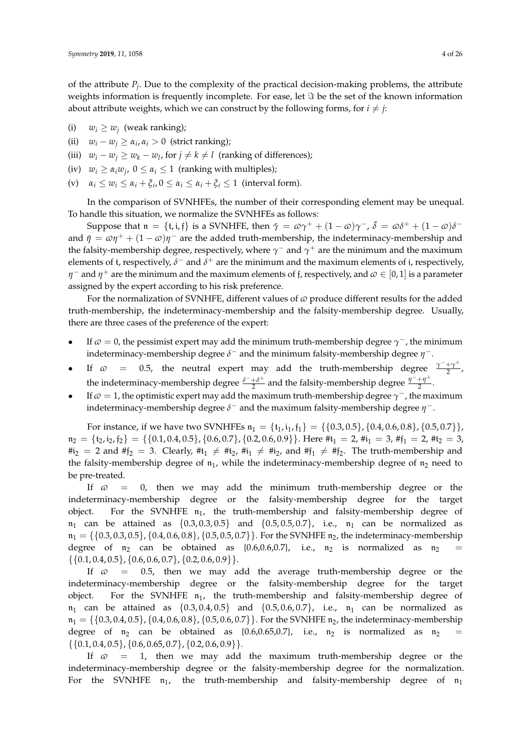of the attribute $P_j$. Due to the complexity of the practical decision-making problems, the attribute weights information is frequently incomplete. For ease, let $\Im$ be the set of the known information about attribute weights, which we can construct by the following forms, for $i \neq j$:

(i) $w_i \geq w_j$ (weak ranking);

(ii) $w_i - w_j \geq \alpha_i, \alpha_i > 0$ (strict ranking);

(iii) $w_i - w_j \geq w_k - w_l$, for $j \neq k \neq l$ (ranking of differences);

(iv) $w_i \geq \alpha_i w_j$, $0 \leq \alpha_i \leq 1$ (ranking with multiples);

(v) $\alpha_i \leq w_i \leq \alpha_i + \xi_i, 0 \leq \alpha_i \leq \alpha_i + \xi_i \leq 1$ (interval form).

In the comparison of SVNHFEs, the number of their corresponding element may be unequal. To handle this situation, we normalize the SVNHFEs as follows:

Suppose that $\mathfrak{n} = \{\mathfrak{t}, \mathfrak{i}, \mathfrak{f}\}$ is a SVNHFE, then $\bar{\gamma} = \varpi\gamma^+ + (1-\varpi)\gamma^-$, $\bar{\delta} = \varpi\delta^+ + (1-\varpi)\delta^-$ and $\bar{\eta} = \varpi\eta^+ + (1-\varpi)\eta^-$ are the added truth-membership, the indeterminacy-membership and the falsity-membership degree, respectively, where $\gamma^-$ and $\gamma^+$ are the minimum and the maximum elements of $\mathfrak{t}$, respectively, $\delta^-$ and $\delta^+$ are the minimum and the maximum elements of $\mathfrak{i}$, respectively, $\eta^-$ and $\eta^+$ are the minimum and the maximum elements of $\mathfrak{f}$, respectively, and $\varpi \in [0,1]$ is a parameter assigned by the expert according to his risk preference.

For the normalization of SVNHFE, different values of $\varpi$ produce different results for the added truth-membership, the indeterminacy-membership and the falsity-membership degree. Usually, there are three cases of the preference of the expert:

- If $\varpi = 0$, the pessimist expert may add the minimum truth-membership degree $\gamma^-$, the minimum indeterminacy-membership degree $\delta^-$ and the minimum falsity-membership degree $\eta^-$.
- If $\varpi = 0.5$, the neutral expert may add the truth-membership degree $\frac{\gamma^-+\gamma^+}{2}$, the indeterminacy-membership degree $\frac{\delta^-+\delta^+}{2}$ and the falsity-membership degree $\frac{\eta^-+\eta^+}{2}$.
- If $\varpi = 1$, the optimistic expert may add the maximum truth-membership degree $\gamma^-$, the maximum indeterminacy-membership degree $\delta^-$ and the maximum falsity-membership degree $\eta^-$.

For instance, if we have two SVNHFEs $\mathfrak{n}_1 = \{\mathfrak{t}_1, \mathfrak{i}_1, \mathfrak{f}_1\} = \{\{0.3, 0.5\}, \{0.4, 0.6, 0.8\}, \{0.5, 0.7\}\}$, $\mathfrak{n}_2 = \{\mathfrak{t}_2, \mathfrak{i}_2, \mathfrak{f}_2\} = \{\{0.1, 0.4, 0.5\}, \{0.6, 0.7\}, \{0.2, 0.6, 0.9\}\}$. Here $\#\mathfrak{t}_1 = 2$, $\#\mathfrak{i}_1 = 3$, $\#\mathfrak{f}_1 = 2$, $\#\mathfrak{t}_2 = 3$, $\#\mathfrak{i}_2 = 2$ and $\#\mathfrak{f}_2 = 3$. Clearly, $\#\mathfrak{t}_1 \neq \#\mathfrak{t}_2$, $\#\mathfrak{i}_1 \neq \#\mathfrak{i}_2$, and $\#\mathfrak{f}_1 \neq \#\mathfrak{f}_2$. The truth-membership and the falsity-membership degree of $\mathfrak{n}_1$, while the indeterminacy-membership degree of $\mathfrak{n}_2$ need to be pre-treated.

If $\varpi = 0$, then we may add the minimum truth-membership degree or the indeterminacy-membership degree or the falsity-membership degree for the target object. For the SVNHFE $\mathfrak{n}_1$, the truth-membership and falsity-membership degree of $\mathfrak{n}_1$ can be attained as $\{0.3, 0.3, 0.5\}$ and $\{0.5, 0.5, 0.7\}$, i.e., $\mathfrak{n}_1$ can be normalized as $\mathfrak{n}_1 = \{\{0.3, 0.3, 0.5\}, \{0.4, 0.6, 0.8\}, \{0.5, 0.5, 0.7\}\}$. For the SVNHFE $\mathfrak{n}_2$, the indeterminacy-membership degree of $\mathfrak{n}_2$ can be obtained as $\{0.6,0.6,0.7\}$, i.e., $\mathfrak{n}_2$ is normalized as $\mathfrak{n}_2 = \{\{0.1, 0.4, 0.5\}, \{0.6, 0.6, 0.7\}, \{0.2, 0.6, 0.9\}\}$.

If $\varpi = 0.5$, then we may add the average truth-membership degree or the indeterminacy-membership degree or the falsity-membership degree for the target object. For the SVNHFE $\mathfrak{n}_1$, the truth-membership and falsity-membership degree of $\mathfrak{n}_1$ can be attained as $\{0.3, 0.4, 0.5\}$ and $\{0.5, 0.6, 0.7\}$, i.e., $\mathfrak{n}_1$ can be normalized as $\mathfrak{n}_1 = \{\{0.3, 0.4, 0.5\}, \{0.4, 0.6, 0.8\}, \{0.5, 0.6, 0.7\}\}$. For the SVNHFE $\mathfrak{n}_2$, the indeterminacy-membership degree of $\mathfrak{n}_2$ can be obtained as $\{0.6,0.65,0.7\}$, i.e., $\mathfrak{n}_2$ is normalized as $\mathfrak{n}_2 = \{\{0.1, 0.4, 0.5\}, \{0.6, 0.65, 0.7\}, \{0.2, 0.6, 0.9\}\}$.

If $\varpi = 1$, then we may add the maximum truth-membership degree or the indeterminacy-membership degree or the falsity-membership degree for the normalization. For the SVNHFE $\mathfrak{n}_1$, the truth-membership and falsity-membership degree of $\mathfrak{n}_1$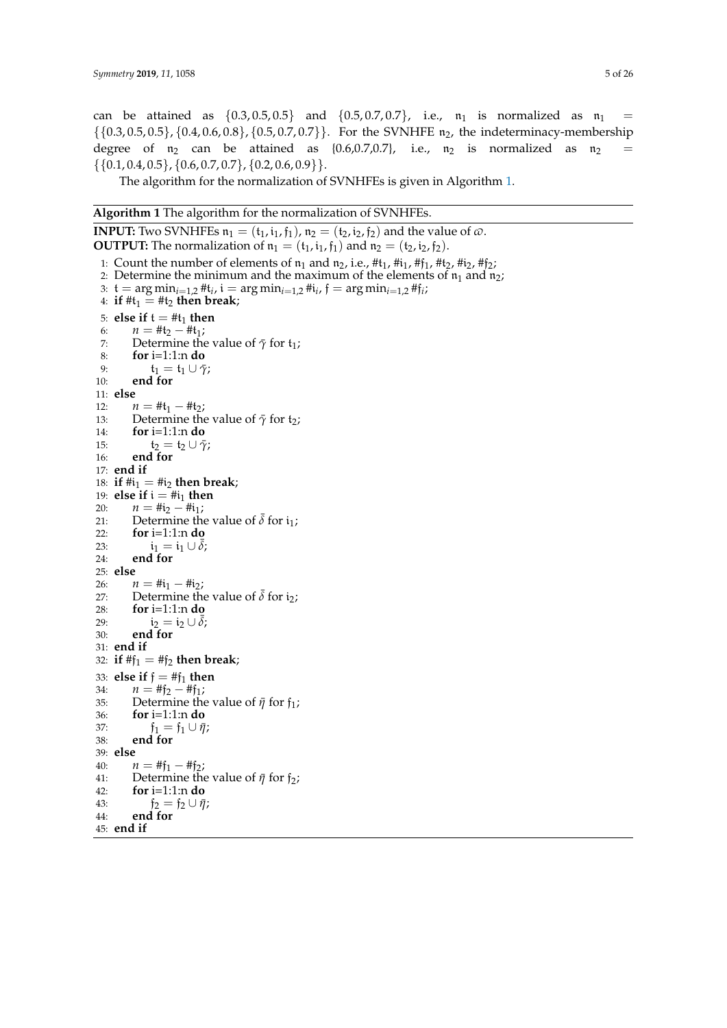can be attained as $\{0.3, 0.5, 0.5\}$ and $\{0.5, 0.7, 0.7\}$, i.e., $\mathfrak{n}_1$ is normalized as $\mathfrak{n}_1 = \{\{0.3, 0.5, 0.5\}, \{0.4, 0.6, 0.8\}, \{0.5, 0.7, 0.7\}\}$. For the SVNHFE $\mathfrak{n}_2$, the indeterminacy-membership degree of $\mathfrak{n}_2$ can be attained as {0.6,0.7,0.7}, i.e., $\mathfrak{n}_2$ is normalized as $\mathfrak{n}_2 = \{\{0.1, 0.4, 0.5\}, \{0.6, 0.7, 0.7\}, \{0.2, 0.6, 0.9\}\}$.

The algorithm for the normalization of SVNHFEs is given in Algorithm 1.

**Algorithm 1** The algorithm for the normalization of SVNHFEs.

**INPUT:** Two SVNHFEs $\mathfrak{n}_1 = (\mathfrak{t}_1, \mathfrak{i}_1, \mathfrak{f}_1)$, $\mathfrak{n}_2 = (\mathfrak{t}_2, \mathfrak{i}_2, \mathfrak{f}_2)$ and the value of $\varpi$.
**OUTPUT:** The normalization of $\mathfrak{n}_1 = (\mathfrak{t}_1, \mathfrak{i}_1, \mathfrak{f}_1)$ and $\mathfrak{n}_2 = (\mathfrak{t}_2, \mathfrak{i}_2, \mathfrak{f}_2)$.

1: Count the number of elements of $\mathfrak{n}_1$ and $\mathfrak{n}_2$, i.e., $\#\mathfrak{t}_1, \#\mathfrak{i}_1, \#\mathfrak{f}_1, \#\mathfrak{t}_2, \#\mathfrak{i}_2, \#\mathfrak{f}_2$;
2: Determine the minimum and the maximum of the elements of $\mathfrak{n}_1$ and $\mathfrak{n}_2$;
3: $\mathfrak{t} = \arg\min_{i=1,2} \#\mathfrak{t}_i$, $\mathfrak{i} = \arg\min_{i=1,2} \#\mathfrak{i}_i$, $\mathfrak{f} = \arg\min_{i=1,2} \#\mathfrak{f}_i$;
4: **if** $\#\mathfrak{t}_1 = \#\mathfrak{t}_2$ **then break**;
5: **else if** $\mathfrak{t} = \#\mathfrak{t}_1$ **then**
6: $\quad n = \#\mathfrak{t}_2 - \#\mathfrak{t}_1$;
7: $\quad$ Determine the value of $\bar{\gamma}$ for $\mathfrak{t}_1$;
8: $\quad$ **for** i=1:1:n **do**
9: $\quad\quad \mathfrak{t}_1 = \mathfrak{t}_1 \cup \bar{\gamma}$;
10: $\quad$ **end for**
11: **else**
12: $\quad n = \#\mathfrak{t}_1 - \#\mathfrak{t}_2$;
13: $\quad$ Determine the value of $\bar{\gamma}$ for $\mathfrak{t}_2$;
14: $\quad$ **for** i=1:1:n **do**
15: $\quad\quad \mathfrak{t}_2 = \mathfrak{t}_2 \cup \bar{\gamma}$;
16: $\quad$ **end for**
17: **end if**
18: **if** $\#\mathfrak{i}_1 = \#\mathfrak{i}_2$ **then break**;
19: **else if** $\mathfrak{i} = \#\mathfrak{i}_1$ **then**
20: $\quad n = \#\mathfrak{i}_2 - \#\mathfrak{i}_1$;
21: $\quad$ Determine the value of $\bar{\delta}$ for $\mathfrak{i}_1$;
22: $\quad$ **for** i=1:1:n **do**
23: $\quad\quad \mathfrak{i}_1 = \mathfrak{i}_1 \cup \bar{\delta}$;
24: $\quad$ **end for**
25: **else**
26: $\quad n = \#\mathfrak{i}_1 - \#\mathfrak{i}_2$;
27: $\quad$ Determine the value of $\bar{\delta}$ for $\mathfrak{i}_2$;
28: $\quad$ **for** i=1:1:n **do**
29: $\quad\quad \mathfrak{i}_2 = \mathfrak{i}_2 \cup \bar{\delta}$;
30: $\quad$ **end for**
31: **end if**
32: **if** $\#\mathfrak{f}_1 = \#\mathfrak{f}_2$ **then break**;
33: **else if** $\mathfrak{f} = \#\mathfrak{f}_1$ **then**
34: $\quad n = \#\mathfrak{f}_2 - \#\mathfrak{f}_1$;
35: $\quad$ Determine the value of $\bar{\eta}$ for $\mathfrak{f}_1$;
36: $\quad$ **for** i=1:1:n **do**
37: $\quad\quad \mathfrak{f}_1 = \mathfrak{f}_1 \cup \bar{\eta}$;
38: $\quad$ **end for**
39: **else**
40: $\quad n = \#\mathfrak{f}_1 - \#\mathfrak{f}_2$;
41: $\quad$ Determine the value of $\bar{\eta}$ for $\mathfrak{f}_2$;
42: $\quad$ **for** i=1:1:n **do**
43: $\quad\quad \mathfrak{f}_2 = \mathfrak{f}_2 \cup \bar{\eta}$;
44: $\quad$ **end for**
45: **end if**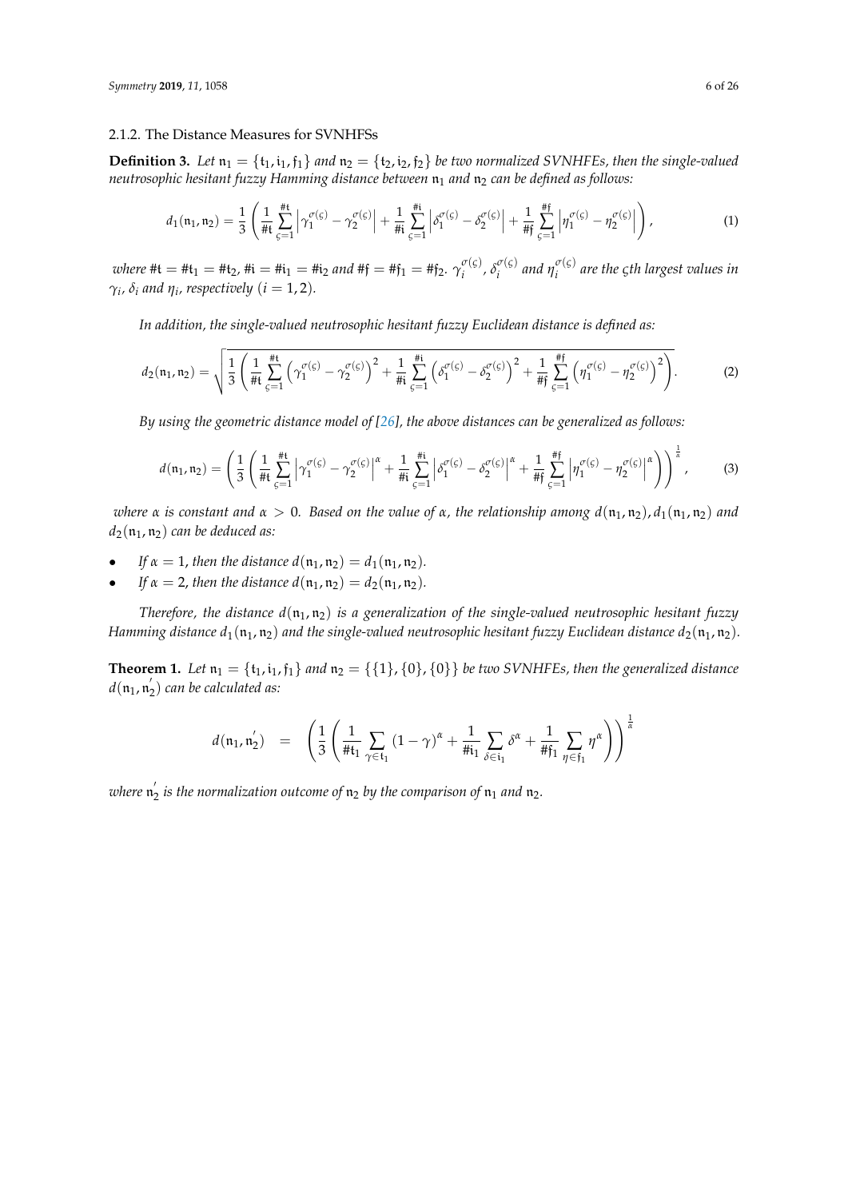### 2.1.2. The Distance Measures for SVNHFSs

**Definition 3.** *Let $\mathfrak{n}_1 = \{\mathfrak{t}_1, \mathfrak{i}_1, \mathfrak{f}_1\}$ and $\mathfrak{n}_2 = \{\mathfrak{t}_2, \mathfrak{i}_2, \mathfrak{f}_2\}$ be two normalized SVNHFEs, then the single-valued neutrosophic hesitant fuzzy Hamming distance between $\mathfrak{n}_1$ and $\mathfrak{n}_2$ can be defined as follows:*

$$d_1(\mathfrak{n}_1, \mathfrak{n}_2) = \frac{1}{3}\left(\frac{1}{\#\mathfrak{t}}\sum_{\varsigma=1}^{\#\mathfrak{t}}\left|\gamma_1^{\sigma(\varsigma)} - \gamma_2^{\sigma(\varsigma)}\right| + \frac{1}{\#\mathfrak{i}}\sum_{\varsigma=1}^{\#\mathfrak{i}}\left|\delta_1^{\sigma(\varsigma)} - \delta_2^{\sigma(\varsigma)}\right| + \frac{1}{\#\mathfrak{f}}\sum_{\varsigma=1}^{\#\mathfrak{f}}\left|\eta_1^{\sigma(\varsigma)} - \eta_2^{\sigma(\varsigma)}\right|\right), \tag{1}$$

*where $\#\mathfrak{t} = \#\mathfrak{t}_1 = \#\mathfrak{t}_2$, $\#\mathfrak{i} = \#\mathfrak{i}_1 = \#\mathfrak{i}_2$ and $\#\mathfrak{f} = \#\mathfrak{f}_1 = \#\mathfrak{f}_2$. $\gamma_i^{\sigma(\varsigma)}$, $\delta_i^{\sigma(\varsigma)}$ and $\eta_i^{\sigma(\varsigma)}$ are the $\varsigma$th largest values in $\gamma_i$, $\delta_i$ and $\eta_i$, respectively $(i = 1, 2)$.*

*In addition, the single-valued neutrosophic hesitant fuzzy Euclidean distance is defined as:*

$$d_2(\mathfrak{n}_1, \mathfrak{n}_2) = \sqrt{\frac{1}{3}\left(\frac{1}{\#\mathfrak{t}}\sum_{\varsigma=1}^{\#\mathfrak{t}}\left(\gamma_1^{\sigma(\varsigma)} - \gamma_2^{\sigma(\varsigma)}\right)^2 + \frac{1}{\#\mathfrak{i}}\sum_{\varsigma=1}^{\#\mathfrak{i}}\left(\delta_1^{\sigma(\varsigma)} - \delta_2^{\sigma(\varsigma)}\right)^2 + \frac{1}{\#\mathfrak{f}}\sum_{\varsigma=1}^{\#\mathfrak{f}}\left(\eta_1^{\sigma(\varsigma)} - \eta_2^{\sigma(\varsigma)}\right)^2\right)}. \tag{2}$$

*By using the geometric distance model of [26], the above distances can be generalized as follows:*

$$d(\mathfrak{n}_1, \mathfrak{n}_2) = \left(\frac{1}{3}\left(\frac{1}{\#\mathfrak{t}}\sum_{\varsigma=1}^{\#\mathfrak{t}}\left|\gamma_1^{\sigma(\varsigma)} - \gamma_2^{\sigma(\varsigma)}\right|^\alpha + \frac{1}{\#\mathfrak{i}}\sum_{\varsigma=1}^{\#\mathfrak{i}}\left|\delta_1^{\sigma(\varsigma)} - \delta_2^{\sigma(\varsigma)}\right|^\alpha + \frac{1}{\#\mathfrak{f}}\sum_{\varsigma=1}^{\#\mathfrak{f}}\left|\eta_1^{\sigma(\varsigma)} - \eta_2^{\sigma(\varsigma)}\right|^\alpha\right)\right)^{\frac{1}{\alpha}}, \tag{3}$$

*where $\alpha$ is constant and $\alpha > 0$. Based on the value of $\alpha$, the relationship among $d(\mathfrak{n}_1, \mathfrak{n}_2)$, $d_1(\mathfrak{n}_1, \mathfrak{n}_2)$ and $d_2(\mathfrak{n}_1, \mathfrak{n}_2)$ can be deduced as:*

- *If $\alpha = 1$, then the distance $d(\mathfrak{n}_1, \mathfrak{n}_2) = d_1(\mathfrak{n}_1, \mathfrak{n}_2)$.*
- *If $\alpha = 2$, then the distance $d(\mathfrak{n}_1, \mathfrak{n}_2) = d_2(\mathfrak{n}_1, \mathfrak{n}_2)$.*

*Therefore, the distance $d(\mathfrak{n}_1, \mathfrak{n}_2)$ is a generalization of the single-valued neutrosophic hesitant fuzzy Hamming distance $d_1(\mathfrak{n}_1, \mathfrak{n}_2)$ and the single-valued neutrosophic hesitant fuzzy Euclidean distance $d_2(\mathfrak{n}_1, \mathfrak{n}_2)$.*

**Theorem 1.** *Let $\mathfrak{n}_1 = \{\mathfrak{t}_1, \mathfrak{i}_1, \mathfrak{f}_1\}$ and $\mathfrak{n}_2 = \{\{1\}, \{0\}, \{0\}\}$ be two SVNHFEs, then the generalized distance $d(\mathfrak{n}_1, \mathfrak{n}_2^{'})$ can be calculated as:*

$$d(\mathfrak{n}_1, \mathfrak{n}_2^{'}) = \left(\frac{1}{3}\left(\frac{1}{\#\mathfrak{t}_1}\sum_{\gamma\in\mathfrak{t}_1}(1-\gamma)^\alpha + \frac{1}{\#\mathfrak{i}_1}\sum_{\delta\in\mathfrak{i}_1}\delta^\alpha + \frac{1}{\#\mathfrak{f}_1}\sum_{\eta\in\mathfrak{f}_1}\eta^\alpha\right)\right)^{\frac{1}{\alpha}}$$

*where $\mathfrak{n}_2^{'}$ is the normalization outcome of $\mathfrak{n}_2$ by the comparison of $\mathfrak{n}_1$ and $\mathfrak{n}_2$.*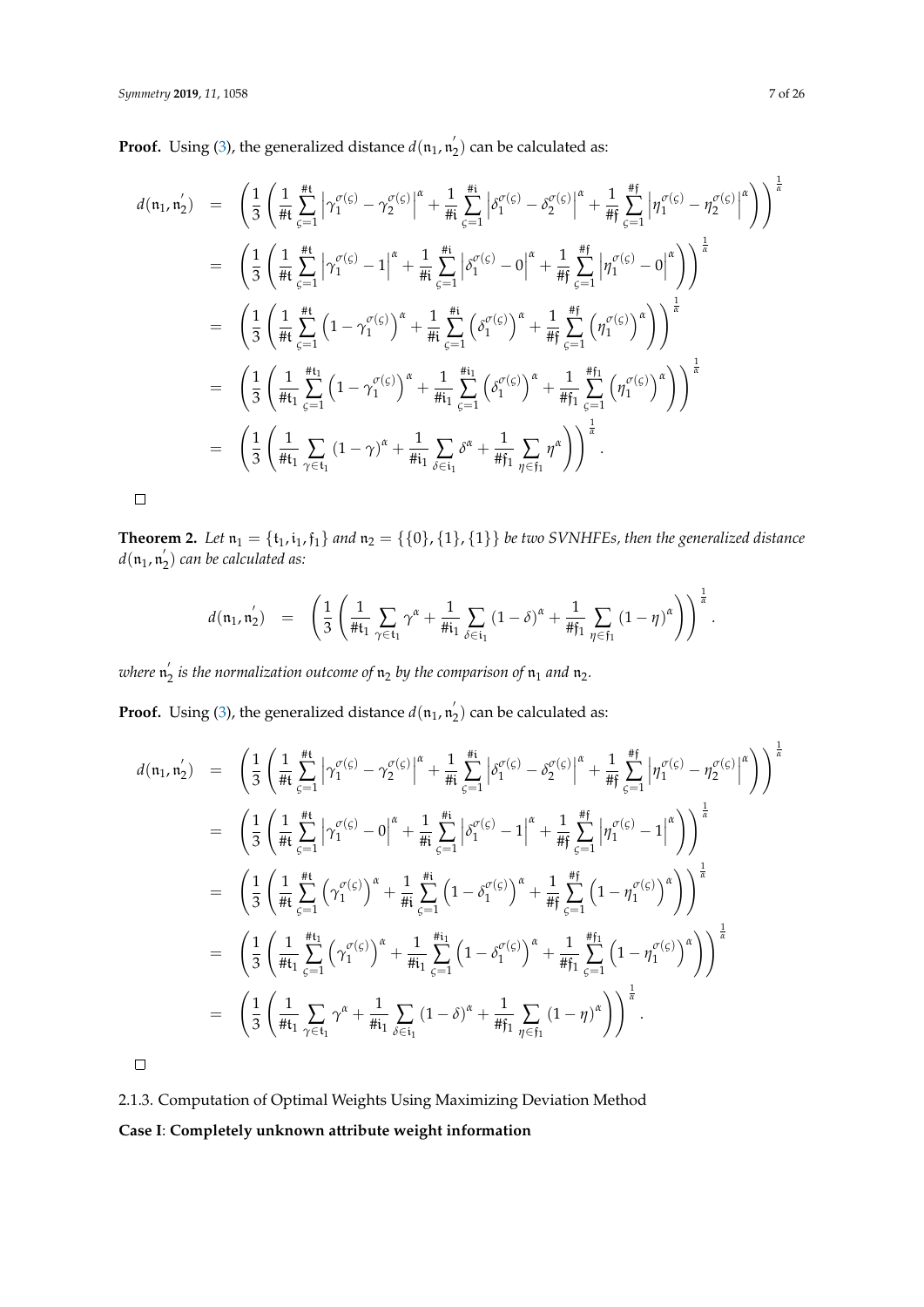**Proof.** Using (3), the generalized distance $d(\mathfrak{n}_1, \mathfrak{n}_2^{'})$ can be calculated as:

$$
\begin{aligned}
d(\mathfrak{n}_1, \mathfrak{n}_2^{'}) &= \left( \frac{1}{3} \left( \frac{1}{\#\mathfrak{t}} \sum_{\varsigma=1}^{\#\mathfrak{t}} \left| \gamma_1^{\sigma(\varsigma)} - \gamma_2^{\sigma(\varsigma)} \right|^{\alpha} + \frac{1}{\#\mathfrak{i}} \sum_{\varsigma=1}^{\#\mathfrak{i}} \left| \delta_1^{\sigma(\varsigma)} - \delta_2^{\sigma(\varsigma)} \right|^{\alpha} + \frac{1}{\#\mathfrak{f}} \sum_{\varsigma=1}^{\#\mathfrak{f}} \left| \eta_1^{\sigma(\varsigma)} - \eta_2^{\sigma(\varsigma)} \right|^{\alpha} \right) \right)^{\frac{1}{\alpha}} \\
&= \left( \frac{1}{3} \left( \frac{1}{\#\mathfrak{t}} \sum_{\varsigma=1}^{\#\mathfrak{t}} \left| \gamma_1^{\sigma(\varsigma)} - 1 \right|^{\alpha} + \frac{1}{\#\mathfrak{i}} \sum_{\varsigma=1}^{\#\mathfrak{i}} \left| \delta_1^{\sigma(\varsigma)} - 0 \right|^{\alpha} + \frac{1}{\#\mathfrak{f}} \sum_{\varsigma=1}^{\#\mathfrak{f}} \left| \eta_1^{\sigma(\varsigma)} - 0 \right|^{\alpha} \right) \right)^{\frac{1}{\alpha}} \\
&= \left( \frac{1}{3} \left( \frac{1}{\#\mathfrak{t}} \sum_{\varsigma=1}^{\#\mathfrak{t}} \left( 1 - \gamma_1^{\sigma(\varsigma)} \right)^{\alpha} + \frac{1}{\#\mathfrak{i}} \sum_{\varsigma=1}^{\#\mathfrak{i}} \left( \delta_1^{\sigma(\varsigma)} \right)^{\alpha} + \frac{1}{\#\mathfrak{f}} \sum_{\varsigma=1}^{\#\mathfrak{f}} \left( \eta_1^{\sigma(\varsigma)} \right)^{\alpha} \right) \right)^{\frac{1}{\alpha}} \\
&= \left( \frac{1}{3} \left( \frac{1}{\#\mathfrak{t}_1} \sum_{\varsigma=1}^{\#\mathfrak{t}_1} \left( 1 - \gamma_1^{\sigma(\varsigma)} \right)^{\alpha} + \frac{1}{\#\mathfrak{i}_1} \sum_{\varsigma=1}^{\#\mathfrak{i}_1} \left( \delta_1^{\sigma(\varsigma)} \right)^{\alpha} + \frac{1}{\#\mathfrak{f}_1} \sum_{\varsigma=1}^{\#\mathfrak{f}_1} \left( \eta_1^{\sigma(\varsigma)} \right)^{\alpha} \right) \right)^{\frac{1}{\alpha}} \\
&= \left( \frac{1}{3} \left( \frac{1}{\#\mathfrak{t}_1} \sum_{\gamma \in \mathfrak{t}_1} (1-\gamma)^{\alpha} + \frac{1}{\#\mathfrak{i}_1} \sum_{\delta \in \mathfrak{i}_1} \delta^{\alpha} + \frac{1}{\#\mathfrak{f}_1} \sum_{\eta \in \mathfrak{f}_1} \eta^{\alpha} \right) \right)^{\frac{1}{\alpha}}.
\end{aligned}
$$

□

**Theorem 2.** *Let $\mathfrak{n}_1 = \{\mathfrak{t}_1, \mathfrak{i}_1, \mathfrak{f}_1\}$ and $\mathfrak{n}_2 = \{\{0\}, \{1\}, \{1\}\}$ be two SVNHFEs, then the generalized distance $d(\mathfrak{n}_1, \mathfrak{n}_2^{'})$ can be calculated as:*

$$
d(\mathfrak{n}_1, \mathfrak{n}_2^{'}) = \left( \frac{1}{3} \left( \frac{1}{\#\mathfrak{t}_1} \sum_{\gamma \in \mathfrak{t}_1} \gamma^{\alpha} + \frac{1}{\#\mathfrak{i}_1} \sum_{\delta \in \mathfrak{i}_1} (1-\delta)^{\alpha} + \frac{1}{\#\mathfrak{f}_1} \sum_{\eta \in \mathfrak{f}_1} (1-\eta)^{\alpha} \right) \right)^{\frac{1}{\alpha}}.
$$

*where $\mathfrak{n}_2^{'}$ is the normalization outcome of $\mathfrak{n}_2$ by the comparison of $\mathfrak{n}_1$ and $\mathfrak{n}_2$.*

**Proof.** Using (3), the generalized distance $d(\mathfrak{n}_1, \mathfrak{n}_2^{'})$ can be calculated as:

$$
\begin{aligned}
d(\mathfrak{n}_1, \mathfrak{n}_2^{'}) &= \left( \frac{1}{3} \left( \frac{1}{\#\mathfrak{t}} \sum_{\varsigma=1}^{\#\mathfrak{t}} \left| \gamma_1^{\sigma(\varsigma)} - \gamma_2^{\sigma(\varsigma)} \right|^{\alpha} + \frac{1}{\#\mathfrak{i}} \sum_{\varsigma=1}^{\#\mathfrak{i}} \left| \delta_1^{\sigma(\varsigma)} - \delta_2^{\sigma(\varsigma)} \right|^{\alpha} + \frac{1}{\#\mathfrak{f}} \sum_{\varsigma=1}^{\#\mathfrak{f}} \left| \eta_1^{\sigma(\varsigma)} - \eta_2^{\sigma(\varsigma)} \right|^{\alpha} \right) \right)^{\frac{1}{\alpha}} \\
&= \left( \frac{1}{3} \left( \frac{1}{\#\mathfrak{t}} \sum_{\varsigma=1}^{\#\mathfrak{t}} \left| \gamma_1^{\sigma(\varsigma)} - 0 \right|^{\alpha} + \frac{1}{\#\mathfrak{i}} \sum_{\varsigma=1}^{\#\mathfrak{i}} \left| \delta_1^{\sigma(\varsigma)} - 1 \right|^{\alpha} + \frac{1}{\#\mathfrak{f}} \sum_{\varsigma=1}^{\#\mathfrak{f}} \left| \eta_1^{\sigma(\varsigma)} - 1 \right|^{\alpha} \right) \right)^{\frac{1}{\alpha}} \\
&= \left( \frac{1}{3} \left( \frac{1}{\#\mathfrak{t}} \sum_{\varsigma=1}^{\#\mathfrak{t}} \left( \gamma_1^{\sigma(\varsigma)} \right)^{\alpha} + \frac{1}{\#\mathfrak{i}} \sum_{\varsigma=1}^{\#\mathfrak{i}} \left( 1 - \delta_1^{\sigma(\varsigma)} \right)^{\alpha} + \frac{1}{\#\mathfrak{f}} \sum_{\varsigma=1}^{\#\mathfrak{f}} \left( 1 - \eta_1^{\sigma(\varsigma)} \right)^{\alpha} \right) \right)^{\frac{1}{\alpha}} \\
&= \left( \frac{1}{3} \left( \frac{1}{\#\mathfrak{t}_1} \sum_{\varsigma=1}^{\#\mathfrak{t}_1} \left( \gamma_1^{\sigma(\varsigma)} \right)^{\alpha} + \frac{1}{\#\mathfrak{i}_1} \sum_{\varsigma=1}^{\#\mathfrak{i}_1} \left( 1 - \delta_1^{\sigma(\varsigma)} \right)^{\alpha} + \frac{1}{\#\mathfrak{f}_1} \sum_{\varsigma=1}^{\#\mathfrak{f}_1} \left( 1 - \eta_1^{\sigma(\varsigma)} \right)^{\alpha} \right) \right)^{\frac{1}{\alpha}} \\
&= \left( \frac{1}{3} \left( \frac{1}{\#\mathfrak{t}_1} \sum_{\gamma \in \mathfrak{t}_1} \gamma^{\alpha} + \frac{1}{\#\mathfrak{i}_1} \sum_{\delta \in \mathfrak{i}_1} (1-\delta)^{\alpha} + \frac{1}{\#\mathfrak{f}_1} \sum_{\eta \in \mathfrak{f}_1} (1-\eta)^{\alpha} \right) \right)^{\frac{1}{\alpha}}.
\end{aligned}
$$

□

#### 2.1.3. Computation of Optimal Weights Using Maximizing Deviation Method

**Case I**: **Completely unknown attribute weight information**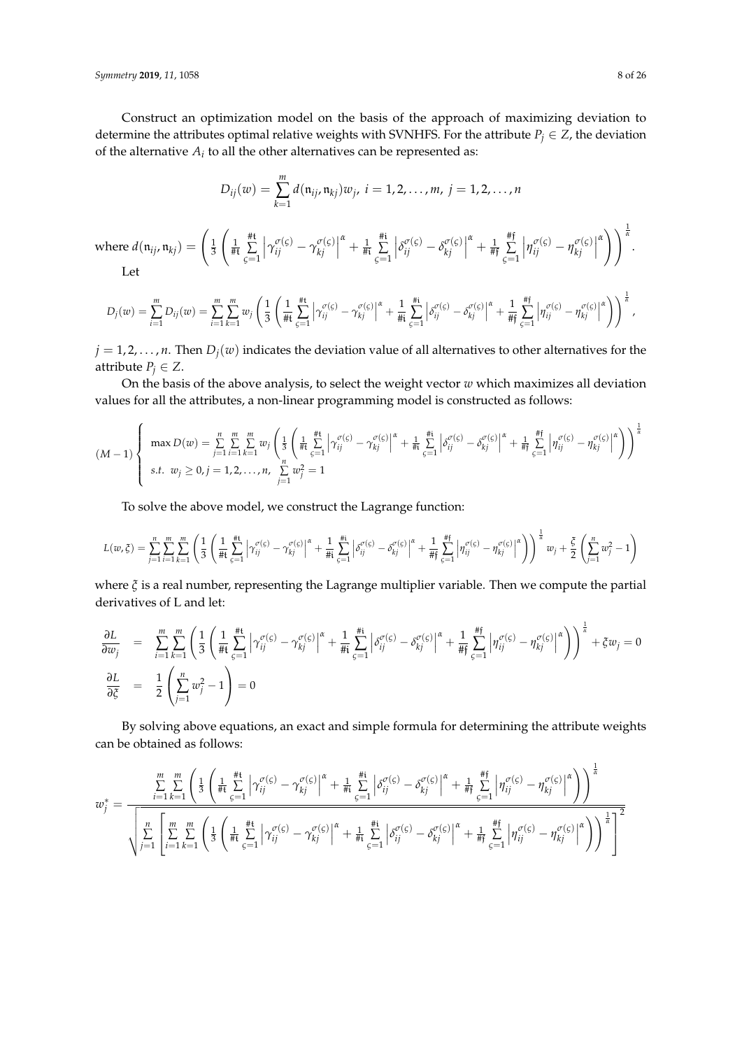Construct an optimization model on the basis of the approach of maximizing deviation to determine the attributes optimal relative weights with SVNHFS. For the attribute $P_j \in Z$, the deviation of the alternative $A_i$ to all the other alternatives can be represented as:

$$D_{ij}(w) = \sum_{k=1}^{m} d(\mathfrak{n}_{ij}, \mathfrak{n}_{kj})w_j,\ i = 1, 2, \ldots, m,\ j = 1, 2, \ldots, n$$

where $d(\mathfrak{n}_{ij}, \mathfrak{n}_{kj}) = \left( \frac{1}{3} \left( \frac{1}{\#\mathfrak{t}} \sum_{\varsigma=1}^{\#\mathfrak{t}} \left| \gamma_{ij}^{\sigma(\varsigma)} - \gamma_{kj}^{\sigma(\varsigma)} \right|^{\alpha} + \frac{1}{\#\mathfrak{i}} \sum_{\varsigma=1}^{\#\mathfrak{i}} \left| \delta_{ij}^{\sigma(\varsigma)} - \delta_{kj}^{\sigma(\varsigma)} \right|^{\alpha} + \frac{1}{\#\mathfrak{f}} \sum_{\varsigma=1}^{\#\mathfrak{f}} \left| \eta_{ij}^{\sigma(\varsigma)} - \eta_{kj}^{\sigma(\varsigma)} \right|^{\alpha} \right) \right)^{\frac{1}{\alpha}}$.

Let

$$D_j(w) = \sum_{i=1}^{m} D_{ij}(w) = \sum_{i=1}^{m} \sum_{k=1}^{m} w_j \left( \frac{1}{3} \left( \frac{1}{\#\mathfrak{t}} \sum_{\varsigma=1}^{\#\mathfrak{t}} \left| \gamma_{ij}^{\sigma(\varsigma)} - \gamma_{kj}^{\sigma(\varsigma)} \right|^{\alpha} + \frac{1}{\#\mathfrak{i}} \sum_{\varsigma=1}^{\#\mathfrak{i}} \left| \delta_{ij}^{\sigma(\varsigma)} - \delta_{kj}^{\sigma(\varsigma)} \right|^{\alpha} + \frac{1}{\#\mathfrak{f}} \sum_{\varsigma=1}^{\#\mathfrak{f}} \left| \eta_{ij}^{\sigma(\varsigma)} - \eta_{kj}^{\sigma(\varsigma)} \right|^{\alpha} \right) \right)^{\frac{1}{\alpha}},$$

$j = 1, 2, \ldots, n$. Then $D_j(w)$ indicates the deviation value of all alternatives to other alternatives for the attribute $P_j \in Z$.

On the basis of the above analysis, to select the weight vector $w$ which maximizes all deviation values for all the attributes, a non-linear programming model is constructed as follows:

$$(M-1) \left\{ \begin{array}{l} \max D(w) = \sum_{j=1}^{n} \sum_{i=1}^{m} \sum_{k=1}^{m} w_j \left( \frac{1}{3} \left( \frac{1}{\#\mathfrak{t}} \sum_{\varsigma=1}^{\#\mathfrak{t}} \left| \gamma_{ij}^{\sigma(\varsigma)} - \gamma_{kj}^{\sigma(\varsigma)} \right|^{\alpha} + \frac{1}{\#\mathfrak{i}} \sum_{\varsigma=1}^{\#\mathfrak{i}} \left| \delta_{ij}^{\sigma(\varsigma)} - \delta_{kj}^{\sigma(\varsigma)} \right|^{\alpha} + \frac{1}{\#\mathfrak{f}} \sum_{\varsigma=1}^{\#\mathfrak{f}} \left| \eta_{ij}^{\sigma(\varsigma)} - \eta_{kj}^{\sigma(\varsigma)} \right|^{\alpha} \right) \right)^{\frac{1}{\alpha}} \\ s.t.\ \ w_j \geq 0, j = 1, 2, \ldots, n,\ \ \sum_{j=1}^{n} w_j^2 = 1 \end{array} \right.$$

To solve the above model, we construct the Lagrange function:

$$L(w, \xi) = \sum_{j=1}^{n} \sum_{i=1}^{m} \sum_{k=1}^{m} \left( \frac{1}{3} \left( \frac{1}{\#\mathfrak{t}} \sum_{\varsigma=1}^{\#\mathfrak{t}} \left| \gamma_{ij}^{\sigma(\varsigma)} - \gamma_{kj}^{\sigma(\varsigma)} \right|^{\alpha} + \frac{1}{\#\mathfrak{i}} \sum_{\varsigma=1}^{\#\mathfrak{i}} \left| \delta_{ij}^{\sigma(\varsigma)} - \delta_{kj}^{\sigma(\varsigma)} \right|^{\alpha} + \frac{1}{\#\mathfrak{f}} \sum_{\varsigma=1}^{\#\mathfrak{f}} \left| \eta_{ij}^{\sigma(\varsigma)} - \eta_{kj}^{\sigma(\varsigma)} \right|^{\alpha} \right) \right)^{\frac{1}{\alpha}} w_j + \frac{\xi}{2} \left( \sum_{j=1}^{n} w_j^2 - 1 \right)$$

where $\xi$ is a real number, representing the Lagrange multiplier variable. Then we compute the partial derivatives of L and let:

$$\begin{aligned} \frac{\partial L}{\partial w_j} &= \sum_{i=1}^{m} \sum_{k=1}^{m} \left( \frac{1}{3} \left( \frac{1}{\#\mathfrak{t}} \sum_{\varsigma=1}^{\#\mathfrak{t}} \left| \gamma_{ij}^{\sigma(\varsigma)} - \gamma_{kj}^{\sigma(\varsigma)} \right|^{\alpha} + \frac{1}{\#\mathfrak{i}} \sum_{\varsigma=1}^{\#\mathfrak{i}} \left| \delta_{ij}^{\sigma(\varsigma)} - \delta_{kj}^{\sigma(\varsigma)} \right|^{\alpha} + \frac{1}{\#\mathfrak{f}} \sum_{\varsigma=1}^{\#\mathfrak{f}} \left| \eta_{ij}^{\sigma(\varsigma)} - \eta_{kj}^{\sigma(\varsigma)} \right|^{\alpha} \right) \right)^{\frac{1}{\alpha}} + \xi w_j = 0 \\ \frac{\partial L}{\partial \xi} &= \frac{1}{2} \left( \sum_{j=1}^{n} w_j^2 - 1 \right) = 0 \end{aligned}$$

By solving above equations, an exact and simple formula for determining the attribute weights can be obtained as follows:

$$w_j^* = \frac{\sum_{i=1}^{m} \sum_{k=1}^{m} \left( \frac{1}{3} \left( \frac{1}{\#\mathfrak{t}} \sum_{\varsigma=1}^{\#\mathfrak{t}} \left| \gamma_{ij}^{\sigma(\varsigma)} - \gamma_{kj}^{\sigma(\varsigma)} \right|^{\alpha} + \frac{1}{\#\mathfrak{i}} \sum_{\varsigma=1}^{\#\mathfrak{i}} \left| \delta_{ij}^{\sigma(\varsigma)} - \delta_{kj}^{\sigma(\varsigma)} \right|^{\alpha} + \frac{1}{\#\mathfrak{f}} \sum_{\varsigma=1}^{\#\mathfrak{f}} \left| \eta_{ij}^{\sigma(\varsigma)} - \eta_{kj}^{\sigma(\varsigma)} \right|^{\alpha} \right) \right)^{\frac{1}{\alpha}}}{\sqrt{\sum_{j=1}^{n} \left[ \sum_{i=1}^{m} \sum_{k=1}^{m} \left( \frac{1}{3} \left( \frac{1}{\#\mathfrak{t}} \sum_{\varsigma=1}^{\#\mathfrak{t}} \left| \gamma_{ij}^{\sigma(\varsigma)} - \gamma_{kj}^{\sigma(\varsigma)} \right|^{\alpha} + \frac{1}{\#\mathfrak{i}} \sum_{\varsigma=1}^{\#\mathfrak{i}} \left| \delta_{ij}^{\sigma(\varsigma)} - \delta_{kj}^{\sigma(\varsigma)} \right|^{\alpha} + \frac{1}{\#\mathfrak{f}} \sum_{\varsigma=1}^{\#\mathfrak{f}} \left| \eta_{ij}^{\sigma(\varsigma)} - \eta_{kj}^{\sigma(\varsigma)} \right|^{\alpha} \right) \right)^{\frac{1}{\alpha}} \right]^2}}$$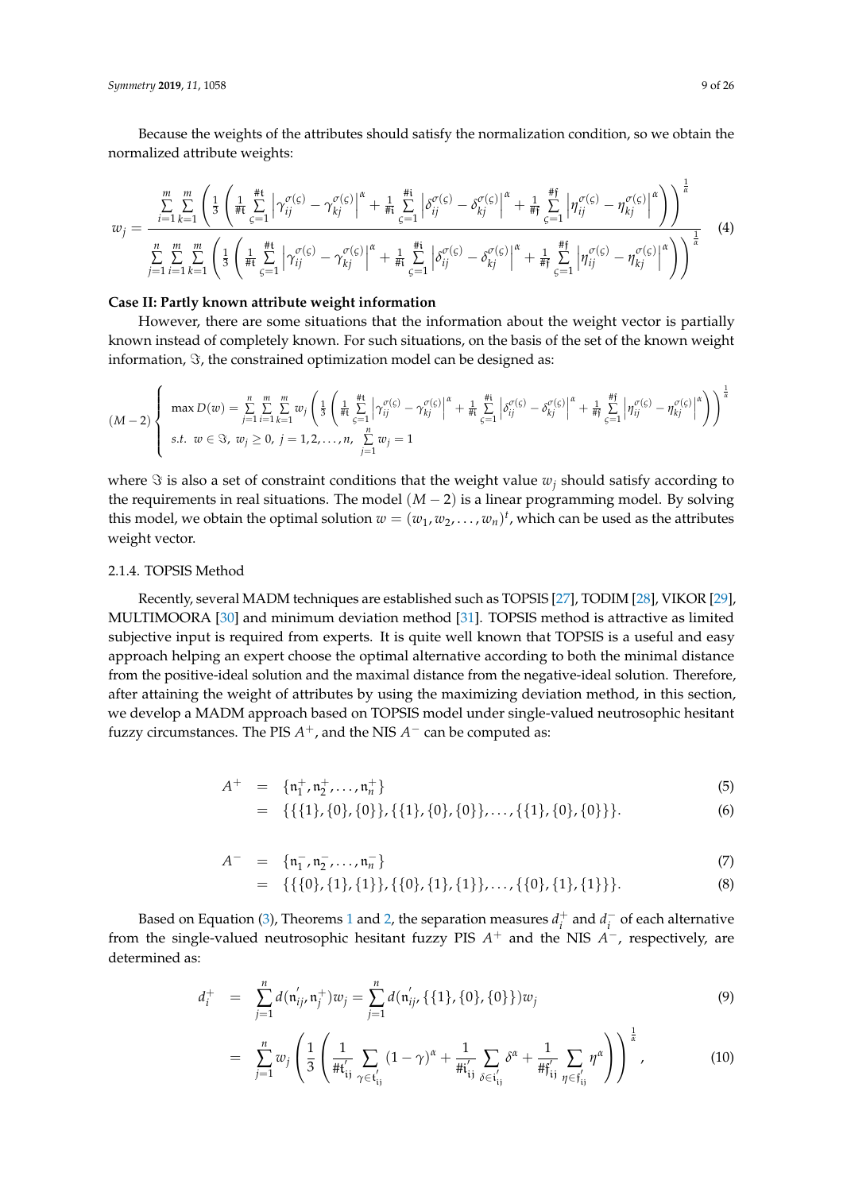Because the weights of the attributes should satisfy the normalization condition, so we obtain the normalized attribute weights:

$$w_j = \frac{\sum\limits_{i=1}^{m}\sum\limits_{k=1}^{m}\left(\frac{1}{3}\left(\frac{1}{\#\mathfrak{t}}\sum\limits_{\varsigma=1}^{\#\mathfrak{t}}\left|\gamma_{ij}^{\sigma(\varsigma)}-\gamma_{kj}^{\sigma(\varsigma)}\right|^{\alpha}+\frac{1}{\#\mathfrak{i}}\sum\limits_{\varsigma=1}^{\#\mathfrak{i}}\left|\delta_{ij}^{\sigma(\varsigma)}-\delta_{kj}^{\sigma(\varsigma)}\right|^{\alpha}+\frac{1}{\#\mathfrak{f}}\sum\limits_{\varsigma=1}^{\#\mathfrak{f}}\left|\eta_{ij}^{\sigma(\varsigma)}-\eta_{kj}^{\sigma(\varsigma)}\right|^{\alpha}\right)\right)^{\frac{1}{\alpha}}}{\sum\limits_{j=1}^{n}\sum\limits_{i=1}^{m}\sum\limits_{k=1}^{m}\left(\frac{1}{3}\left(\frac{1}{\#\mathfrak{t}}\sum\limits_{\varsigma=1}^{\#\mathfrak{t}}\left|\gamma_{ij}^{\sigma(\varsigma)}-\gamma_{kj}^{\sigma(\varsigma)}\right|^{\alpha}+\frac{1}{\#\mathfrak{i}}\sum\limits_{\varsigma=1}^{\#\mathfrak{i}}\left|\delta_{ij}^{\sigma(\varsigma)}-\delta_{kj}^{\sigma(\varsigma)}\right|^{\alpha}+\frac{1}{\#\mathfrak{f}}\sum\limits_{\varsigma=1}^{\#\mathfrak{f}}\left|\eta_{ij}^{\sigma(\varsigma)}-\eta_{kj}^{\sigma(\varsigma)}\right|^{\alpha}\right)\right)^{\frac{1}{\alpha}}} \tag{4}$$

**Case II: Partly known attribute weight information**

However, there are some situations that the information about the weight vector is partially known instead of completely known. For such situations, on the basis of the set of the known weight information, $\Im$, the constrained optimization model can be designed as:

$$(M-2)\begin{cases} \max D(w)=\sum\limits_{j=1}^{n}\sum\limits_{i=1}^{m}\sum\limits_{k=1}^{m}w_j\left(\frac{1}{3}\left(\frac{1}{\#\mathfrak{t}}\sum\limits_{\varsigma=1}^{\#\mathfrak{t}}\left|\gamma_{ij}^{\sigma(\varsigma)}-\gamma_{kj}^{\sigma(\varsigma)}\right|^{\alpha}+\frac{1}{\#\mathfrak{i}}\sum\limits_{\varsigma=1}^{\#\mathfrak{i}}\left|\delta_{ij}^{\sigma(\varsigma)}-\delta_{kj}^{\sigma(\varsigma)}\right|^{\alpha}+\frac{1}{\#\mathfrak{f}}\sum\limits_{\varsigma=1}^{\#\mathfrak{f}}\left|\eta_{ij}^{\sigma(\varsigma)}-\eta_{kj}^{\sigma(\varsigma)}\right|^{\alpha}\right)\right)^{\frac{1}{\alpha}} \\ s.t.\;\; w\in\Im,\; w_j\geq 0,\; j=1,2,\ldots,n,\; \sum\limits_{j=1}^{n}w_j=1 \end{cases}$$

where $\Im$ is also a set of constraint conditions that the weight value $w_j$ should satisfy according to the requirements in real situations. The model $(M-2)$ is a linear programming model. By solving this model, we obtain the optimal solution $w=(w_1,w_2,\ldots,w_n)^t$, which can be used as the attributes weight vector.

### 2.1.4. TOPSIS Method

Recently, several MADM techniques are established such as TOPSIS [27], TODIM [28], VIKOR [29], MULTIMOORA [30] and minimum deviation method [31]. TOPSIS method is attractive as limited subjective input is required from experts. It is quite well known that TOPSIS is a useful and easy approach helping an expert choose the optimal alternative according to both the minimal distance from the positive-ideal solution and the maximal distance from the negative-ideal solution. Therefore, after attaining the weight of attributes by using the maximizing deviation method, in this section, we develop a MADM approach based on TOPSIS model under single-valued neutrosophic hesitant fuzzy circumstances. The PIS $A^+$, and the NIS $A^-$ can be computed as:

$$A^+ = \{\mathfrak{n}_1^+,\mathfrak{n}_2^+,\ldots,\mathfrak{n}_n^+\} \tag{5}$$

$$= \{\{\{1\},\{0\},\{0\}\},\{\{1\},\{0\},\{0\}\},\ldots,\{\{1\},\{0\},\{0\}\}\}. \tag{6}$$

$$A^- = \{\mathfrak{n}_1^-,\mathfrak{n}_2^-,\ldots,\mathfrak{n}_n^-\} \tag{7}$$

$$= \{\{\{0\},\{1\},\{1\}\},\{\{0\},\{1\},\{1\}\},\ldots,\{\{0\},\{1\},\{1\}\}\}. \tag{8}$$

Based on Equation (3), Theorems 1 and 2, the separation measures $d_i^+$ and $d_i^-$ of each alternative from the single-valued neutrosophic hesitant fuzzy PIS $A^+$ and the NIS $A^-$, respectively, are determined as:

$$d_i^+ = \sum_{j=1}^{n} d(\mathfrak{n}_{ij}',\mathfrak{n}_j^+)w_j = \sum_{j=1}^{n} d(\mathfrak{n}_{ij}',\{\{1\},\{0\},\{0\}\})w_j \tag{9}$$

$$= \sum_{j=1}^{n} w_j\left(\frac{1}{3}\left(\frac{1}{\#\mathfrak{t}_{ij}'}\sum_{\gamma\in\mathfrak{t}_{ij}'}(1-\gamma)^{\alpha}+\frac{1}{\#\mathfrak{i}_{ij}'}\sum_{\delta\in\mathfrak{i}_{ij}'}\delta^{\alpha}+\frac{1}{\#\mathfrak{f}_{ij}'}\sum_{\eta\in\mathfrak{f}_{ij}'}\eta^{\alpha}\right)\right)^{\frac{1}{\alpha}}, \tag{10}$$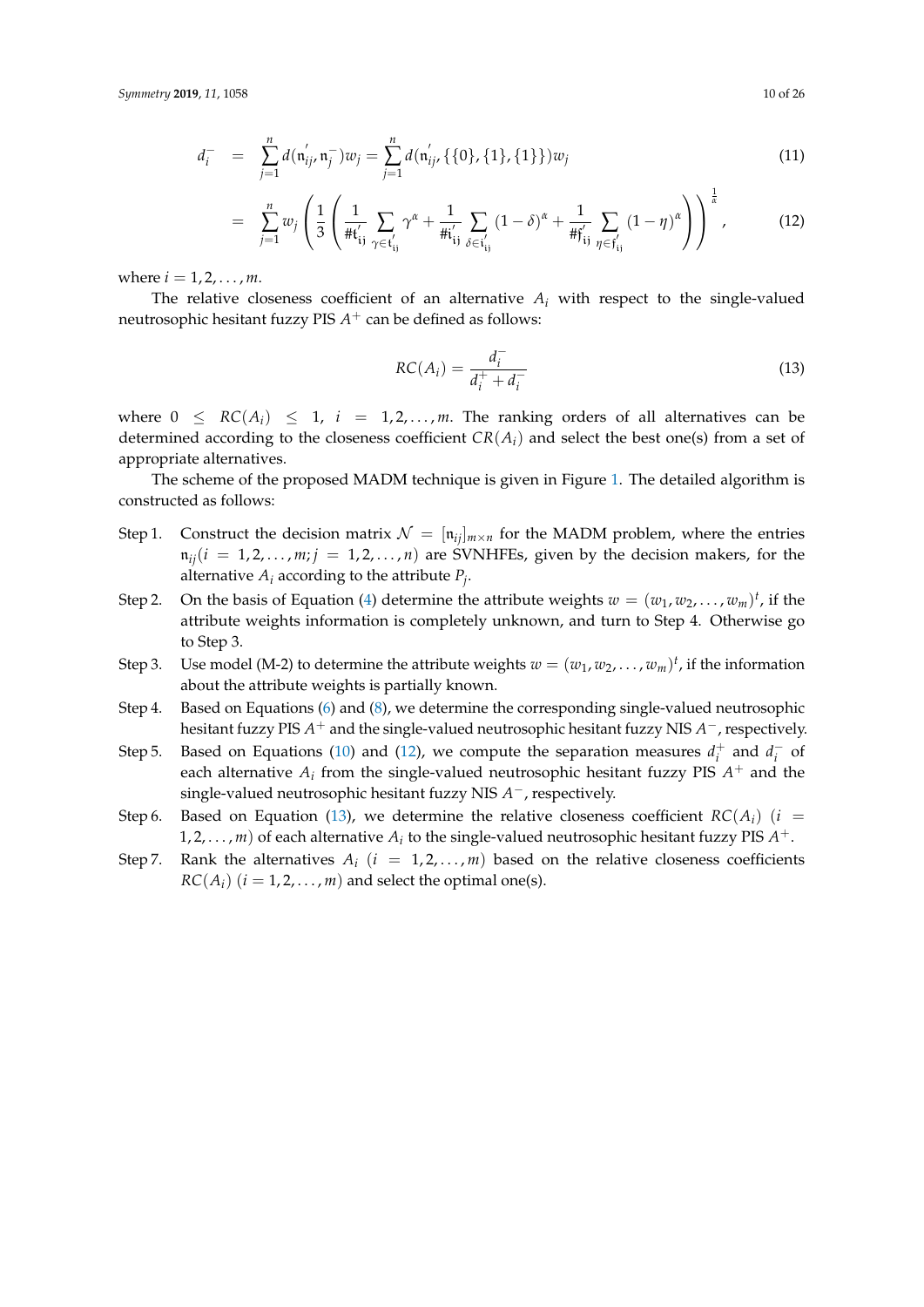$$
\begin{aligned}
d_i^- &= \sum_{j=1}^{n} d(\mathfrak{n}_{ij}^{'}, \mathfrak{n}_j^-) w_j = \sum_{j=1}^{n} d(\mathfrak{n}_{ij}^{'}, \{\{0\}, \{1\}, \{1\}\}) w_j && (11) \\
&= \sum_{j=1}^{n} w_j \left( \frac{1}{3} \left( \frac{1}{\# \mathfrak{t}_{ij}^{'}} \sum_{\gamma \in \mathfrak{t}_{ij}^{'}} \gamma^{\alpha} + \frac{1}{\# \mathfrak{i}_{ij}^{'}} \sum_{\delta \in \mathfrak{i}_{ij}^{'}} (1-\delta)^{\alpha} + \frac{1}{\# \mathfrak{f}_{ij}^{'}} \sum_{\eta \in \mathfrak{f}_{ij}^{'}} (1-\eta)^{\alpha} \right) \right)^{\frac{1}{\alpha}}, && (12)
\end{aligned}
$$

where $i = 1, 2, \ldots, m$.

The relative closeness coefficient of an alternative $A_i$ with respect to the single-valued neutrosophic hesitant fuzzy PIS $A^+$ can be defined as follows:

$$
RC(A_i) = \frac{d_i^-}{d_i^+ + d_i^-} \tag{13}
$$

where $0 \leq RC(A_i) \leq 1$, $i = 1, 2, \ldots, m$. The ranking orders of all alternatives can be determined according to the closeness coefficient $CR(A_i)$ and select the best one(s) from a set of appropriate alternatives.

The scheme of the proposed MADM technique is given in Figure 1. The detailed algorithm is constructed as follows:

- Step 1. Construct the decision matrix $\mathcal{N} = [\mathfrak{n}_{ij}]_{m \times n}$ for the MADM problem, where the entries $\mathfrak{n}_{ij} (i = 1, 2, \ldots, m; j = 1, 2, \ldots, n)$ are SVNHFEs, given by the decision makers, for the alternative $A_i$ according to the attribute $P_j$.
- Step 2. On the basis of Equation (4) determine the attribute weights $w = (w_1, w_2, \ldots, w_m)^t$, if the attribute weights information is completely unknown, and turn to Step 4. Otherwise go to Step 3.
- Step 3. Use model (M-2) to determine the attribute weights $w = (w_1, w_2, \ldots, w_m)^t$, if the information about the attribute weights is partially known.
- Step 4. Based on Equations (6) and (8), we determine the corresponding single-valued neutrosophic hesitant fuzzy PIS $A^+$ and the single-valued neutrosophic hesitant fuzzy NIS $A^-$, respectively.
- Step 5. Based on Equations (10) and (12), we compute the separation measures $d_i^+$ and $d_i^-$ of each alternative $A_i$ from the single-valued neutrosophic hesitant fuzzy PIS $A^+$ and the single-valued neutrosophic hesitant fuzzy NIS $A^-$, respectively.
- Step 6. Based on Equation (13), we determine the relative closeness coefficient $RC(A_i)$ $(i = 1, 2, \ldots, m)$ of each alternative $A_i$ to the single-valued neutrosophic hesitant fuzzy PIS $A^+$.
- Step 7. Rank the alternatives $A_i$ $(i = 1, 2, \ldots, m)$ based on the relative closeness coefficients $RC(A_i)$ $(i = 1, 2, \ldots, m)$ and select the optimal one(s).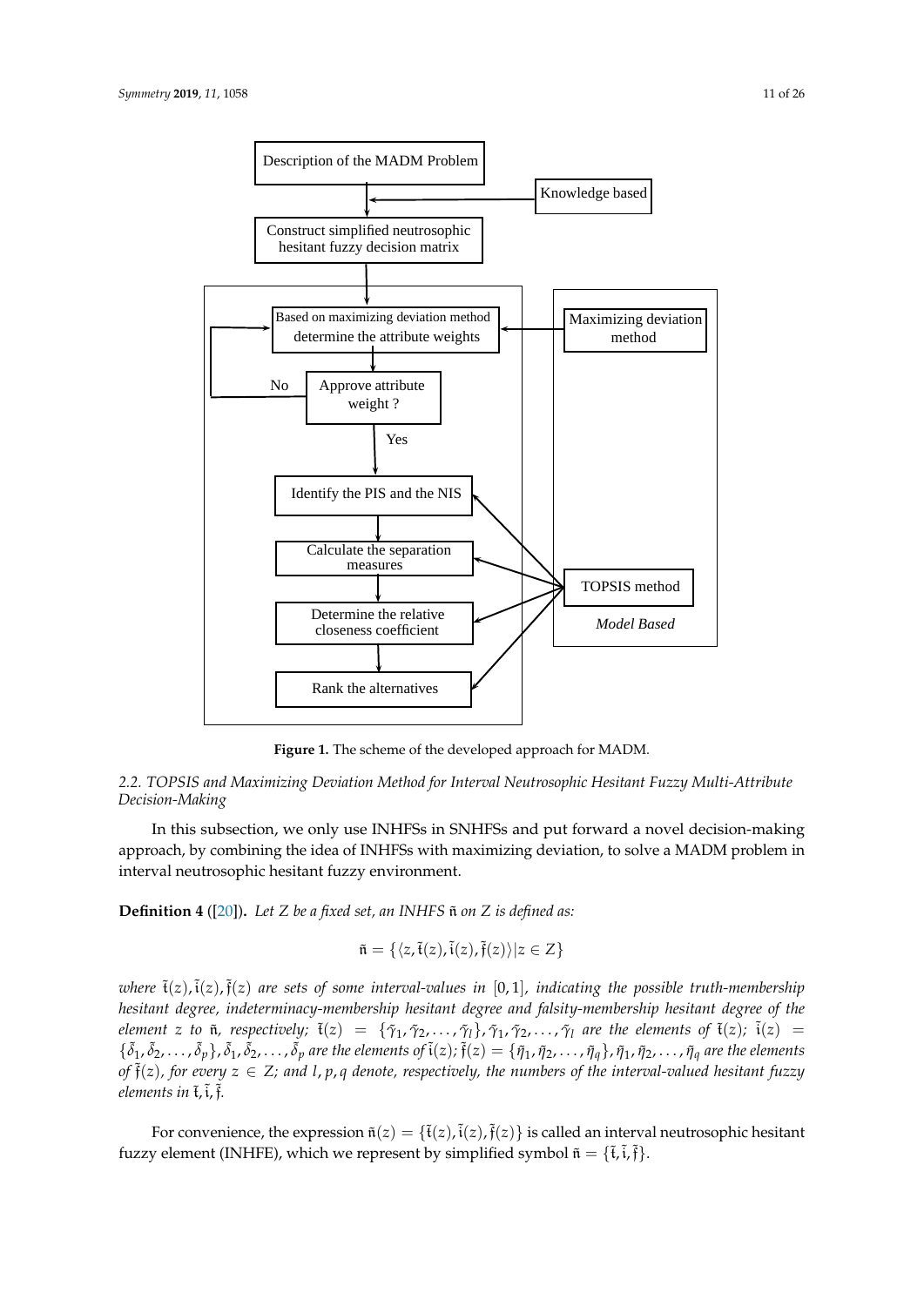Figure 1. The scheme of the developed approach for MADM.

*2.2. TOPSIS and Maximizing Deviation Method for Interval Neutrosophic Hesitant Fuzzy Multi-Attribute Decision-Making*

In this subsection, we only use INHFSs in SNHFSs and put forward a novel decision-making approach, by combining the idea of INHFSs with maximizing deviation, to solve a MADM problem in interval neutrosophic hesitant fuzzy environment.

**Definition 4** ([20]). *Let $Z$ be a fixed set, an INHFS $\tilde{\mathfrak{n}}$ on $Z$ is defined as:*

$$\tilde{\mathfrak{n}} = \{\langle z, \tilde{\mathfrak{t}}(z), \tilde{\mathfrak{i}}(z), \tilde{\mathfrak{f}}(z)\rangle | z \in Z\}$$

*where $\tilde{\mathfrak{t}}(z), \tilde{\mathfrak{i}}(z), \tilde{\mathfrak{f}}(z)$ are sets of some interval-values in $[0,1]$, indicating the possible truth-membership hesitant degree, indeterminacy-membership hesitant degree and falsity-membership hesitant degree of the element $z$ to $\tilde{\mathfrak{n}}$, respectively; $\tilde{\mathfrak{t}}(z) = \{\tilde{\gamma}_1, \tilde{\gamma}_2, \ldots, \tilde{\gamma}_l\}$, $\tilde{\gamma}_1, \tilde{\gamma}_2, \ldots, \tilde{\gamma}_l$ are the elements of $\tilde{\mathfrak{t}}(z)$; $\tilde{\mathfrak{i}}(z) = \{\tilde{\delta}_1, \tilde{\delta}_2, \ldots, \tilde{\delta}_p\}$, $\tilde{\delta}_1, \tilde{\delta}_2, \ldots, \tilde{\delta}_p$ are the elements of $\tilde{\mathfrak{i}}(z)$; $\tilde{\mathfrak{f}}(z) = \{\tilde{\eta}_1, \tilde{\eta}_2, \ldots, \tilde{\eta}_q\}$, $\tilde{\eta}_1, \tilde{\eta}_2, \ldots, \tilde{\eta}_q$ are the elements of $\tilde{\mathfrak{f}}(z)$, for every $z \in Z$; and $l, p, q$ denote, respectively, the numbers of the interval-valued hesitant fuzzy elements in $\tilde{\mathfrak{t}}, \tilde{\mathfrak{i}}, \tilde{\mathfrak{f}}$.*

For convenience, the expression $\tilde{\mathfrak{n}}(z) = \{\tilde{\mathfrak{t}}(z), \tilde{\mathfrak{i}}(z), \tilde{\mathfrak{f}}(z)\}$ is called an interval neutrosophic hesitant fuzzy element (INHFE), which we represent by simplified symbol $\tilde{\mathfrak{n}} = \{\tilde{\mathfrak{t}}, \tilde{\mathfrak{i}}, \tilde{\mathfrak{f}}\}$.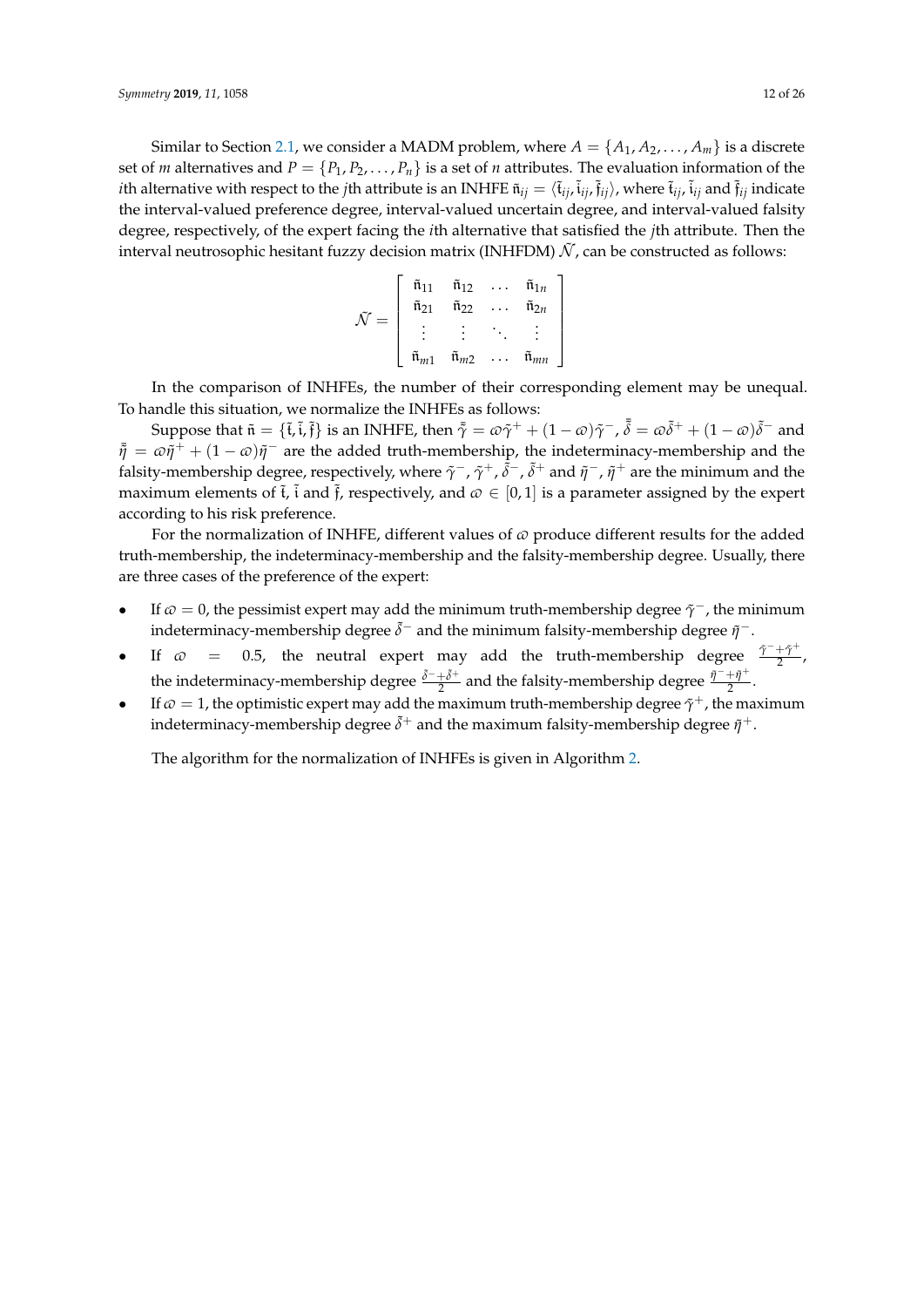Similar to Section 2.1, we consider a MADM problem, where $A = \{A_1, A_2, \ldots, A_m\}$ is a discrete set of $m$ alternatives and $P = \{P_1, P_2, \ldots, P_n\}$ is a set of $n$ attributes. The evaluation information of the $i$th alternative with respect to the $j$th attribute is an INHFE $\tilde{\mathfrak{n}}_{ij} = \langle \tilde{\mathfrak{t}}_{ij}, \tilde{\mathfrak{i}}_{ij}, \tilde{\mathfrak{f}}_{ij} \rangle$, where $\tilde{\mathfrak{t}}_{ij}$, $\tilde{\mathfrak{i}}_{ij}$ and $\tilde{\mathfrak{f}}_{ij}$ indicate the interval-valued preference degree, interval-valued uncertain degree, and interval-valued falsity degree, respectively, of the expert facing the $i$th alternative that satisfied the $j$th attribute. Then the interval neutrosophic hesitant fuzzy decision matrix (INHFDM) $\tilde{\mathcal{N}}$, can be constructed as follows:

$$\tilde{\mathcal{N}} = \begin{bmatrix} \tilde{\mathfrak{n}}_{11} & \tilde{\mathfrak{n}}_{12} & \ldots & \tilde{\mathfrak{n}}_{1n} \\ \tilde{\mathfrak{n}}_{21} & \tilde{\mathfrak{n}}_{22} & \ldots & \tilde{\mathfrak{n}}_{2n} \\ \vdots & \vdots & \ddots & \vdots \\ \tilde{\mathfrak{n}}_{m1} & \tilde{\mathfrak{n}}_{m2} & \ldots & \tilde{\mathfrak{n}}_{mn} \end{bmatrix}$$

In the comparison of INHFEs, the number of their corresponding element may be unequal. To handle this situation, we normalize the INHFEs as follows:

Suppose that $\tilde{\mathfrak{n}} = \{\tilde{\mathfrak{t}}, \tilde{\mathfrak{i}}, \tilde{\mathfrak{f}}\}$ is an INHFE, then $\bar{\tilde{\gamma}} = \varpi\tilde{\gamma}^+ + (1-\varpi)\tilde{\gamma}^-$, $\bar{\tilde{\delta}} = \varpi\tilde{\delta}^+ + (1-\varpi)\tilde{\delta}^-$ and $\bar{\tilde{\eta}} = \varpi\tilde{\eta}^+ + (1-\varpi)\tilde{\eta}^-$ are the added truth-membership, the indeterminacy-membership and the falsity-membership degree, respectively, where $\tilde{\gamma}^-$, $\tilde{\gamma}^+$, $\tilde{\delta}^-$, $\tilde{\delta}^+$ and $\tilde{\eta}^-$, $\tilde{\eta}^+$ are the minimum and the maximum elements of $\tilde{\mathfrak{t}}$, $\tilde{\mathfrak{i}}$ and $\tilde{\mathfrak{f}}$, respectively, and $\varpi \in [0,1]$ is a parameter assigned by the expert according to his risk preference.

For the normalization of INHFE, different values of $\varpi$ produce different results for the added truth-membership, the indeterminacy-membership and the falsity-membership degree. Usually, there are three cases of the preference of the expert:

- If $\varpi = 0$, the pessimist expert may add the minimum truth-membership degree $\tilde{\gamma}^-$, the minimum indeterminacy-membership degree $\tilde{\delta}^-$ and the minimum falsity-membership degree $\tilde{\eta}^-$.
- If $\varpi = 0.5$, the neutral expert may add the truth-membership degree $\frac{\tilde{\gamma}^- + \tilde{\gamma}^+}{2}$, the indeterminacy-membership degree $\frac{\tilde{\delta}^- + \tilde{\delta}^+}{2}$ and the falsity-membership degree $\frac{\tilde{\eta}^- + \tilde{\eta}^+}{2}$.
- If $\varpi = 1$, the optimistic expert may add the maximum truth-membership degree $\tilde{\gamma}^+$, the maximum indeterminacy-membership degree $\tilde{\delta}^+$ and the maximum falsity-membership degree $\tilde{\eta}^+$.

The algorithm for the normalization of INHFEs is given in Algorithm 2.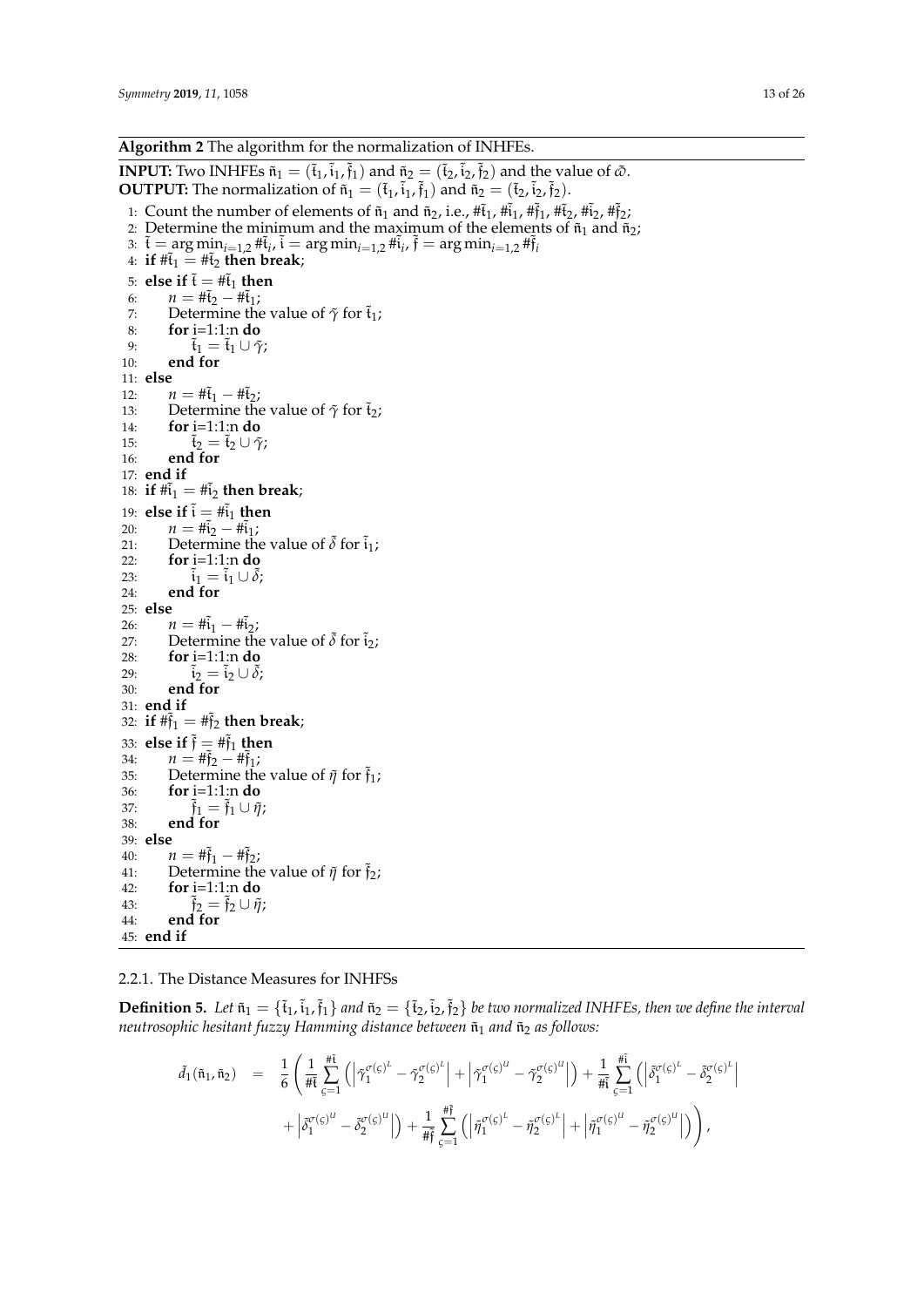**Algorithm 2** The algorithm for the normalization of INHFEs.

**INPUT:** Two INHFEs $\tilde{\mathfrak{n}}_1 = (\tilde{\mathfrak{t}}_1, \tilde{\mathfrak{i}}_1, \tilde{\mathfrak{f}}_1)$ and $\tilde{\mathfrak{n}}_2 = (\tilde{\mathfrak{t}}_2, \tilde{\mathfrak{i}}_2, \tilde{\mathfrak{f}}_2)$ and the value of $\tilde{\omega}$.
**OUTPUT:** The normalization of $\tilde{\mathfrak{n}}_1 = (\tilde{\mathfrak{t}}_1, \tilde{\mathfrak{i}}_1, \tilde{\mathfrak{f}}_1)$ and $\tilde{\mathfrak{n}}_2 = (\tilde{\mathfrak{t}}_2, \tilde{\mathfrak{i}}_2, \tilde{\mathfrak{f}}_2)$.

```
1:  Count the number of elements of ñ1 and ñ2, i.e., #t̃1, #ĩ1, #f̃1, #t̃2, #ĩ2, #f̃2;
2:  Determine the minimum and the maximum of the elements of ñ1 and ñ2;
3:  t̃ = arg min_{i=1,2} #t̃_i, ĩ = arg min_{i=1,2} #ĩ_i, f̃ = arg min_{i=1,2} #f̃_i
4:  if #t̃1 = #t̃2 then break;
5:  else if t̃ = #t̃1 then
6:      n = #t̃2 − #t̃1;
7:      Determine the value of γ̃ for t̃1;
8:      for i=1:1:n do
9:          t̃1 = t̃1 ∪ γ̃;
10:     end for
11: else
12:     n = #t̃1 − #t̃2;
13:     Determine the value of γ̃ for t̃2;
14:     for i=1:1:n do
15:         t̃2 = t̃2 ∪ γ̃;
16:     end for
17: end if
18: if #ĩ1 = #ĩ2 then break;
19: else if ĩ = #ĩ1 then
20:     n = #ĩ2 − #ĩ1;
21:     Determine the value of δ̃ for ĩ1;
22:     for i=1:1:n do
23:         ĩ1 = ĩ1 ∪ δ̃;
24:     end for
25: else
26:     n = #ĩ1 − #ĩ2;
27:     Determine the value of δ̃ for ĩ2;
28:     for i=1:1:n do
29:         ĩ2 = ĩ2 ∪ δ̃;
30:     end for
31: end if
32: if #f̃1 = #f̃2 then break;
33: else if f̃ = #f̃1 then
34:     n = #f̃2 − #f̃1;
35:     Determine the value of η̃ for f̃1;
36:     for i=1:1:n do
37:         f̃1 = f̃1 ∪ η̃;
38:     end for
39: else
40:     n = #f̃1 − #f̃2;
41:     Determine the value of η̃ for f̃2;
42:     for i=1:1:n do
43:         f̃2 = f̃2 ∪ η̃;
44:     end for
45: end if
```

#### 2.2.1. The Distance Measures for INHFSs

**Definition 5.** *Let $\tilde{\mathfrak{n}}_1 = \{\tilde{\mathfrak{t}}_1, \tilde{\mathfrak{i}}_1, \tilde{\mathfrak{f}}_1\}$ and $\tilde{\mathfrak{n}}_2 = \{\tilde{\mathfrak{t}}_2, \tilde{\mathfrak{i}}_2, \tilde{\mathfrak{f}}_2\}$ be two normalized INHFEs, then we define the interval neutrosophic hesitant fuzzy Hamming distance between $\tilde{\mathfrak{n}}_1$ and $\tilde{\mathfrak{n}}_2$ as follows:*

$$
\begin{aligned}
\tilde{d}_1(\tilde{\mathfrak{n}}_1, \tilde{\mathfrak{n}}_2) \;=\; & \frac{1}{6}\left( \frac{1}{\#\tilde{\mathfrak{t}}} \sum_{\varsigma=1}^{\#\tilde{\mathfrak{t}}} \left( \left| \tilde{\gamma}_1^{\sigma(\varsigma)^L} - \tilde{\gamma}_2^{\sigma(\varsigma)^L} \right| + \left| \tilde{\gamma}_1^{\sigma(\varsigma)^U} - \tilde{\gamma}_2^{\sigma(\varsigma)^U} \right| \right) + \frac{1}{\#\tilde{\mathfrak{i}}} \sum_{\varsigma=1}^{\#\tilde{\mathfrak{i}}} \left( \left| \tilde{\delta}_1^{\sigma(\varsigma)^L} - \tilde{\delta}_2^{\sigma(\varsigma)^L} \right| \right.\right. \\
& \left.\left. + \left| \tilde{\delta}_1^{\sigma(\varsigma)^U} - \tilde{\delta}_2^{\sigma(\varsigma)^U} \right| \right) + \frac{1}{\#\tilde{\mathfrak{f}}} \sum_{\varsigma=1}^{\#\tilde{\mathfrak{f}}} \left( \left| \tilde{\eta}_1^{\sigma(\varsigma)^L} - \tilde{\eta}_2^{\sigma(\varsigma)^L} \right| + \left| \tilde{\eta}_1^{\sigma(\varsigma)^U} - \tilde{\eta}_2^{\sigma(\varsigma)^U} \right| \right) \right),
\end{aligned}
$$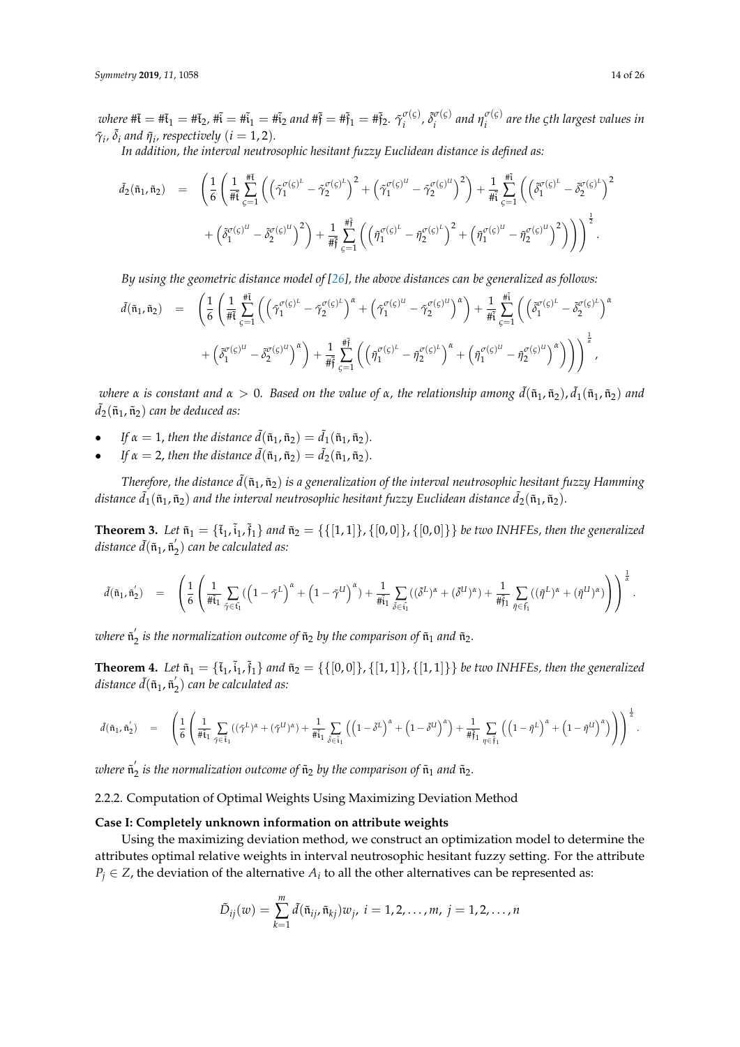*where* $\#\tilde{\mathfrak{t}} = \#\tilde{\mathfrak{t}}_1 = \#\tilde{\mathfrak{t}}_2$, $\#\tilde{\mathfrak{i}} = \#\tilde{\mathfrak{i}}_1 = \#\tilde{\mathfrak{i}}_2$ *and* $\#\tilde{\mathfrak{f}} = \#\tilde{\mathfrak{f}}_1 = \#\tilde{\mathfrak{f}}_2$. $\tilde{\gamma}_i^{\sigma(\varsigma)}$, $\tilde{\delta}_i^{\sigma(\varsigma)}$ *and* $\eta_i^{\sigma(\varsigma)}$ *are the* $\varsigma$*th largest values in* $\tilde{\gamma}_i$, $\tilde{\delta}_i$ *and* $\tilde{\eta}_i$, *respectively* $(i = 1, 2)$.

*In addition, the interval neutrosophic hesitant fuzzy Euclidean distance is defined as:*

$$\tilde{d}_2(\tilde{\mathfrak{n}}_1, \tilde{\mathfrak{n}}_2) = \left( \frac{1}{6} \left( \frac{1}{\#\tilde{\mathfrak{t}}} \sum_{\varsigma=1}^{\#\tilde{\mathfrak{t}}} \left( \left( \tilde{\gamma}_1^{\sigma(\varsigma)^L} - \tilde{\gamma}_2^{\sigma(\varsigma)^L} \right)^2 + \left( \tilde{\gamma}_1^{\sigma(\varsigma)^U} - \tilde{\gamma}_2^{\sigma(\varsigma)^U} \right)^2 \right) + \frac{1}{\#\tilde{\mathfrak{i}}} \sum_{\varsigma=1}^{\#\tilde{\mathfrak{i}}} \left( \left( \tilde{\delta}_1^{\sigma(\varsigma)^L} - \tilde{\delta}_2^{\sigma(\varsigma)^L} \right)^2 + \left( \tilde{\delta}_1^{\sigma(\varsigma)^U} - \tilde{\delta}_2^{\sigma(\varsigma)^U} \right)^2 \right) + \frac{1}{\#\tilde{\mathfrak{f}}} \sum_{\varsigma=1}^{\#\tilde{\mathfrak{f}}} \left( \left( \tilde{\eta}_1^{\sigma(\varsigma)^L} - \tilde{\eta}_2^{\sigma(\varsigma)^L} \right)^2 + \left( \tilde{\eta}_1^{\sigma(\varsigma)^U} - \tilde{\eta}_2^{\sigma(\varsigma)^U} \right)^2 \right) \right) \right)^{\frac{1}{2}}.$$

*By using the geometric distance model of [26], the above distances can be generalized as follows:*

$$\tilde{d}(\tilde{\mathfrak{n}}_1, \tilde{\mathfrak{n}}_2) = \left( \frac{1}{6} \left( \frac{1}{\#\tilde{\mathfrak{t}}} \sum_{\varsigma=1}^{\#\tilde{\mathfrak{t}}} \left( \left( \tilde{\gamma}_1^{\sigma(\varsigma)^L} - \tilde{\gamma}_2^{\sigma(\varsigma)^L} \right)^\alpha + \left( \tilde{\gamma}_1^{\sigma(\varsigma)^U} - \tilde{\gamma}_2^{\sigma(\varsigma)^U} \right)^\alpha \right) + \frac{1}{\#\tilde{\mathfrak{i}}} \sum_{\varsigma=1}^{\#\tilde{\mathfrak{i}}} \left( \left( \tilde{\delta}_1^{\sigma(\varsigma)^L} - \tilde{\delta}_2^{\sigma(\varsigma)^L} \right)^\alpha + \left( \tilde{\delta}_1^{\sigma(\varsigma)^U} - \tilde{\delta}_2^{\sigma(\varsigma)^U} \right)^\alpha \right) + \frac{1}{\#\tilde{\mathfrak{f}}} \sum_{\varsigma=1}^{\#\tilde{\mathfrak{f}}} \left( \left( \tilde{\eta}_1^{\sigma(\varsigma)^L} - \tilde{\eta}_2^{\sigma(\varsigma)^L} \right)^\alpha + \left( \tilde{\eta}_1^{\sigma(\varsigma)^U} - \tilde{\eta}_2^{\sigma(\varsigma)^U} \right)^\alpha \right) \right) \right)^{\frac{1}{\alpha}},$$

*where* $\alpha$ *is constant and* $\alpha > 0$. *Based on the value of* $\alpha$, *the relationship among* $\tilde{d}(\tilde{\mathfrak{n}}_1, \tilde{\mathfrak{n}}_2)$, $\tilde{d}_1(\tilde{\mathfrak{n}}_1, \tilde{\mathfrak{n}}_2)$ *and* $\tilde{d}_2(\tilde{\mathfrak{n}}_1, \tilde{\mathfrak{n}}_2)$ *can be deduced as:*

- *If* $\alpha = 1$, *then the distance* $\tilde{d}(\tilde{\mathfrak{n}}_1, \tilde{\mathfrak{n}}_2) = \tilde{d}_1(\tilde{\mathfrak{n}}_1, \tilde{\mathfrak{n}}_2)$.
- *If* $\alpha = 2$, *then the distance* $\tilde{d}(\tilde{\mathfrak{n}}_1, \tilde{\mathfrak{n}}_2) = \tilde{d}_2(\tilde{\mathfrak{n}}_1, \tilde{\mathfrak{n}}_2)$.

*Therefore, the distance* $\tilde{d}(\tilde{\mathfrak{n}}_1, \tilde{\mathfrak{n}}_2)$ *is a generalization of the interval neutrosophic hesitant fuzzy Hamming distance* $\tilde{d}_1(\tilde{\mathfrak{n}}_1, \tilde{\mathfrak{n}}_2)$ *and the interval neutrosophic hesitant fuzzy Euclidean distance* $\tilde{d}_2(\tilde{\mathfrak{n}}_1, \tilde{\mathfrak{n}}_2)$.

**Theorem 3.** *Let* $\tilde{\mathfrak{n}}_1 = \{\tilde{\mathfrak{t}}_1, \tilde{\mathfrak{i}}_1, \tilde{\mathfrak{f}}_1\}$ *and* $\tilde{\mathfrak{n}}_2 = \{\{[1,1]\}, \{[0,0]\}, \{[0,0]\}\}$ *be two INHFEs, then the generalized distance* $\tilde{d}(\tilde{\mathfrak{n}}_1, \tilde{\mathfrak{n}}_2^{'})$ *can be calculated as:*

$$\tilde{d}(\tilde{\mathfrak{n}}_1, \tilde{\mathfrak{n}}_2^{'}) = \left( \frac{1}{6} \left( \frac{1}{\#\tilde{\mathfrak{t}}_1} \sum_{\tilde{\gamma} \in \tilde{\mathfrak{t}}_1} \left( \left( 1 - \tilde{\gamma}^L \right)^\alpha + \left( 1 - \tilde{\gamma}^U \right)^\alpha \right) + \frac{1}{\#\tilde{\mathfrak{i}}_1} \sum_{\tilde{\delta} \in \tilde{\mathfrak{i}}_1} \left( (\tilde{\delta}^L)^\alpha + (\tilde{\delta}^U)^\alpha \right) + \frac{1}{\#\tilde{\mathfrak{f}}_1} \sum_{\tilde{\eta} \in \tilde{\mathfrak{f}}_1} \left( (\tilde{\eta}^L)^\alpha + (\tilde{\eta}^U)^\alpha \right) \right) \right)^{\frac{1}{\alpha}}.$$

*where* $\tilde{\mathfrak{n}}_2^{'}$ *is the normalization outcome of* $\tilde{\mathfrak{n}}_2$ *by the comparison of* $\tilde{\mathfrak{n}}_1$ *and* $\tilde{\mathfrak{n}}_2$.

**Theorem 4.** *Let* $\tilde{\mathfrak{n}}_1 = \{\tilde{\mathfrak{t}}_1, \tilde{\mathfrak{i}}_1, \tilde{\mathfrak{f}}_1\}$ *and* $\tilde{\mathfrak{n}}_2 = \{\{[0,0]\}, \{[1,1]\}, \{[1,1]\}\}$ *be two INHFEs, then the generalized distance* $\tilde{d}(\tilde{\mathfrak{n}}_1, \tilde{\mathfrak{n}}_2^{'})$ *can be calculated as:*

$$\tilde{d}(\tilde{\mathfrak{n}}_1, \tilde{\mathfrak{n}}_2^{'}) = \left( \frac{1}{6} \left( \frac{1}{\#\tilde{\mathfrak{t}}_1} \sum_{\tilde{\gamma} \in \tilde{\mathfrak{t}}_1} \left( (\tilde{\gamma}^L)^\alpha + (\tilde{\gamma}^U)^\alpha \right) + \frac{1}{\#\tilde{\mathfrak{i}}_1} \sum_{\tilde{\delta} \in \tilde{\mathfrak{i}}_1} \left( \left( 1 - \tilde{\delta}^L \right)^\alpha + \left( 1 - \tilde{\delta}^U \right)^\alpha \right) + \frac{1}{\#\tilde{\mathfrak{f}}_1} \sum_{\eta \in \tilde{\mathfrak{f}}_1} \left( \left( 1 - \tilde{\eta}^L \right)^\alpha + \left( 1 - \tilde{\eta}^U \right)^\alpha \right) \right) \right)^{\frac{1}{\alpha}}.$$

*where* $\tilde{\mathfrak{n}}_2^{'}$ *is the normalization outcome of* $\tilde{\mathfrak{n}}_2$ *by the comparison of* $\tilde{\mathfrak{n}}_1$ *and* $\tilde{\mathfrak{n}}_2$.

#### 2.2.2. Computation of Optimal Weights Using Maximizing Deviation Method

**Case I: Completely unknown information on attribute weights**

Using the maximizing deviation method, we construct an optimization model to determine the attributes optimal relative weights in interval neutrosophic hesitant fuzzy setting. For the attribute $P_j \in Z$, the deviation of the alternative $A_i$ to all the other alternatives can be represented as:

$$\tilde{D}_{ij}(w) = \sum_{k=1}^{m} \tilde{d}(\tilde{\mathfrak{n}}_{ij}, \tilde{\mathfrak{n}}_{kj}) w_j, \ i = 1, 2, \ldots, m, \ j = 1, 2, \ldots, n$$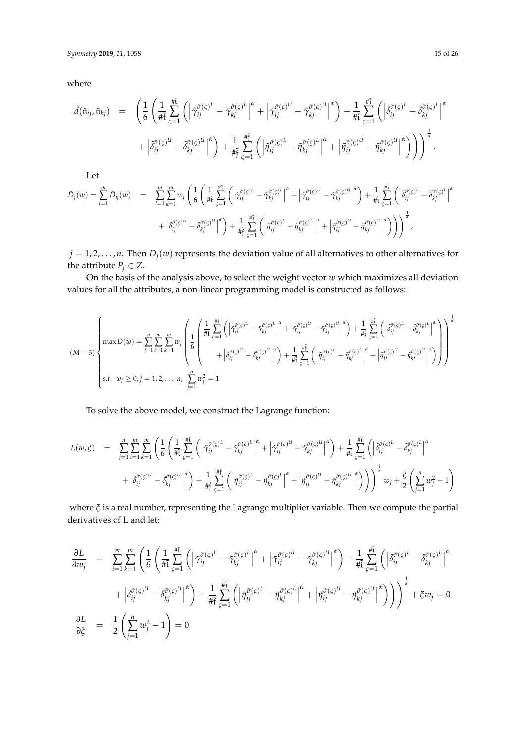where

$$\tilde{d}(\tilde{\mathfrak{n}}_{ij}, \tilde{\mathfrak{n}}_{kj}) = \left( \frac{1}{6} \left( \frac{1}{\#\tilde{\mathfrak{t}}} \sum_{\varsigma=1}^{\#\tilde{\mathfrak{t}}} \left( \left| \tilde{\gamma}_{ij}^{\tilde{\sigma}(\varsigma)^L} - \tilde{\gamma}_{kj}^{\tilde{\sigma}(\varsigma)^L} \right|^{\alpha} + \left| \tilde{\gamma}_{ij}^{\tilde{\sigma}(\varsigma)^U} - \tilde{\gamma}_{kj}^{\tilde{\sigma}(\varsigma)^U} \right|^{\alpha} \right) + \frac{1}{\#\tilde{\mathfrak{i}}} \sum_{\varsigma=1}^{\#\tilde{\mathfrak{i}}} \left( \left| \tilde{\delta}_{ij}^{\tilde{\sigma}(\varsigma)^L} - \tilde{\delta}_{kj}^{\tilde{\sigma}(\varsigma)^L} \right|^{\alpha} + \left| \tilde{\delta}_{ij}^{\tilde{\sigma}(\varsigma)^U} - \tilde{\delta}_{kj}^{\tilde{\sigma}(\varsigma)^U} \right|^{\alpha} \right) + \frac{1}{\#\tilde{\mathfrak{f}}} \sum_{\varsigma=1}^{\#\tilde{\mathfrak{f}}} \left( \left| \tilde{\eta}_{ij}^{\tilde{\sigma}(\varsigma)^L} - \tilde{\eta}_{kj}^{\tilde{\sigma}(\varsigma)^L} \right|^{\alpha} + \left| \tilde{\eta}_{ij}^{\tilde{\sigma}(\varsigma)^U} - \tilde{\eta}_{kj}^{\tilde{\sigma}(\varsigma)^U} \right|^{\alpha} \right) \right) \right)^{\frac{1}{\alpha}}.$$

Let

$$\tilde{D}_j(w) = \sum_{i=1}^{m} \tilde{D}_{ij}(w) = \sum_{i=1}^{m} \sum_{k=1}^{m} w_j \left( \frac{1}{6} \left( \frac{1}{\#\tilde{\mathfrak{t}}} \sum_{\varsigma=1}^{\#\tilde{\mathfrak{t}}} \left( \left| \tilde{\gamma}_{ij}^{\tilde{\sigma}(\varsigma)^L} - \tilde{\gamma}_{kj}^{\tilde{\sigma}(\varsigma)^L} \right|^{\alpha} + \left| \tilde{\gamma}_{ij}^{\tilde{\sigma}(\varsigma)^U} - \tilde{\gamma}_{kj}^{\tilde{\sigma}(\varsigma)^U} \right|^{\alpha} \right) + \frac{1}{\#\tilde{\mathfrak{i}}} \sum_{\varsigma=1}^{\#\tilde{\mathfrak{i}}} \left( \left| \tilde{\delta}_{ij}^{\tilde{\sigma}(\varsigma)^L} - \tilde{\delta}_{kj}^{\tilde{\sigma}(\varsigma)^L} \right|^{\alpha} + \left| \tilde{\delta}_{ij}^{\tilde{\sigma}(\varsigma)^U} - \tilde{\delta}_{kj}^{\tilde{\sigma}(\varsigma)^U} \right|^{\alpha} \right) + \frac{1}{\#\tilde{\mathfrak{f}}} \sum_{\varsigma=1}^{\#\tilde{\mathfrak{f}}} \left( \left| \tilde{\eta}_{ij}^{\tilde{\sigma}(\varsigma)^L} - \tilde{\eta}_{kj}^{\tilde{\sigma}(\varsigma)^L} \right|^{\alpha} + \left| \tilde{\eta}_{ij}^{\tilde{\sigma}(\varsigma)^U} - \tilde{\eta}_{kj}^{\tilde{\sigma}(\varsigma)^U} \right|^{\alpha} \right) \right) \right)^{\frac{1}{\alpha}},$$

$j = 1, 2, \ldots, n$. Then $D_j(w)$ represents the deviation value of all alternatives to other alternatives for the attribute $P_j \in Z$.

On the basis of the analysis above, to select the weight vector $w$ which maximizes all deviation values for all the attributes, a non-linear programming model is constructed as follows:

$$(M-3) \begin{cases} \max \tilde{D}(w) = \sum_{j=1}^{n} \sum_{i=1}^{m} \sum_{k=1}^{m} w_j \left( \frac{1}{6} \left( \frac{1}{\#\tilde{\mathfrak{t}}} \sum_{\varsigma=1}^{\#\tilde{\mathfrak{t}}} \left( \left| \tilde{\gamma}_{ij}^{\tilde{\sigma}(\varsigma)^L} - \tilde{\gamma}_{kj}^{\tilde{\sigma}(\varsigma)^L} \right|^{\alpha} + \left| \tilde{\gamma}_{ij}^{\tilde{\sigma}(\varsigma)^U} - \tilde{\gamma}_{kj}^{\tilde{\sigma}(\varsigma)^U} \right|^{\alpha} \right) + \frac{1}{\#\tilde{\mathfrak{i}}} \sum_{\varsigma=1}^{\#\tilde{\mathfrak{i}}} \left( \left| \tilde{\delta}_{ij}^{\tilde{\sigma}(\varsigma)^L} - \tilde{\delta}_{kj}^{\tilde{\sigma}(\varsigma)^L} \right|^{\alpha} + \left| \tilde{\delta}_{ij}^{\tilde{\sigma}(\varsigma)^U} - \tilde{\delta}_{kj}^{\tilde{\sigma}(\varsigma)^U} \right|^{\alpha} \right) + \frac{1}{\#\tilde{\mathfrak{f}}} \sum_{\varsigma=1}^{\#\tilde{\mathfrak{f}}} \left( \left| \tilde{\eta}_{ij}^{\tilde{\sigma}(\varsigma)^L} - \tilde{\eta}_{kj}^{\tilde{\sigma}(\varsigma)^L} \right|^{\alpha} + \left| \tilde{\eta}_{ij}^{\tilde{\sigma}(\varsigma)^U} - \tilde{\eta}_{kj}^{\tilde{\sigma}(\varsigma)^U} \right|^{\alpha} \right) \right) \right)^{\frac{1}{\alpha}} \\ s.t. \;\; w_j \geq 0, j = 1, 2, \ldots, n, \;\; \sum_{j=1}^{n} w_j^2 = 1 \end{cases}$$

To solve the above model, we construct the Lagrange function:

$$L(w, \xi) = \sum_{j=1}^{n} \sum_{i=1}^{m} \sum_{k=1}^{m} \left( \frac{1}{6} \left( \frac{1}{\#\tilde{\mathfrak{t}}} \sum_{\varsigma=1}^{\#\tilde{\mathfrak{t}}} \left( \left| \tilde{\gamma}_{ij}^{\tilde{\sigma}(\varsigma)^L} - \tilde{\gamma}_{kj}^{\tilde{\sigma}(\varsigma)^L} \right|^{\alpha} + \left| \tilde{\gamma}_{ij}^{\tilde{\sigma}(\varsigma)^U} - \tilde{\gamma}_{kj}^{\tilde{\sigma}(\varsigma)^U} \right|^{\alpha} \right) + \frac{1}{\#\tilde{\mathfrak{i}}} \sum_{\varsigma=1}^{\#\tilde{\mathfrak{i}}} \left( \left| \tilde{\delta}_{ij}^{\tilde{\sigma}(\varsigma)^L} - \tilde{\delta}_{kj}^{\tilde{\sigma}(\varsigma)^L} \right|^{\alpha} + \left| \tilde{\delta}_{ij}^{\tilde{\sigma}(\varsigma)^U} - \tilde{\delta}_{kj}^{\tilde{\sigma}(\varsigma)^U} \right|^{\alpha} \right) + \frac{1}{\#\tilde{\mathfrak{f}}} \sum_{\varsigma=1}^{\#\tilde{\mathfrak{f}}} \left( \left| \tilde{\eta}_{ij}^{\tilde{\sigma}(\varsigma)^L} - \tilde{\eta}_{kj}^{\tilde{\sigma}(\varsigma)^L} \right|^{\alpha} + \left| \tilde{\eta}_{ij}^{\tilde{\sigma}(\varsigma)^U} - \tilde{\eta}_{kj}^{\tilde{\sigma}(\varsigma)^U} \right|^{\alpha} \right) \right) \right)^{\frac{1}{\alpha}} w_j + \frac{\xi}{2} \left( \sum_{j=1}^{n} w_j^2 - 1 \right)$$

where $\xi$ is a real number, representing the Lagrange multiplier variable. Then we compute the partial derivatives of L and let:

$$\frac{\partial L}{\partial w_j} = \sum_{i=1}^{m} \sum_{k=1}^{m} \left( \frac{1}{6} \left( \frac{1}{\#\tilde{\mathfrak{t}}} \sum_{\varsigma=1}^{\#\tilde{\mathfrak{t}}} \left( \left| \tilde{\gamma}_{ij}^{\tilde{\sigma}(\varsigma)^L} - \tilde{\gamma}_{kj}^{\tilde{\sigma}(\varsigma)^L} \right|^{\alpha} + \left| \tilde{\gamma}_{ij}^{\tilde{\sigma}(\varsigma)^U} - \tilde{\gamma}_{kj}^{\tilde{\sigma}(\varsigma)^U} \right|^{\alpha} \right) + \frac{1}{\#\tilde{\mathfrak{i}}} \sum_{\varsigma=1}^{\#\tilde{\mathfrak{i}}} \left( \left| \tilde{\delta}_{ij}^{\tilde{\sigma}(\varsigma)^L} - \tilde{\delta}_{kj}^{\tilde{\sigma}(\varsigma)^L} \right|^{\alpha} + \left| \tilde{\delta}_{ij}^{\tilde{\sigma}(\varsigma)^U} - \tilde{\delta}_{kj}^{\tilde{\sigma}(\varsigma)^U} \right|^{\alpha} \right) + \frac{1}{\#\tilde{\mathfrak{f}}} \sum_{\varsigma=1}^{\#\tilde{\mathfrak{f}}} \left( \left| \tilde{\eta}_{ij}^{\tilde{\sigma}(\varsigma)^L} - \tilde{\eta}_{kj}^{\tilde{\sigma}(\varsigma)^L} \right|^{\alpha} + \left| \tilde{\eta}_{ij}^{\tilde{\sigma}(\varsigma)^U} - \tilde{\eta}_{kj}^{\tilde{\sigma}(\varsigma)^U} \right|^{\alpha} \right) \right) \right)^{\frac{1}{\alpha}} + \xi w_j = 0$$

$$\frac{\partial L}{\partial \xi} = \frac{1}{2} \left( \sum_{j=1}^{n} w_j^2 - 1 \right) = 0$$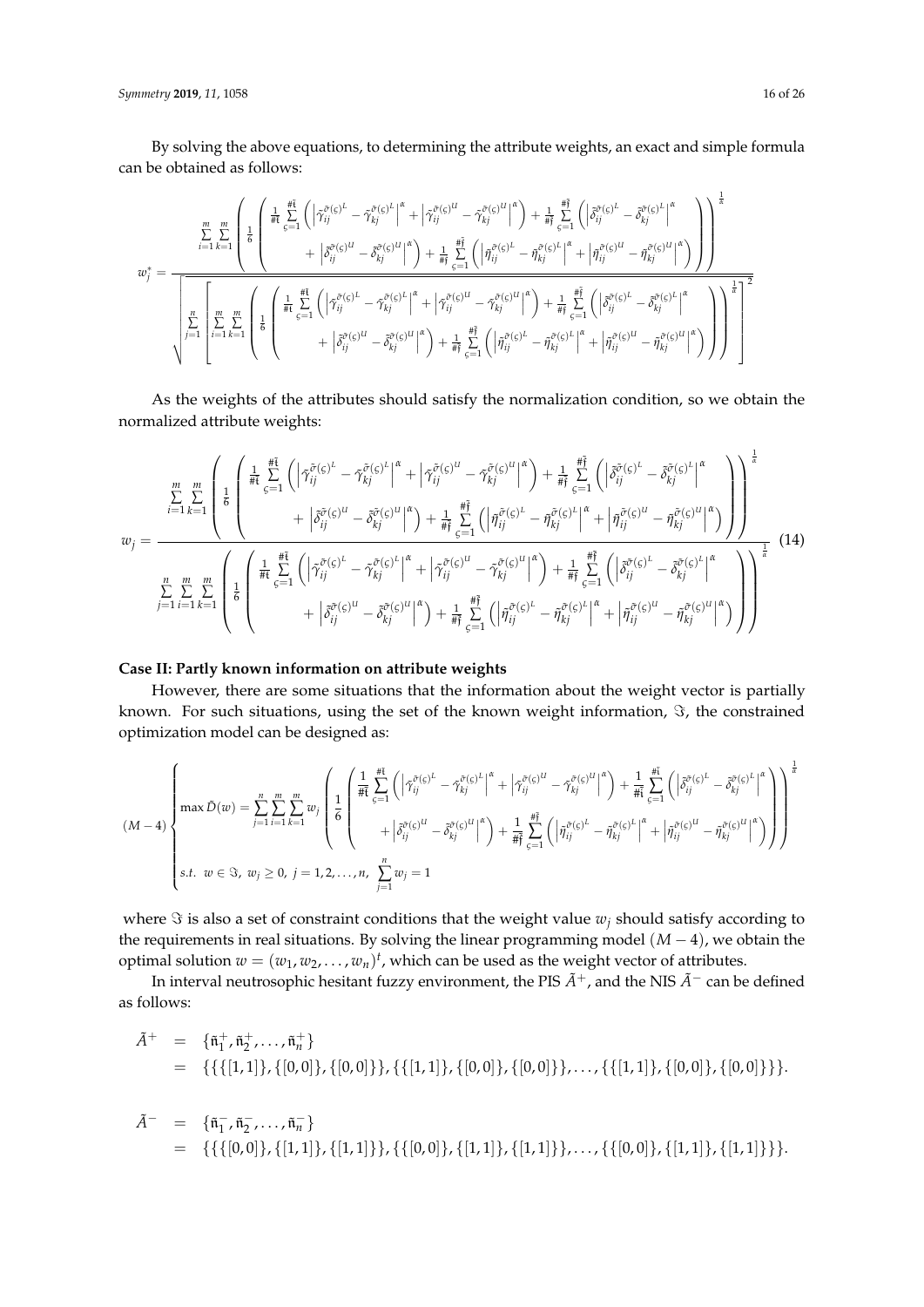By solving the above equations, to determining the attribute weights, an exact and simple formula can be obtained as follows:

$$w_j^* = \frac{\sum\limits_{i=1}^{m}\sum\limits_{k=1}^{m}\left(\frac{1}{6}\left(\begin{array}{c}\frac{1}{\#\tilde{\mathfrak{t}}}\sum\limits_{\varsigma=1}^{\#\tilde{\mathfrak{t}}}\left(\left|\tilde{\gamma}_{ij}^{\tilde{\sigma}(\varsigma)^L}-\tilde{\gamma}_{kj}^{\tilde{\sigma}(\varsigma)^L}\right|^{\alpha}+\left|\tilde{\gamma}_{ij}^{\tilde{\sigma}(\varsigma)^U}-\tilde{\gamma}_{kj}^{\tilde{\sigma}(\varsigma)^U}\right|^{\alpha}\right)+\frac{1}{\#\tilde{\mathfrak{f}}}\sum\limits_{\varsigma=1}^{\#\tilde{\mathfrak{f}}}\left(\left|\tilde{\delta}_{ij}^{\tilde{\sigma}(\varsigma)^L}-\tilde{\delta}_{kj}^{\tilde{\sigma}(\varsigma)^L}\right|^{\alpha}\right.\\ \left.+\left|\tilde{\delta}_{ij}^{\tilde{\sigma}(\varsigma)^U}-\tilde{\delta}_{kj}^{\tilde{\sigma}(\varsigma)^U}\right|^{\alpha}\right)+\frac{1}{\#\tilde{\mathfrak{f}}}\sum\limits_{\varsigma=1}^{\#\tilde{\mathfrak{f}}}\left(\left|\tilde{\eta}_{ij}^{\tilde{\sigma}(\varsigma)^L}-\tilde{\eta}_{kj}^{\tilde{\sigma}(\varsigma)^L}\right|^{\alpha}+\left|\tilde{\eta}_{ij}^{\tilde{\sigma}(\varsigma)^U}-\tilde{\eta}_{kj}^{\tilde{\sigma}(\varsigma)^U}\right|^{\alpha}\right)\end{array}\right)\right)^{\frac{1}{\alpha}}}{\sqrt{\sum\limits_{j=1}^{n}\left[\sum\limits_{i=1}^{m}\sum\limits_{k=1}^{m}\left(\frac{1}{6}\left(\begin{array}{c}\frac{1}{\#\tilde{\mathfrak{t}}}\sum\limits_{\varsigma=1}^{\#\tilde{\mathfrak{t}}}\left(\left|\tilde{\gamma}_{ij}^{\tilde{\sigma}(\varsigma)^L}-\tilde{\gamma}_{kj}^{\tilde{\sigma}(\varsigma)^L}\right|^{\alpha}+\left|\tilde{\gamma}_{ij}^{\tilde{\sigma}(\varsigma)^U}-\tilde{\gamma}_{kj}^{\tilde{\sigma}(\varsigma)^U}\right|^{\alpha}\right)+\frac{1}{\#\tilde{\mathfrak{f}}}\sum\limits_{\varsigma=1}^{\#\tilde{\mathfrak{f}}}\left(\left|\tilde{\delta}_{ij}^{\tilde{\sigma}(\varsigma)^L}-\tilde{\delta}_{kj}^{\tilde{\sigma}(\varsigma)^L}\right|^{\alpha}\right.\\ \left.+\left|\tilde{\delta}_{ij}^{\tilde{\sigma}(\varsigma)^U}-\tilde{\delta}_{kj}^{\tilde{\sigma}(\varsigma)^U}\right|^{\alpha}\right)+\frac{1}{\#\tilde{\mathfrak{f}}}\sum\limits_{\varsigma=1}^{\#\tilde{\mathfrak{f}}}\left(\left|\tilde{\eta}_{ij}^{\tilde{\sigma}(\varsigma)^L}-\tilde{\eta}_{kj}^{\tilde{\sigma}(\varsigma)^L}\right|^{\alpha}+\left|\tilde{\eta}_{ij}^{\tilde{\sigma}(\varsigma)^U}-\tilde{\eta}_{kj}^{\tilde{\sigma}(\varsigma)^U}\right|^{\alpha}\right)\end{array}\right)\right)^{\frac{1}{\alpha}}\right]^2}}$$

As the weights of the attributes should satisfy the normalization condition, so we obtain the normalized attribute weights:

$$w_j = \frac{\sum\limits_{i=1}^{m}\sum\limits_{k=1}^{m}\left(\frac{1}{6}\left(\begin{array}{c}\frac{1}{\#\tilde{\mathfrak{t}}}\sum\limits_{\varsigma=1}^{\#\tilde{\mathfrak{t}}}\left(\left|\tilde{\gamma}_{ij}^{\tilde{\sigma}(\varsigma)^L}-\tilde{\gamma}_{kj}^{\tilde{\sigma}(\varsigma)^L}\right|^{\alpha}+\left|\tilde{\gamma}_{ij}^{\tilde{\sigma}(\varsigma)^U}-\tilde{\gamma}_{kj}^{\tilde{\sigma}(\varsigma)^U}\right|^{\alpha}\right)+\frac{1}{\#\tilde{\mathfrak{f}}}\sum\limits_{\varsigma=1}^{\#\tilde{\mathfrak{f}}}\left(\left|\tilde{\delta}_{ij}^{\tilde{\sigma}(\varsigma)^L}-\tilde{\delta}_{kj}^{\tilde{\sigma}(\varsigma)^L}\right|^{\alpha}\right.\\ \left.+\left|\tilde{\delta}_{ij}^{\tilde{\sigma}(\varsigma)^U}-\tilde{\delta}_{kj}^{\tilde{\sigma}(\varsigma)^U}\right|^{\alpha}\right)+\frac{1}{\#\tilde{\mathfrak{f}}}\sum\limits_{\varsigma=1}^{\#\tilde{\mathfrak{f}}}\left(\left|\tilde{\eta}_{ij}^{\tilde{\sigma}(\varsigma)^L}-\tilde{\eta}_{kj}^{\tilde{\sigma}(\varsigma)^L}\right|^{\alpha}+\left|\tilde{\eta}_{ij}^{\tilde{\sigma}(\varsigma)^U}-\tilde{\eta}_{kj}^{\tilde{\sigma}(\varsigma)^U}\right|^{\alpha}\right)\end{array}\right)\right)^{\frac{1}{\alpha}}}{\sum\limits_{j=1}^{n}\sum\limits_{i=1}^{m}\sum\limits_{k=1}^{m}\left(\frac{1}{6}\left(\begin{array}{c}\frac{1}{\#\tilde{\mathfrak{t}}}\sum\limits_{\varsigma=1}^{\#\tilde{\mathfrak{t}}}\left(\left|\tilde{\gamma}_{ij}^{\tilde{\sigma}(\varsigma)^L}-\tilde{\gamma}_{kj}^{\tilde{\sigma}(\varsigma)^L}\right|^{\alpha}+\left|\tilde{\gamma}_{ij}^{\tilde{\sigma}(\varsigma)^U}-\tilde{\gamma}_{kj}^{\tilde{\sigma}(\varsigma)^U}\right|^{\alpha}\right)+\frac{1}{\#\tilde{\mathfrak{f}}}\sum\limits_{\varsigma=1}^{\#\tilde{\mathfrak{f}}}\left(\left|\tilde{\delta}_{ij}^{\tilde{\sigma}(\varsigma)^L}-\tilde{\delta}_{kj}^{\tilde{\sigma}(\varsigma)^L}\right|^{\alpha}\right.\\ \left.+\left|\tilde{\delta}_{ij}^{\tilde{\sigma}(\varsigma)^U}-\tilde{\delta}_{kj}^{\tilde{\sigma}(\varsigma)^U}\right|^{\alpha}\right)+\frac{1}{\#\tilde{\mathfrak{f}}}\sum\limits_{\varsigma=1}^{\#\tilde{\mathfrak{f}}}\left(\left|\tilde{\eta}_{ij}^{\tilde{\sigma}(\varsigma)^L}-\tilde{\eta}_{kj}^{\tilde{\sigma}(\varsigma)^L}\right|^{\alpha}+\left|\tilde{\eta}_{ij}^{\tilde{\sigma}(\varsigma)^U}-\tilde{\eta}_{kj}^{\tilde{\sigma}(\varsigma)^U}\right|^{\alpha}\right)\end{array}\right)\right)^{\frac{1}{\alpha}}} \quad (14)$$

**Case II: Partly known information on attribute weights**

However, there are some situations that the information about the weight vector is partially known. For such situations, using the set of the known weight information, $\Im$, the constrained optimization model can be designed as:

$$(M-4)\begin{cases}\max \tilde{D}(w)=\sum\limits_{j=1}^{n}\sum\limits_{i=1}^{m}\sum\limits_{k=1}^{m}w_j\left(\frac{1}{6}\left(\begin{array}{c}\frac{1}{\#\tilde{\mathfrak{t}}}\sum\limits_{\varsigma=1}^{\#\tilde{\mathfrak{t}}}\left(\left|\tilde{\gamma}_{ij}^{\tilde{\sigma}(\varsigma)^L}-\tilde{\gamma}_{kj}^{\tilde{\sigma}(\varsigma)^L}\right|^{\alpha}+\left|\tilde{\gamma}_{ij}^{\tilde{\sigma}(\varsigma)^U}-\tilde{\gamma}_{kj}^{\tilde{\sigma}(\varsigma)^U}\right|^{\alpha}\right)+\frac{1}{\#\tilde{\mathfrak{i}}}\sum\limits_{\varsigma=1}^{\#\tilde{\mathfrak{i}}}\left(\left|\tilde{\delta}_{ij}^{\tilde{\sigma}(\varsigma)^L}-\tilde{\delta}_{kj}^{\tilde{\sigma}(\varsigma)^L}\right|^{\alpha}\right.\\ \left.+\left|\tilde{\delta}_{ij}^{\tilde{\sigma}(\varsigma)^U}-\tilde{\delta}_{kj}^{\tilde{\sigma}(\varsigma)^U}\right|^{\alpha}\right)+\frac{1}{\#\tilde{\mathfrak{f}}}\sum\limits_{\varsigma=1}^{\#\tilde{\mathfrak{f}}}\left(\left|\tilde{\eta}_{ij}^{\tilde{\sigma}(\varsigma)^L}-\tilde{\eta}_{kj}^{\tilde{\sigma}(\varsigma)^L}\right|^{\alpha}+\left|\tilde{\eta}_{ij}^{\tilde{\sigma}(\varsigma)^U}-\tilde{\eta}_{kj}^{\tilde{\sigma}(\varsigma)^U}\right|^{\alpha}\right)\end{array}\right)\right)^{\frac{1}{\alpha}}\\ s.t.\;\; w\in\Im,\; w_j\geq 0,\; j=1,2,\ldots,n,\;\; \sum\limits_{j=1}^{n}w_j=1\end{cases}$$

where $\Im$ is also a set of constraint conditions that the weight value $w_j$ should satisfy according to the requirements in real situations. By solving the linear programming model $(M-4)$, we obtain the optimal solution $w=(w_1,w_2,\ldots,w_n)^t$, which can be used as the weight vector of attributes.

In interval neutrosophic hesitant fuzzy environment, the PIS $\tilde{A}^+$, and the NIS $\tilde{A}^-$ can be defined as follows:

$$\begin{aligned}\tilde{A}^+ &= \{\tilde{\mathfrak{n}}_1^+,\tilde{\mathfrak{n}}_2^+,\ldots,\tilde{\mathfrak{n}}_n^+\}\\ &= \{\{\{[1,1]\},\{[0,0]\},\{[0,0]\}\},\{\{[1,1]\},\{[0,0]\},\{[0,0]\}\},\ldots,\{\{[1,1]\},\{[0,0]\},\{[0,0]\}\}\}.\end{aligned}$$

$$\begin{aligned}\tilde{A}^- &= \{\tilde{\mathfrak{n}}_1^-,\tilde{\mathfrak{n}}_2^-,\ldots,\tilde{\mathfrak{n}}_n^-\}\\ &= \{\{\{[0,0]\},\{[1,1]\},\{[1,1]\}\},\{\{[0,0]\},\{[1,1]\},\{[1,1]\}\},\ldots,\{\{[0,0]\},\{[1,1]\},\{[1,1]\}\}\}.\end{aligned}$$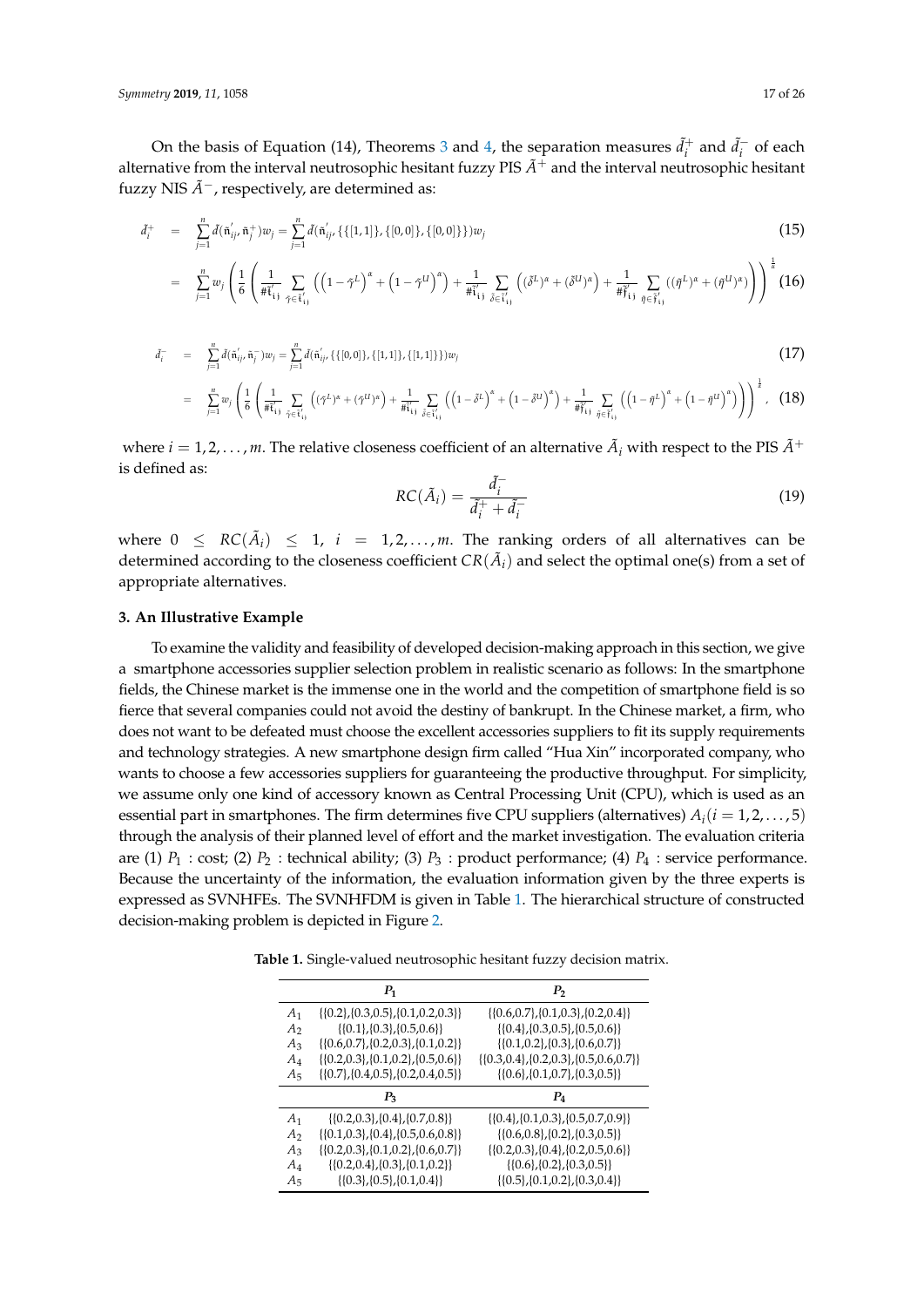On the basis of Equation (14), Theorems 3 and 4, the separation measures $\tilde{d}_i^+$ and $\tilde{d}_i^-$ of each alternative from the interval neutrosophic hesitant fuzzy PIS $\tilde{A}^+$ and the interval neutrosophic hesitant fuzzy NIS $\tilde{A}^-$, respectively, are determined as:

$$\tilde{d}_i^+ = \sum_{j=1}^{n} \tilde{d}(\tilde{n}_{ij}^{'}, \tilde{n}_j^+)w_j = \sum_{j=1}^{n} \tilde{d}(\tilde{n}_{ij}^{'}, \{\{[1,1]\}, \{[0,0]\}, \{[0,0]\}\})w_j \tag{15}$$

$$= \sum_{j=1}^{n} w_j \left( \frac{1}{6} \left( \frac{1}{\#\tilde{t}_{ij}^{'}} \sum_{\tilde{\gamma} \in \tilde{t}_{ij}^{'}} \left( \left(1-\tilde{\gamma}^L\right)^{\alpha} + \left(1-\tilde{\gamma}^U\right)^{\alpha} \right) + \frac{1}{\#\tilde{i}_{ij}^{'}} \sum_{\tilde{\delta} \in \tilde{i}_{ij}^{'}} \left( (\tilde{\delta}^L)^{\alpha} + (\tilde{\delta}^U)^{\alpha} \right) + \frac{1}{\#\tilde{f}_{ij}^{'}} \sum_{\tilde{\eta} \in \tilde{f}_{ij}^{'}} \left( (\tilde{\eta}^L)^{\alpha} + (\tilde{\eta}^U)^{\alpha} \right) \right) \right)^{\frac{1}{\alpha}} \tag{16}$$

$$\tilde{d}_i^- = \sum_{j=1}^{n} \tilde{d}(\tilde{n}_{ij}^{'}, \tilde{n}_j^-)w_j = \sum_{j=1}^{n} \tilde{d}(\tilde{n}_{ij}^{'}, \{\{[0,0]\}, \{[1,1]\}, \{[1,1]\}\})w_j \tag{17}$$

$$= \sum_{j=1}^{n} w_j \left( \frac{1}{6} \left( \frac{1}{\#\tilde{t}_{ij}^{'}} \sum_{\tilde{\gamma} \in \tilde{t}_{ij}^{'}} \left( (\tilde{\gamma}^L)^{\alpha} + (\tilde{\gamma}^U)^{\alpha} \right) + \frac{1}{\#\tilde{i}_{ij}^{'}} \sum_{\tilde{\delta} \in \tilde{i}_{ij}^{'}} \left( \left(1-\tilde{\delta}^L\right)^{\alpha} + \left(1-\tilde{\delta}^U\right)^{\alpha} \right) + \frac{1}{\#\tilde{f}_{ij}^{'}} \sum_{\tilde{\eta} \in \tilde{f}_{ij}^{'}} \left( \left(1-\tilde{\eta}^L\right)^{\alpha} + \left(1-\tilde{\eta}^U\right)^{\alpha} \right) \right) \right)^{\frac{1}{\alpha}}, \tag{18}$$

where $i = 1, 2, \ldots, m$. The relative closeness coefficient of an alternative $\tilde{A}_i$ with respect to the PIS $\tilde{A}^+$ is defined as:

$$RC(\tilde{A}_i) = \frac{\tilde{d}_i^-}{\tilde{d}_i^+ + \tilde{d}_i^-} \tag{19}$$

where $0 \leq RC(\tilde{A}_i) \leq 1$, $i = 1, 2, \ldots, m$. The ranking orders of all alternatives can be determined according to the closeness coefficient $CR(\tilde{A}_i)$ and select the optimal one(s) from a set of appropriate alternatives.

## 3. An Illustrative Example

To examine the validity and feasibility of developed decision-making approach in this section, we give a smartphone accessories supplier selection problem in realistic scenario as follows: In the smartphone fields, the Chinese market is the immense one in the world and the competition of smartphone field is so fierce that several companies could not avoid the destiny of bankrupt. In the Chinese market, a firm, who does not want to be defeated must choose the excellent accessories suppliers to fit its supply requirements and technology strategies. A new smartphone design firm called "Hua Xin" incorporated company, who wants to choose a few accessories suppliers for guaranteeing the productive throughput. For simplicity, we assume only one kind of accessory known as Central Processing Unit (CPU), which is used as an essential part in smartphones. The firm determines five CPU suppliers (alternatives) $A_i (i = 1, 2, \ldots, 5)$ through the analysis of their planned level of effort and the market investigation. The evaluation criteria are (1) $P_1$ : cost; (2) $P_2$ : technical ability; (3) $P_3$ : product performance; (4) $P_4$ : service performance. Because the uncertainty of the information, the evaluation information given by the three experts is expressed as SVNHFEs. The SVNHFDM is given in Table 1. The hierarchical structure of constructed decision-making problem is depicted in Figure 2.

**Table 1.** Single-valued neutrosophic hesitant fuzzy decision matrix.

| | $P_1$ | $P_2$ |
|---|---|---|
| $A_1$ | {{0.2},{0.3,0.5},{0.1,0.2,0.3}} | {{0.6,0.7},{0.1,0.3},{0.2,0.4}} |
| $A_2$ | {{0.1},{0.3},{0.5,0.6}} | {{0.4},{0.3,0.5},{0.5,0.6}} |
| $A_3$ | {{0.6,0.7},{0.2,0.3},{0.1,0.2}} | {{0.1,0.2},{0.3},{0.6,0.7}} |
| $A_4$ | {{0.2,0.3},{0.1,0.2},{0.5,0.6}} | {{0.3,0.4},{0.2,0.3},{0.5,0.6,0.7}} |
| $A_5$ | {{0.7},{0.4,0.5},{0.2,0.4,0.5}} | {{0.6},{0.1,0.7},{0.3,0.5}} |
| | $P_3$ | $P_4$ |
| $A_1$ | {{0.2,0.3},{0.4},{0.7,0.8}} | {{0.4},{0.1,0.3},{0.5,0.7,0.9}} |
| $A_2$ | {{0.1,0.3},{0.4},{0.5,0.6,0.8}} | {{0.6,0.8},{0.2},{0.3,0.5}} |
| $A_3$ | {{0.2,0.3},{0.1,0.2},{0.6,0.7}} | {{0.2,0.3},{0.4},{0.2,0.5,0.6}} |
| $A_4$ | {{0.2,0.4},{0.3},{0.1,0.2}} | {{0.6},{0.2},{0.3,0.5}} |
| $A_5$ | {{0.3},{0.5},{0.1,0.4}} | {{0.5},{0.1,0.2},{0.3,0.4}} |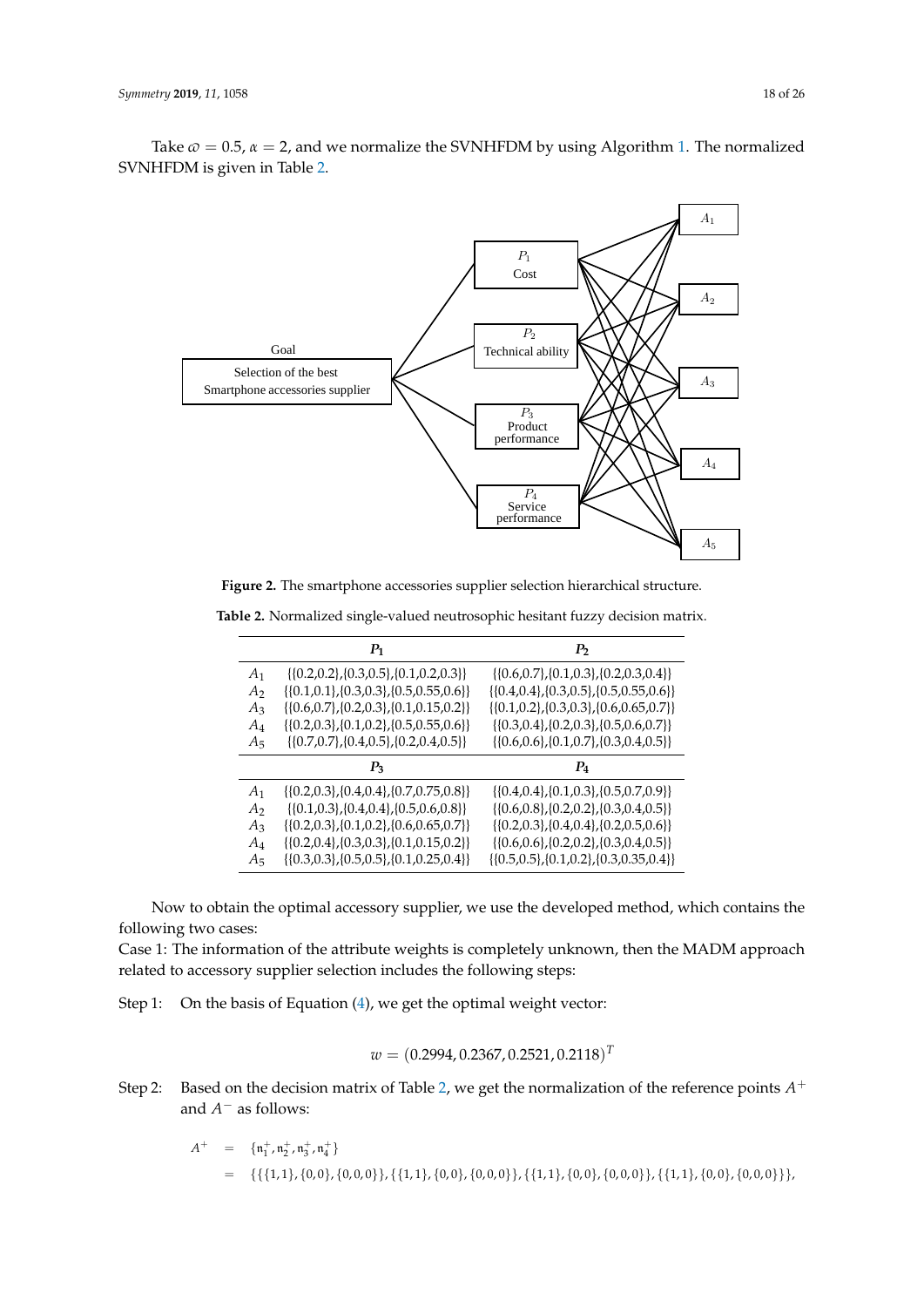Take $\varpi = 0.5$, $\alpha = 2$, and we normalize the SVNHFDM by using Algorithm 1. The normalized SVNHFDM is given in Table 2.

**Figure 2.** The smartphone accessories supplier selection hierarchical structure.

**Table 2.** Normalized single-valued neutrosophic hesitant fuzzy decision matrix.

| | $P_1$ | $P_2$ |
|---|---|---|
| $A_1$ | {{0.2,0.2},{0.3,0.5},{0.1,0.2,0.3}} | {{0.6,0.7},{0.1,0.3},{0.2,0.3,0.4}} |
| $A_2$ | {{0.1,0.1},{0.3,0.3},{0.5,0.55,0.6}} | {{0.4,0.4},{0.3,0.5},{0.5,0.55,0.6}} |
| $A_3$ | {{0.6,0.7},{0.2,0.3},{0.1,0.15,0.2}} | {{0.1,0.2},{0.3,0.3},{0.6,0.65,0.7}} |
| $A_4$ | {{0.2,0.3},{0.1,0.2},{0.5,0.55,0.6}} | {{0.3,0.4},{0.2,0.3},{0.5,0.6,0.7}} |
| $A_5$ | {{0.7,0.7},{0.4,0.5},{0.2,0.4,0.5}} | {{0.6,0.6},{0.1,0.7},{0.3,0.4,0.5}} |
| | $P_3$ | $P_4$ |
| $A_1$ | {{0.2,0.3},{0.4,0.4},{0.7,0.75,0.8}} | {{0.4,0.4},{0.1,0.3},{0.5,0.7,0.9}} |
| $A_2$ | {{0.1,0.3},{0.4,0.4},{0.5,0.6,0.8}} | {{0.6,0.8},{0.2,0.2},{0.3,0.4,0.5}} |
| $A_3$ | {{0.2,0.3},{0.1,0.2},{0.6,0.65,0.7}} | {{0.2,0.3},{0.4,0.4},{0.2,0.5,0.6}} |
| $A_4$ | {{0.2,0.4},{0.3,0.3},{0.1,0.15,0.2}} | {{0.6,0.6},{0.2,0.2},{0.3,0.4,0.5}} |
| $A_5$ | {{0.3,0.3},{0.5,0.5},{0.1,0.25,0.4}} | {{0.5,0.5},{0.1,0.2},{0.3,0.35,0.4}} |

Now to obtain the optimal accessory supplier, we use the developed method, which contains the following two cases:

Case 1: The information of the attribute weights is completely unknown, then the MADM approach related to accessory supplier selection includes the following steps:

Step 1: On the basis of Equation (4), we get the optimal weight vector:

$$w = (0.2994, 0.2367, 0.2521, 0.2118)^T$$

Step 2: Based on the decision matrix of Table 2, we get the normalization of the reference points $A^+$ and $A^-$ as follows:

$$\begin{aligned} A^+ &= \{\mathfrak{n}_1^+, \mathfrak{n}_2^+, \mathfrak{n}_3^+, \mathfrak{n}_4^+\} \\ &= \{\{\{1,1\},\{0,0\},\{0,0,0\}\},\{\{1,1\},\{0,0\},\{0,0,0\}\},\{\{1,1\},\{0,0\},\{0,0,0\}\},\{\{1,1\},\{0,0\},\{0,0,0\}\}\}, \end{aligned}$$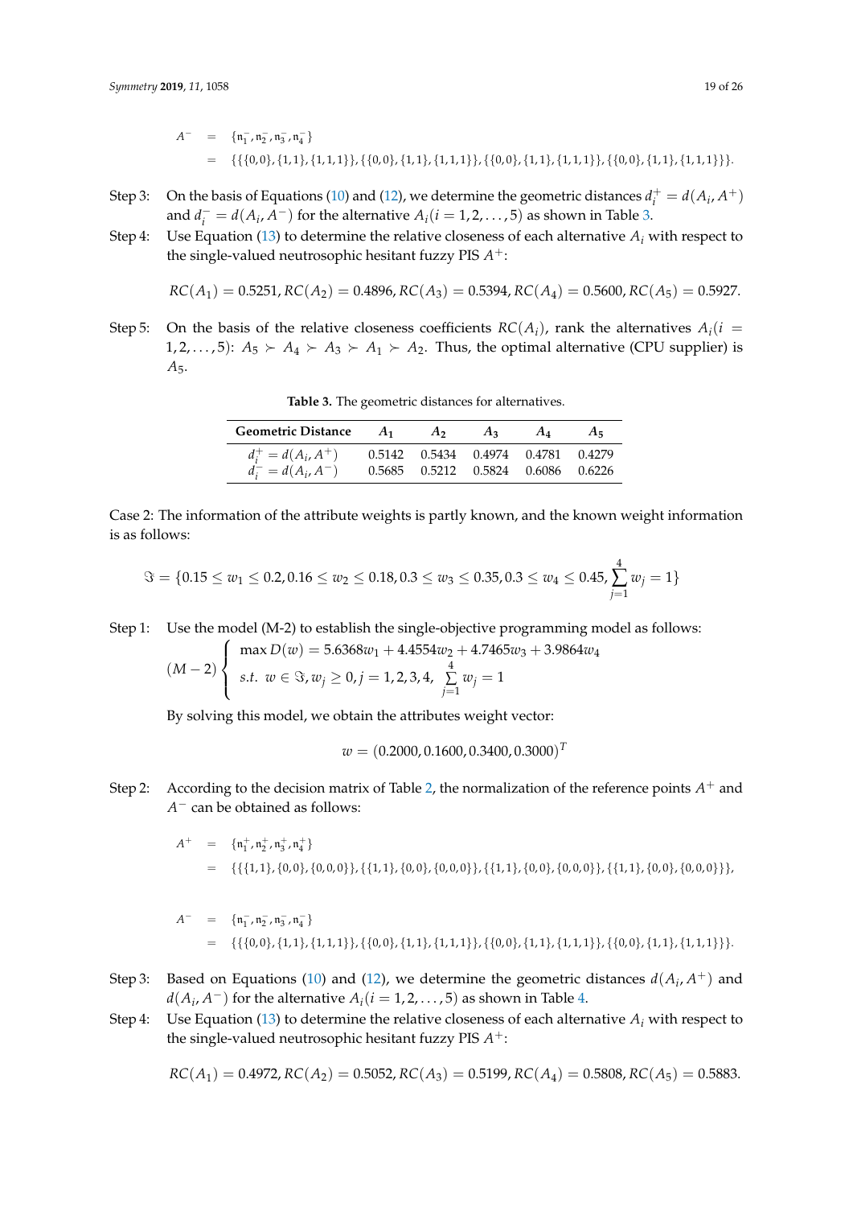$$
\begin{aligned}
A^- &= \{\mathfrak{n}_1^-, \mathfrak{n}_2^-, \mathfrak{n}_3^-, \mathfrak{n}_4^-\} \\
&= \{\{\{0,0\},\{1,1\},\{1,1,1\}\},\{\{0,0\},\{1,1\},\{1,1,1\}\},\{\{0,0\},\{1,1\},\{1,1,1\}\},\{\{0,0\},\{1,1\},\{1,1,1\}\}\}.
\end{aligned}
$$

Step 3: On the basis of Equations (10) and (12), we determine the geometric distances $d_i^+ = d(A_i, A^+)$ and $d_i^- = d(A_i, A^-)$ for the alternative $A_i (i = 1, 2, \ldots, 5)$ as shown in Table 3.

Step 4: Use Equation (13) to determine the relative closeness of each alternative $A_i$ with respect to the single-valued neutrosophic hesitant fuzzy PIS $A^+$:

$$RC(A_1) = 0.5251, RC(A_2) = 0.4896, RC(A_3) = 0.5394, RC(A_4) = 0.5600, RC(A_5) = 0.5927.$$

Step 5: On the basis of the relative closeness coefficients $RC(A_i)$, rank the alternatives $A_i (i = 1, 2, \ldots, 5)$: $A_5 \succ A_4 \succ A_3 \succ A_1 \succ A_2$. Thus, the optimal alternative (CPU supplier) is $A_5$.

**Table 3.** The geometric distances for alternatives.

| Geometric Distance | $A_1$ | $A_2$ | $A_3$ | $A_4$ | $A_5$ |
|---|---|---|---|---|---|
| $d_i^+ = d(A_i, A^+)$ | 0.5142 | 0.5434 | 0.4974 | 0.4781 | 0.4279 |
| $d_i^- = d(A_i, A^-)$ | 0.5685 | 0.5212 | 0.5824 | 0.6086 | 0.6226 |

Case 2: The information of the attribute weights is partly known, and the known weight information is as follows:

$$\Im = \{0.15 \le w_1 \le 0.2, 0.16 \le w_2 \le 0.18, 0.3 \le w_3 \le 0.35, 0.3 \le w_4 \le 0.45, \sum_{j=1}^{4} w_j = 1\}$$

Step 1: Use the model (M-2) to establish the single-objective programming model as follows:

$$
(M-2) \begin{cases} \max D(w) = 5.6368w_1 + 4.4554w_2 + 4.7465w_3 + 3.9864w_4 \\ s.t.\ w \in \Im, w_j \ge 0, j = 1, 2, 3, 4,\ \sum\limits_{j=1}^{4} w_j = 1 \end{cases}
$$

By solving this model, we obtain the attributes weight vector:

$$w = (0.2000, 0.1600, 0.3400, 0.3000)^T$$

Step 2: According to the decision matrix of Table 2, the normalization of the reference points $A^+$ and $A^-$ can be obtained as follows:

$$
\begin{aligned}
A^+ &= \{\mathfrak{n}_1^+, \mathfrak{n}_2^+, \mathfrak{n}_3^+, \mathfrak{n}_4^+\} \\
&= \{\{\{1,1\},\{0,0\},\{0,0,0\}\},\{\{1,1\},\{0,0\},\{0,0,0\}\},\{\{1,1\},\{0,0\},\{0,0,0\}\},\{\{1,1\},\{0,0\},\{0,0,0\}\}\},
\end{aligned}
$$

$$
\begin{aligned}
A^- &= \{\mathfrak{n}_1^-, \mathfrak{n}_2^-, \mathfrak{n}_3^-, \mathfrak{n}_4^-\} \\
&= \{\{\{0,0\},\{1,1\},\{1,1,1\}\},\{\{0,0\},\{1,1\},\{1,1,1\}\},\{\{0,0\},\{1,1\},\{1,1,1\}\},\{\{0,0\},\{1,1\},\{1,1,1\}\}\}.
\end{aligned}
$$

Step 3: Based on Equations (10) and (12), we determine the geometric distances $d(A_i, A^+)$ and $d(A_i, A^-)$ for the alternative $A_i (i = 1, 2, \ldots, 5)$ as shown in Table 4.

Step 4: Use Equation (13) to determine the relative closeness of each alternative $A_i$ with respect to the single-valued neutrosophic hesitant fuzzy PIS $A^+$:

$$RC(A_1) = 0.4972, RC(A_2) = 0.5052, RC(A_3) = 0.5199, RC(A_4) = 0.5808, RC(A_5) = 0.5883.$$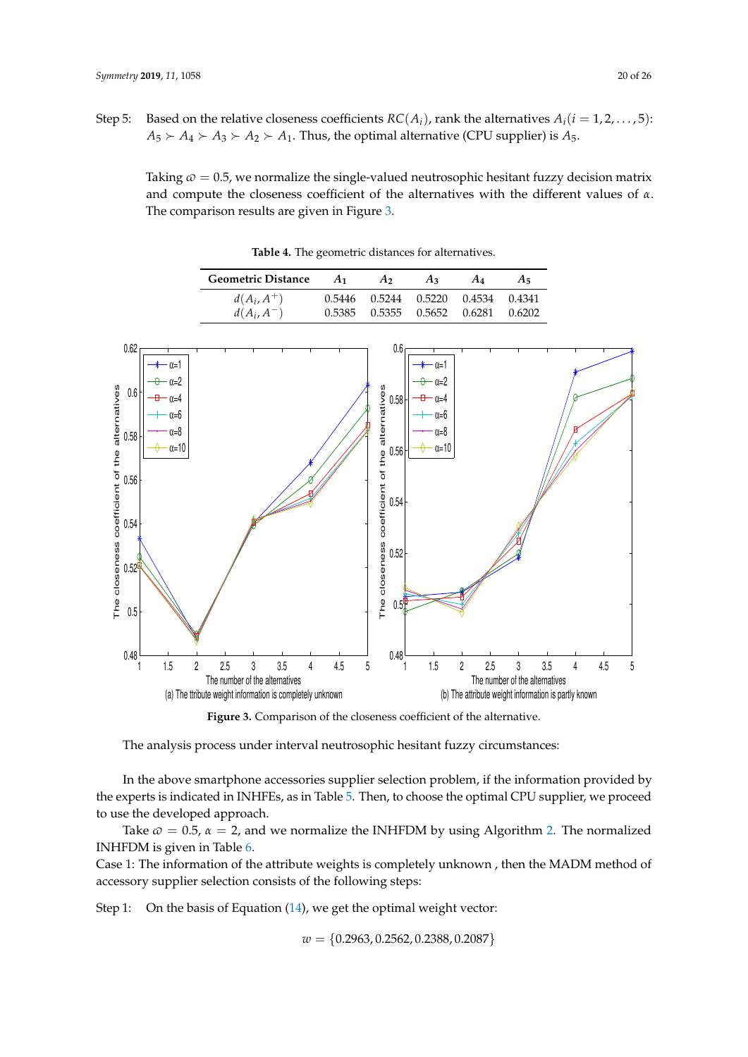Step 5: Based on the relative closeness coefficients $RC(A_i)$, rank the alternatives $A_i (i = 1, 2, \ldots, 5)$: $A_5 \succ A_4 \succ A_3 \succ A_2 \succ A_1$. Thus, the optimal alternative (CPU supplier) is $A_5$.

Taking $\varpi = 0.5$, we normalize the single-valued neutrosophic hesitant fuzzy decision matrix and compute the closeness coefficient of the alternatives with the different values of $\alpha$. The comparison results are given in Figure 3.

**Table 4.** The geometric distances for alternatives.

| Geometric Distance | $A_1$ | $A_2$ | $A_3$ | $A_4$ | $A_5$ |
|---|---|---|---|---|---|
| $d(A_i, A^+)$ | 0.5446 | 0.5244 | 0.5220 | 0.4534 | 0.4341 |
| $d(A_i, A^-)$ | 0.5385 | 0.5355 | 0.5652 | 0.6281 | 0.6202 |

(a) The ttribute weight information is completely unknown

(b) The attribute weight information is partly known

**Figure 3.** Comparison of the closeness coefficient of the alternative.

The analysis process under interval neutrosophic hesitant fuzzy circumstances:

In the above smartphone accessories supplier selection problem, if the information provided by the experts is indicated in INHFEs, as in Table 5. Then, to choose the optimal CPU supplier, we proceed to use the developed approach.

Take $\varpi = 0.5$, $\alpha = 2$, and we normalize the INHFDM by using Algorithm 2. The normalized INHFDM is given in Table 6.

Case 1: The information of the attribute weights is completely unknown , then the MADM method of accessory supplier selection consists of the following steps:

Step 1: On the basis of Equation (14), we get the optimal weight vector:

$$w = \{0.2963, 0.2562, 0.2388, 0.2087\}$$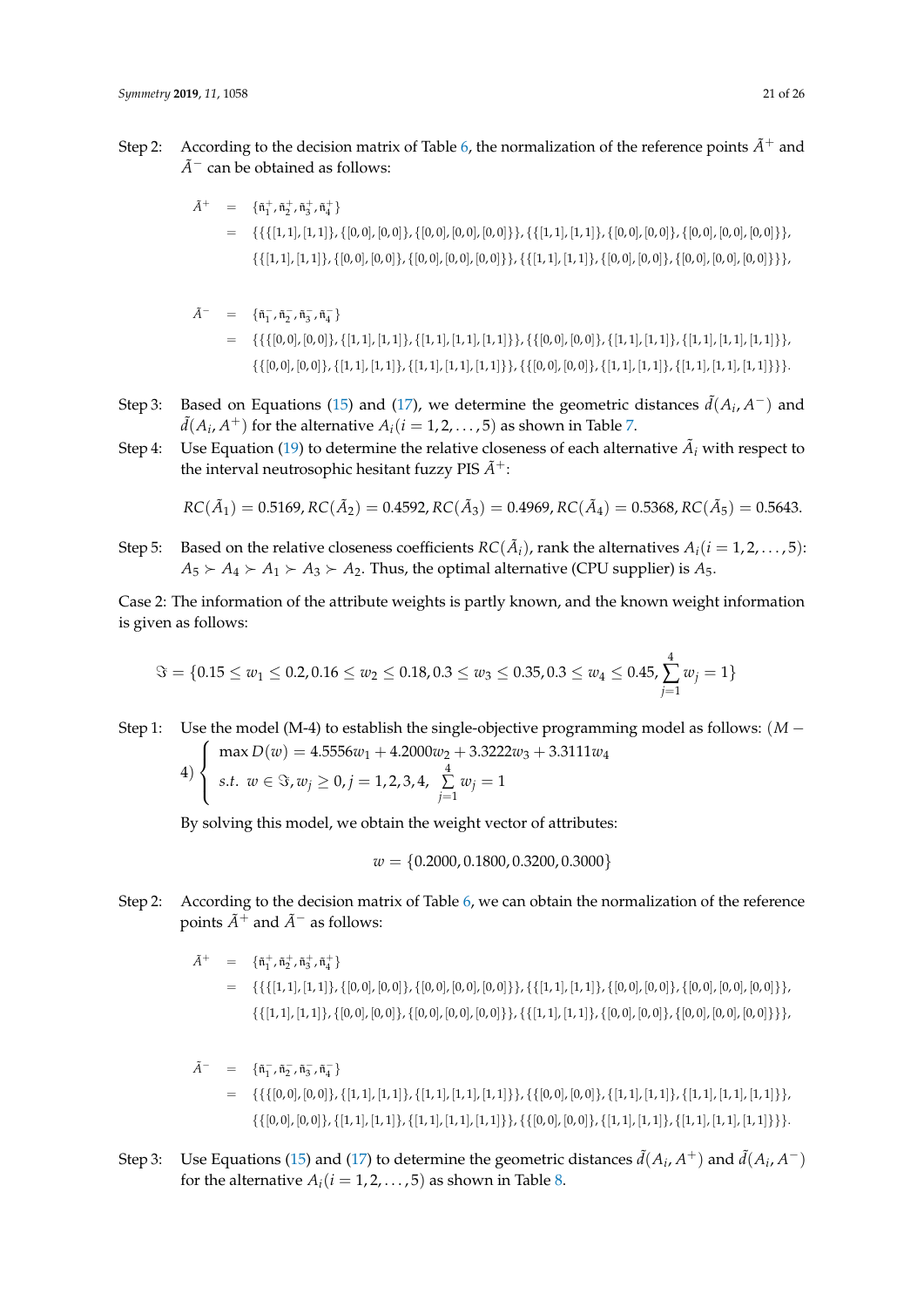Step 2: According to the decision matrix of Table 6, the normalization of the reference points $\tilde{A}^+$ and $\tilde{A}^-$ can be obtained as follows:

$$
\begin{aligned}
\tilde{A}^+ &= \{\tilde{\mathfrak{n}}_1^+, \tilde{\mathfrak{n}}_2^+, \tilde{\mathfrak{n}}_3^+, \tilde{\mathfrak{n}}_4^+\} \\
&= \{\{\{[1,1],[1,1]\},\{[0,0],[0,0]\},\{[0,0],[0,0],[0,0]\}\},\{\{[1,1],[1,1]\},\{[0,0],[0,0]\},\{[0,0],[0,0],[0,0]\}\}, \\
&\quad \{\{[1,1],[1,1]\},\{[0,0],[0,0]\},\{[0,0],[0,0],[0,0]\}\},\{\{[1,1],[1,1]\},\{[0,0],[0,0]\},\{[0,0],[0,0],[0,0]\}\}\},
\end{aligned}
$$

$$
\begin{aligned}
\tilde{A}^- &= \{\tilde{\mathfrak{n}}_1^-, \tilde{\mathfrak{n}}_2^-, \tilde{\mathfrak{n}}_3^-, \tilde{\mathfrak{n}}_4^-\} \\
&= \{\{\{[0,0],[0,0]\},\{[1,1],[1,1]\},\{[1,1],[1,1],[1,1]\}\},\{\{[0,0],[0,0]\},\{[1,1],[1,1]\},\{[1,1],[1,1],[1,1]\}\}, \\
&\quad \{\{[0,0],[0,0]\},\{[1,1],[1,1]\},\{[1,1],[1,1],[1,1]\}\},\{\{[0,0],[0,0]\},\{[1,1],[1,1]\},\{[1,1],[1,1],[1,1]\}\}\}.
\end{aligned}
$$

Step 3: Based on Equations (15) and (17), we determine the geometric distances $\tilde{d}(A_i, A^-)$ and $\tilde{d}(A_i, A^+)$ for the alternative $A_i (i = 1, 2, \ldots, 5)$ as shown in Table 7.

Step 4: Use Equation (19) to determine the relative closeness of each alternative $\tilde{A}_i$ with respect to the interval neutrosophic hesitant fuzzy PIS $\tilde{A}^+$:

$$RC(\tilde{A}_1) = 0.5169, RC(\tilde{A}_2) = 0.4592, RC(\tilde{A}_3) = 0.4969, RC(\tilde{A}_4) = 0.5368, RC(\tilde{A}_5) = 0.5643.$$

Step 5: Based on the relative closeness coefficients $RC(\tilde{A}_i)$, rank the alternatives $A_i (i = 1, 2, \ldots, 5)$: $A_5 \succ A_4 \succ A_1 \succ A_3 \succ A_2$. Thus, the optimal alternative (CPU supplier) is $A_5$.

Case 2: The information of the attribute weights is partly known, and the known weight information is given as follows:

$$\Im = \{0.15 \le w_1 \le 0.2, 0.16 \le w_2 \le 0.18, 0.3 \le w_3 \le 0.35, 0.3 \le w_4 \le 0.45, \sum_{j=1}^{4} w_j = 1\}$$

Step 1: Use the model (M-4) to establish the single-objective programming model as follows: $(M-4) \begin{cases} \max D(w) = 4.5556w_1 + 4.2000w_2 + 3.3222w_3 + 3.3111w_4 \\ s.t.\ \ w \in \Im, w_j \ge 0, j = 1,2,3,4,\ \sum_{j=1}^{4} w_j = 1 \end{cases}$

By solving this model, we obtain the weight vector of attributes:

$$w = \{0.2000, 0.1800, 0.3200, 0.3000\}$$

Step 2: According to the decision matrix of Table 6, we can obtain the normalization of the reference points $\tilde{A}^+$ and $\tilde{A}^-$ as follows:

$$
\begin{aligned}
\tilde{A}^+ &= \{\tilde{\mathfrak{n}}_1^+, \tilde{\mathfrak{n}}_2^+, \tilde{\mathfrak{n}}_3^+, \tilde{\mathfrak{n}}_4^+\} \\
&= \{\{\{[1,1],[1,1]\},\{[0,0],[0,0]\},\{[0,0],[0,0],[0,0]\}\},\{\{[1,1],[1,1]\},\{[0,0],[0,0]\},\{[0,0],[0,0],[0,0]\}\}, \\
&\quad \{\{[1,1],[1,1]\},\{[0,0],[0,0]\},\{[0,0],[0,0],[0,0]\}\},\{\{[1,1],[1,1]\},\{[0,0],[0,0]\},\{[0,0],[0,0],[0,0]\}\}\},
\end{aligned}
$$

$$
\begin{aligned}
\tilde{A}^- &= \{\tilde{\mathfrak{n}}_1^-, \tilde{\mathfrak{n}}_2^-, \tilde{\mathfrak{n}}_3^-, \tilde{\mathfrak{n}}_4^-\} \\
&= \{\{\{[0,0],[0,0]\},\{[1,1],[1,1]\},\{[1,1],[1,1],[1,1]\}\},\{\{[0,0],[0,0]\},\{[1,1],[1,1]\},\{[1,1],[1,1],[1,1]\}\}, \\
&\quad \{\{[0,0],[0,0]\},\{[1,1],[1,1]\},\{[1,1],[1,1],[1,1]\}\},\{\{[0,0],[0,0]\},\{[1,1],[1,1]\},\{[1,1],[1,1],[1,1]\}\}\}.
\end{aligned}
$$

Step 3: Use Equations (15) and (17) to determine the geometric distances $\tilde{d}(A_i, A^+)$ and $\tilde{d}(A_i, A^-)$ for the alternative $A_i (i = 1, 2, \ldots, 5)$ as shown in Table 8.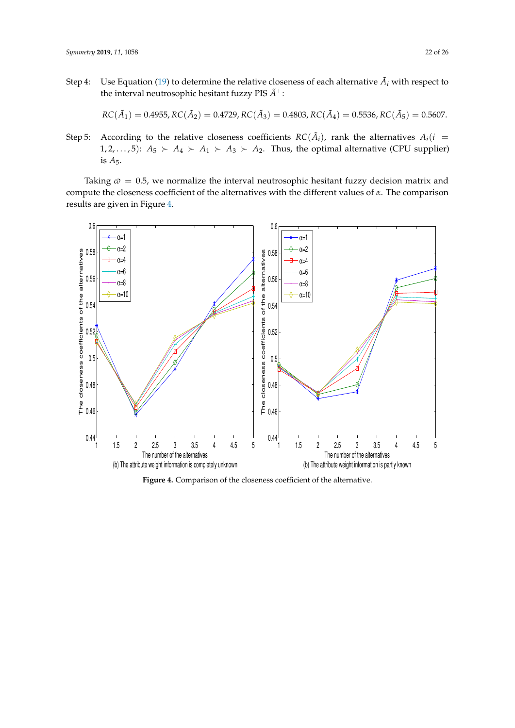Step 4: Use Equation (19) to determine the relative closeness of each alternative $\tilde{A}_i$ with respect to the interval neutrosophic hesitant fuzzy PIS $\tilde{A}^+$:

$$RC(\tilde{A}_1) = 0.4955, RC(\tilde{A}_2) = 0.4729, RC(\tilde{A}_3) = 0.4803, RC(\tilde{A}_4) = 0.5536, RC(\tilde{A}_5) = 0.5607.$$

Step 5: According to the relative closeness coefficients $RC(\tilde{A}_i)$, rank the alternatives $A_i (i = 1, 2, \ldots, 5)$: $A_5 \succ A_4 \succ A_1 \succ A_3 \succ A_2$. Thus, the optimal alternative (CPU supplier) is $A_5$.

Taking $\varpi = 0.5$, we normalize the interval neutrosophic hesitant fuzzy decision matrix and compute the closeness coefficient of the alternatives with the different values of $\alpha$. The comparison results are given in Figure 4.

(b) The attribute weight information is completely unknown

(b) The attribute weight information is partly known

**Figure 4.** Comparison of the closeness coefficient of the alternative.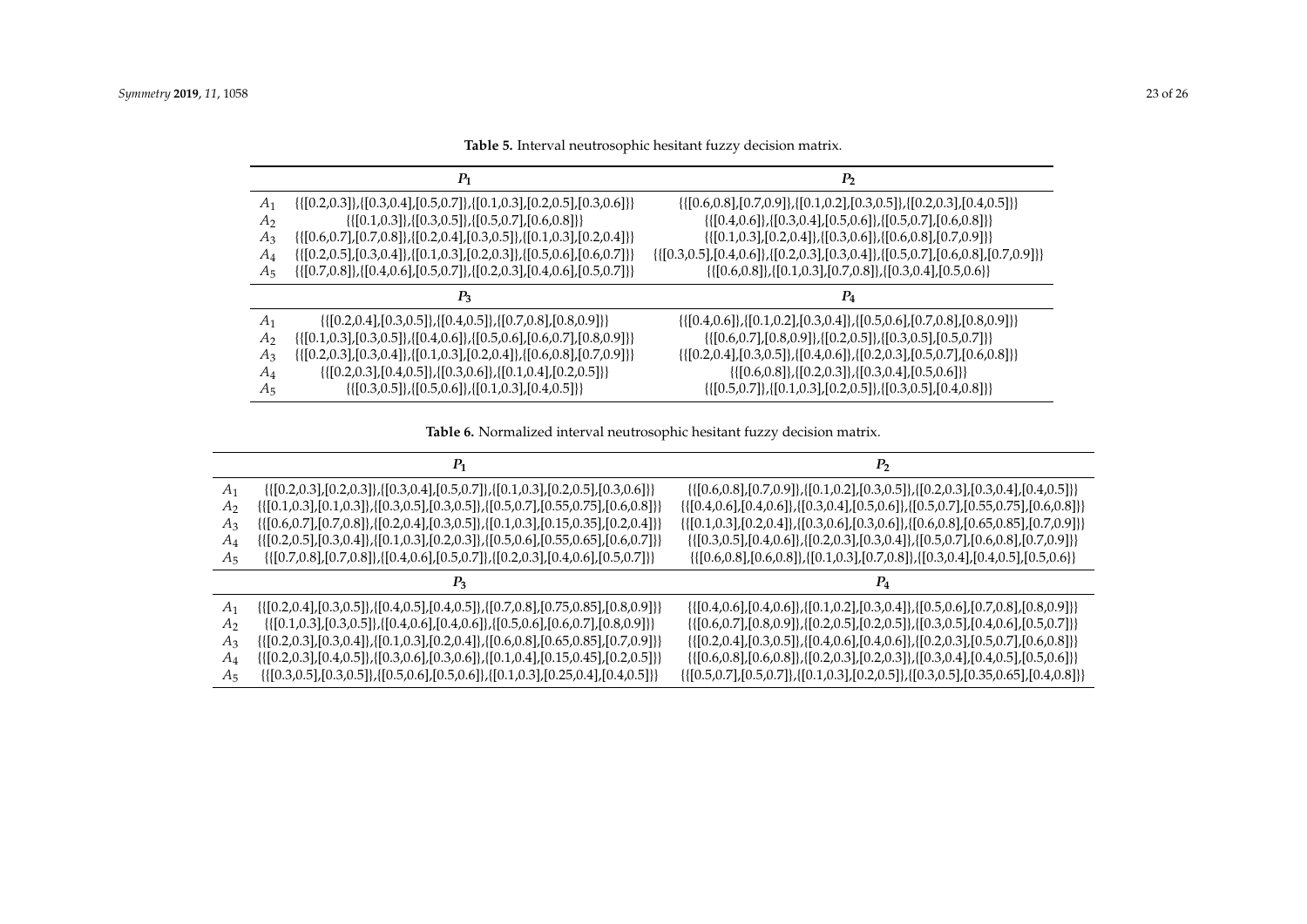**Table 5.** Interval neutrosophic hesitant fuzzy decision matrix.

| | $P_1$ | $P_2$ |
|---|---|---|
| $A_1$ | {{[0.2,0.3]},{[0.3,0.4],[0.5,0.7]},{[0.1,0.3],[0.2,0.5],[0.3,0.6]}} | {{[0.6,0.8],[0.7,0.9]},{[0.1,0.2],[0.3,0.5]},{[0.2,0.3],[0.4,0.5]}} |
| $A_2$ | {{[0.1,0.3]},{[0.3,0.5]},{[0.5,0.7],[0.6,0.8]}} | {{[0.4,0.6]},{[0.3,0.4],[0.5,0.6]},{[0.5,0.7],[0.6,0.8]}} |
| $A_3$ | {{[0.6,0.7],[0.7,0.8]},{[0.2,0.4],[0.3,0.5]},{[0.1,0.3],[0.2,0.4]}} | {{[0.1,0.3],[0.2,0.4]},{[0.3,0.6]},{[0.6,0.8],[0.7,0.9]}} |
| $A_4$ | {{[0.2,0.5],[0.3,0.4]},{[0.1,0.3],[0.2,0.3]},{[0.5,0.6],[0.6,0.7]}} | {{[0.3,0.5],[0.4,0.6]},{[0.2,0.3],[0.3,0.4]},{[0.5,0.7],[0.6,0.8],[0.7,0.9]}} |
| $A_5$ | {{[0.7,0.8]},{[0.4,0.6],[0.5,0.7]},{[0.2,0.3],[0.4,0.6],[0.5,0.7]}} | {{[0.6,0.8]},{[0.1,0.3],[0.7,0.8]},{[0.3,0.4],[0.5,0.6]}} |
| | $P_3$ | $P_4$ |
| $A_1$ | {{[0.2,0.4],[0.3,0.5]},{[0.4,0.5]},{[0.7,0.8],[0.8,0.9]}} | {{[0.4,0.6]},{[0.1,0.2],[0.3,0.4]},{[0.5,0.6],[0.7,0.8],[0.8,0.9]}} |
| $A_2$ | {{[0.1,0.3],[0.3,0.5]},{[0.4,0.6]},{[0.5,0.6],[0.6,0.7],[0.8,0.9]}} | {{[0.6,0.7],[0.8,0.9]},{[0.2,0.5]},{[0.3,0.5],[0.5,0.7]}} |
| $A_3$ | {{[0.2,0.3],[0.3,0.4]},{[0.1,0.3],[0.2,0.4]},{[0.6,0.8],[0.7,0.9]}} | {{[0.2,0.4],[0.3,0.5]},{[0.4,0.6]},{[0.2,0.3],[0.5,0.7],[0.6,0.8]}} |
| $A_4$ | {{[0.2,0.3],[0.4,0.5]},{[0.3,0.6]},{[0.1,0.4],[0.2,0.5]}} | {{[0.6,0.8]},{[0.2,0.3]},{[0.3,0.4],[0.5,0.6]}} |
| $A_5$ | {{[0.3,0.5]},{[0.5,0.6]},{[0.1,0.3],[0.4,0.5]}} | {{[0.5,0.7]},{[0.1,0.3],[0.2,0.5]},{[0.3,0.5],[0.4,0.8]}} |

**Table 6.** Normalized interval neutrosophic hesitant fuzzy decision matrix.

| | $P_1$ | $P_2$ |
|---|---|---|
| $A_1$ | {{[0.2,0.3],[0.2,0.3]},{[0.3,0.4],[0.5,0.7]},{[0.1,0.3],[0.2,0.5],[0.3,0.6]}} | {{[0.6,0.8],[0.7,0.9]},{[0.1,0.2],[0.3,0.5]},{[0.2,0.3],[0.3,0.4],[0.4,0.5]}} |
| $A_2$ | {{[0.1,0.3],[0.1,0.3]},{[0.3,0.5],[0.3,0.5]},{[0.5,0.7],[0.55,0.75],[0.6,0.8]}} | {{[0.4,0.6],[0.4,0.6]},{[0.3,0.4],[0.5,0.6]},{[0.5,0.7],[0.55,0.75],[0.6,0.8]}} |
| $A_3$ | {{[0.6,0.7],[0.7,0.8]},{[0.2,0.4],[0.3,0.5]},{[0.1,0.3],[0.15,0.35],[0.2,0.4]}} | {{[0.1,0.3],[0.2,0.4]},{[0.3,0.6],[0.3,0.6]},{[0.6,0.8],[0.65,0.85],[0.7,0.9]}} |
| $A_4$ | {{[0.2,0.5],[0.3,0.4]},{[0.1,0.3],[0.2,0.3]},{[0.5,0.6],[0.55,0.65],[0.6,0.7]}} | {{[0.3,0.5],[0.4,0.6]},{[0.2,0.3],[0.3,0.4]},{[0.5,0.7],[0.6,0.8],[0.7,0.9]}} |
| $A_5$ | {{[0.7,0.8],[0.7,0.8]},{[0.4,0.6],[0.5,0.7]},{[0.2,0.3],[0.4,0.6],[0.5,0.7]}} | {{[0.6,0.8],[0.6,0.8]},{[0.1,0.3],[0.7,0.8]},{[0.3,0.4],[0.4,0.5],[0.5,0.6]}} |
| | $P_3$ | $P_4$ |
| $A_1$ | {{[0.2,0.4],[0.3,0.5]},{[0.4,0.5],[0.4,0.5]},{[0.7,0.8],[0.75,0.85],[0.8,0.9]}} | {{[0.4,0.6],[0.4,0.6]},{[0.1,0.2],[0.3,0.4]},{[0.5,0.6],[0.7,0.8],[0.8,0.9]}} |
| $A_2$ | {{[0.1,0.3],[0.3,0.5]},{[0.4,0.6],[0.4,0.6]},{[0.5,0.6],[0.6,0.7],[0.8,0.9]}} | {{[0.6,0.7],[0.8,0.9]},{[0.2,0.5],[0.2,0.5]},{[0.3,0.5],[0.4,0.6],[0.5,0.7]}} |
| $A_3$ | {{[0.2,0.3],[0.3,0.4]},{[0.1,0.3],[0.2,0.4]},{[0.6,0.8],[0.65,0.85],[0.7,0.9]}} | {{[0.2,0.4],[0.3,0.5]},{[0.4,0.6],[0.4,0.6]},{[0.2,0.3],[0.5,0.7],[0.6,0.8]}} |
| $A_4$ | {{[0.2,0.3],[0.4,0.5]},{[0.3,0.6],[0.3,0.6]},{[0.1,0.4],[0.15,0.45],[0.2,0.5]}} | {{[0.6,0.8],[0.6,0.8]},{[0.2,0.3],[0.2,0.3]},{[0.3,0.4],[0.4,0.5],[0.5,0.6]}} |
| $A_5$ | {{[0.3,0.5],[0.3,0.5]},{[0.5,0.6],[0.5,0.6]},{[0.1,0.3],[0.25,0.4],[0.4,0.5]}} | {{[0.5,0.7],[0.5,0.7]},{[0.1,0.3],[0.2,0.5]},{[0.3,0.5],[0.35,0.65],[0.4,0.8]}} |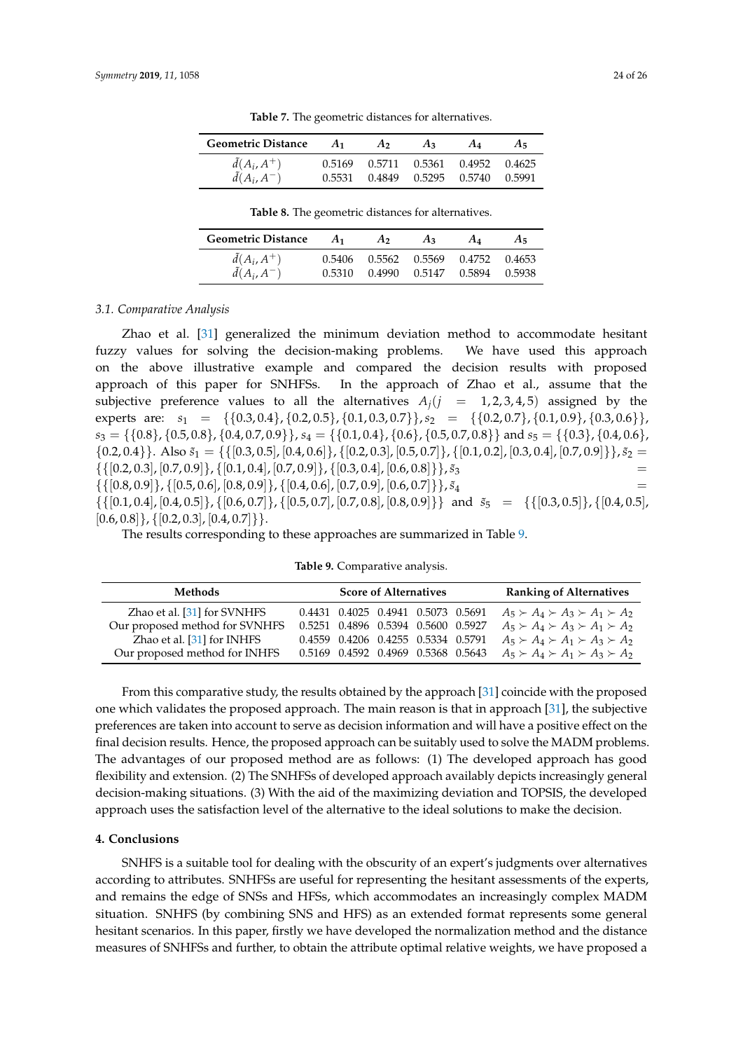**Table 7.** The geometric distances for alternatives.

| Geometric Distance | $A_1$ | $A_2$ | $A_3$ | $A_4$ | $A_5$ |
|---|---|---|---|---|---|
| $\bar{d}(A_i, A^+)$ | 0.5169 | 0.5711 | 0.5361 | 0.4952 | 0.4625 |
| $\bar{d}(A_i, A^-)$ | 0.5531 | 0.4849 | 0.5295 | 0.5740 | 0.5991 |

**Table 8.** The geometric distances for alternatives.

| Geometric Distance | $A_1$ | $A_2$ | $A_3$ | $A_4$ | $A_5$ |
|---|---|---|---|---|---|
| $\bar{d}(A_i, A^+)$ | 0.5406 | 0.5562 | 0.5569 | 0.4752 | 0.4653 |
| $\bar{d}(A_i, A^-)$ | 0.5310 | 0.4990 | 0.5147 | 0.5894 | 0.5938 |

### 3.1. Comparative Analysis

Zhao et al. [31] generalized the minimum deviation method to accommodate hesitant fuzzy values for solving the decision-making problems. We have used this approach on the above illustrative example and compared the decision results with proposed approach of this paper for SNHFSs. In the approach of Zhao et al., assume that the subjective preference values to all the alternatives $A_j (j = 1,2,3,4,5)$ assigned by the experts are: $s_1 = \{\{0.3, 0.4\}, \{0.2, 0.5\}, \{0.1, 0.3, 0.7\}\}, s_2 = \{\{0.2, 0.7\}, \{0.1, 0.9\}, \{0.3, 0.6\}\}$, $s_3 = \{\{0.8\}, \{0.5, 0.8\}, \{0.4, 0.7, 0.9\}\}$, $s_4 = \{\{0.1, 0.4\}, \{0.6\}, \{0.5, 0.7, 0.8\}\}$ and $s_5 = \{\{0.3\}, \{0.4, 0.6\}, \{0.2, 0.4\}\}$. Also $\tilde{s}_1 = \{\{[0.3, 0.5], [0.4, 0.6]\}, \{[0.2, 0.3], [0.5, 0.7]\}, \{[0.1, 0.2], [0.3, 0.4], [0.7, 0.9]\}\}, \tilde{s}_2 = \{\{[0.2, 0.3], [0.7, 0.9]\}, \{[0.1, 0.4], [0.7, 0.9]\}, \{[0.3, 0.4], [0.6, 0.8]\}\}, \tilde{s}_3 = \{\{[0.8, 0.9]\}, \{[0.5, 0.6], [0.8, 0.9]\}, \{[0.4, 0.6], [0.7, 0.9], [0.6, 0.7]\}\}, \tilde{s}_4 = \{\{[0.1, 0.4], [0.4, 0.5]\}, \{[0.6, 0.7]\}, \{[0.5, 0.7], [0.7, 0.8], [0.8, 0.9]\}\}$ and $\tilde{s}_5 = \{\{[0.3, 0.5]\}, \{[0.4, 0.5], [0.6, 0.8]\}, \{[0.2, 0.3], [0.4, 0.7]\}\}$.

The results corresponding to these approaches are summarized in Table 9.

**Table 9.** Comparative analysis.

| Methods | Score of Alternatives | | | | | Ranking of Alternatives |
|---|---|---|---|---|---|---|
| Zhao et al. [31] for SVNHFS | 0.4431 | 0.4025 | 0.4941 | 0.5073 | 0.5691 | $A_5 \succ A_4 \succ A_3 \succ A_1 \succ A_2$ |
| Our proposed method for SVNHFS | 0.5251 | 0.4896 | 0.5394 | 0.5600 | 0.5927 | $A_5 \succ A_4 \succ A_3 \succ A_1 \succ A_2$ |
| Zhao et al. [31] for INHFS | 0.4559 | 0.4206 | 0.4255 | 0.5334 | 0.5791 | $A_5 \succ A_4 \succ A_1 \succ A_3 \succ A_2$ |
| Our proposed method for INHFS | 0.5169 | 0.4592 | 0.4969 | 0.5368 | 0.5643 | $A_5 \succ A_4 \succ A_1 \succ A_3 \succ A_2$ |

From this comparative study, the results obtained by the approach [31] coincide with the proposed one which validates the proposed approach. The main reason is that in approach [31], the subjective preferences are taken into account to serve as decision information and will have a positive effect on the final decision results. Hence, the proposed approach can be suitably used to solve the MADM problems. The advantages of our proposed method are as follows: (1) The developed approach has good flexibility and extension. (2) The SNHFSs of developed approach availably depicts increasingly general decision-making situations. (3) With the aid of the maximizing deviation and TOPSIS, the developed approach uses the satisfaction level of the alternative to the ideal solutions to make the decision.

## 4. Conclusions

SNHFS is a suitable tool for dealing with the obscurity of an expert's judgments over alternatives according to attributes. SNHFSs are useful for representing the hesitant assessments of the experts, and remains the edge of SNSs and HFSs, which accommodates an increasingly complex MADM situation. SNHFS (by combining SNS and HFS) as an extended format represents some general hesitant scenarios. In this paper, firstly we have developed the normalization method and the distance measures of SNHFSs and further, to obtain the attribute optimal relative weights, we have proposed a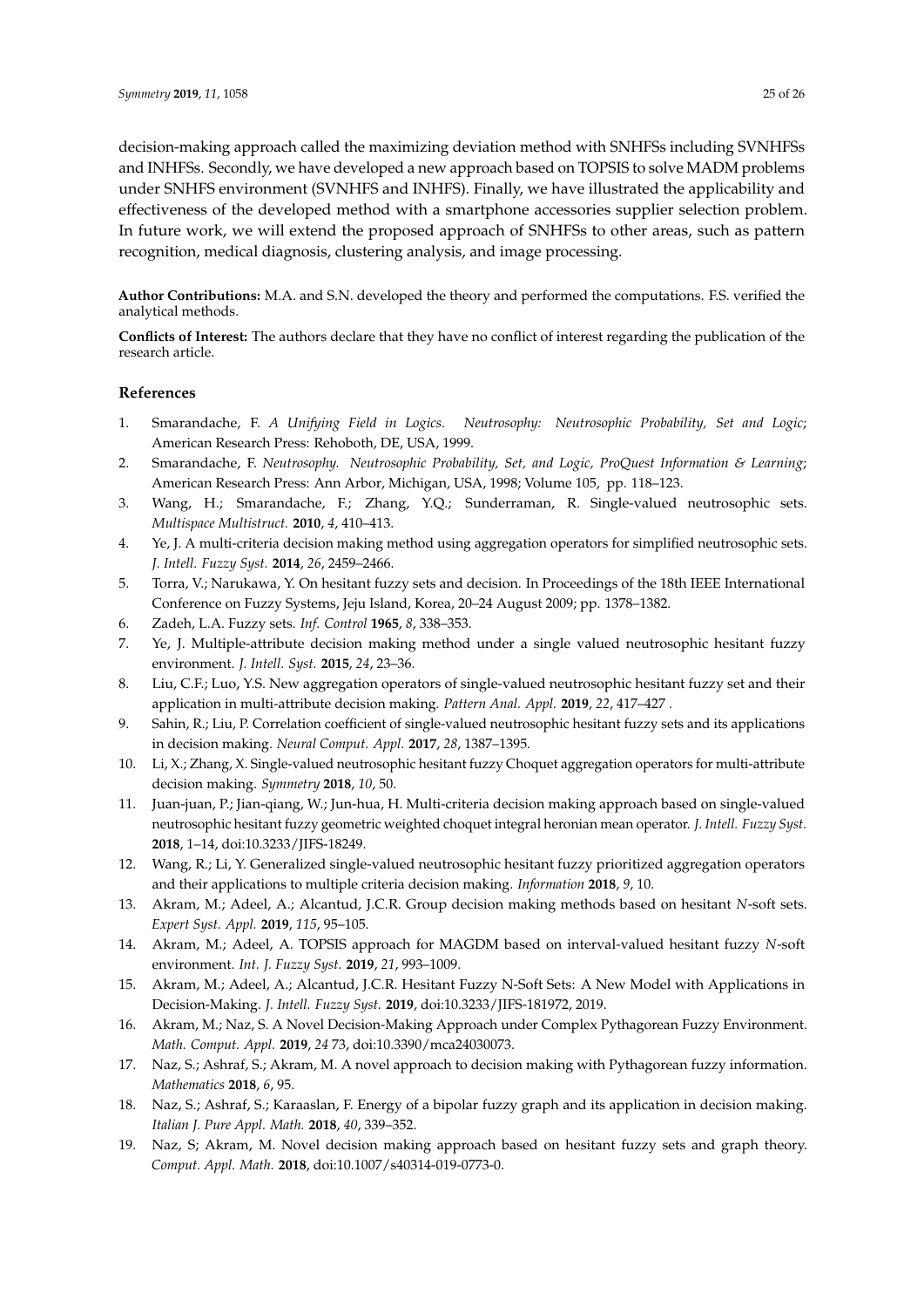decision-making approach called the maximizing deviation method with SNHFSs including SVNHFSs and INHFSs. Secondly, we have developed a new approach based on TOPSIS to solve MADM problems under SNHFS environment (SVNHFS and INHFS). Finally, we have illustrated the applicability and effectiveness of the developed method with a smartphone accessories supplier selection problem. In future work, we will extend the proposed approach of SNHFSs to other areas, such as pattern recognition, medical diagnosis, clustering analysis, and image processing.

**Author Contributions:** M.A. and S.N. developed the theory and performed the computations. F.S. verified the analytical methods.

**Conflicts of Interest:** The authors declare that they have no conflict of interest regarding the publication of the research article.

## References

1. Smarandache, F. *A Unifying Field in Logics. Neutrosophy: Neutrosophic Probability, Set and Logic*; American Research Press: Rehoboth, DE, USA, 1999.
2. Smarandache, F. *Neutrosophy. Neutrosophic Probability, Set, and Logic, ProQuest Information & Learning*; American Research Press: Ann Arbor, Michigan, USA, 1998; Volume 105, pp. 118–123.
3. Wang, H.; Smarandache, F.; Zhang, Y.Q.; Sunderraman, R. Single-valued neutrosophic sets. *Multispace Multistruct.* **2010**, *4*, 410–413.
4. Ye, J. A multi-criteria decision making method using aggregation operators for simplified neutrosophic sets. *J. Intell. Fuzzy Syst.* **2014**, *26*, 2459–2466.
5. Torra, V.; Narukawa, Y. On hesitant fuzzy sets and decision. In Proceedings of the 18th IEEE International Conference on Fuzzy Systems, Jeju Island, Korea, 20–24 August 2009; pp. 1378–1382.
6. Zadeh, L.A. Fuzzy sets. *Inf. Control* **1965**, *8*, 338–353.
7. Ye, J. Multiple-attribute decision making method under a single valued neutrosophic hesitant fuzzy environment. *J. Intell. Syst.* **2015**, *24*, 23–36.
8. Liu, C.F.; Luo, Y.S. New aggregation operators of single-valued neutrosophic hesitant fuzzy set and their application in multi-attribute decision making. *Pattern Anal. Appl.* **2019**, *22*, 417–427 .
9. Sahin, R.; Liu, P. Correlation coefficient of single-valued neutrosophic hesitant fuzzy sets and its applications in decision making. *Neural Comput. Appl.* **2017**, *28*, 1387–1395.
10. Li, X.; Zhang, X. Single-valued neutrosophic hesitant fuzzy Choquet aggregation operators for multi-attribute decision making. *Symmetry* **2018**, *10*, 50.
11. Juan-juan, P.; Jian-qiang, W.; Jun-hua, H. Multi-criteria decision making approach based on single-valued neutrosophic hesitant fuzzy geometric weighted choquet integral heronian mean operator. *J. Intell. Fuzzy Syst.* **2018**, 1–14, doi:10.3233/JIFS-18249.
12. Wang, R.; Li, Y. Generalized single-valued neutrosophic hesitant fuzzy prioritized aggregation operators and their applications to multiple criteria decision making. *Information* **2018**, *9*, 10.
13. Akram, M.; Adeel, A.; Alcantud, J.C.R. Group decision making methods based on hesitant *N*-soft sets. *Expert Syst. Appl.* **2019**, *115*, 95–105.
14. Akram, M.; Adeel, A. TOPSIS approach for MAGDM based on interval-valued hesitant fuzzy *N*-soft environment. *Int. J. Fuzzy Syst.* **2019**, *21*, 993–1009.
15. Akram, M.; Adeel, A.; Alcantud, J.C.R. Hesitant Fuzzy N-Soft Sets: A New Model with Applications in Decision-Making. *J. Intell. Fuzzy Syst.* **2019**, doi:10.3233/JIFS-181972, 2019.
16. Akram, M.; Naz, S. A Novel Decision-Making Approach under Complex Pythagorean Fuzzy Environment. *Math. Comput. Appl.* **2019**, *24* 73, doi:10.3390/mca24030073.
17. Naz, S.; Ashraf, S.; Akram, M. A novel approach to decision making with Pythagorean fuzzy information. *Mathematics* **2018**, *6*, 95.
18. Naz, S.; Ashraf, S.; Karaaslan, F. Energy of a bipolar fuzzy graph and its application in decision making. *Italian J. Pure Appl. Math.* **2018**, *40*, 339–352.
19. Naz, S; Akram, M. Novel decision making approach based on hesitant fuzzy sets and graph theory. *Comput. Appl. Math.* **2018**, doi:10.1007/s40314-019-0773-0.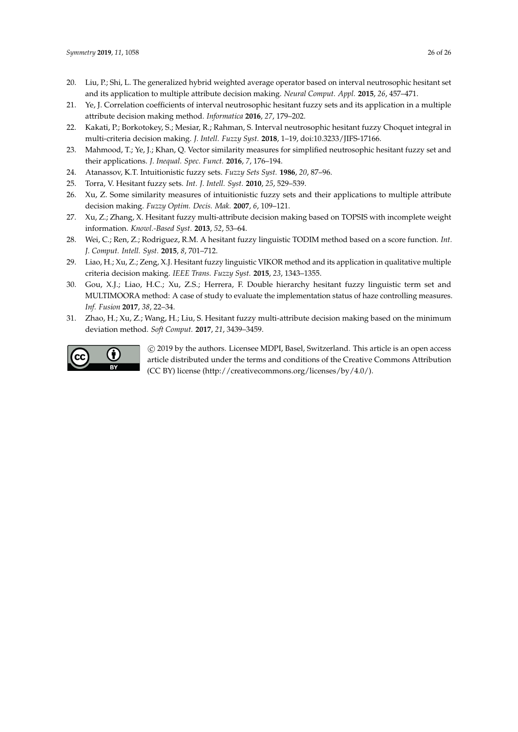20. Liu, P.; Shi, L. The generalized hybrid weighted average operator based on interval neutrosophic hesitant set and its application to multiple attribute decision making. *Neural Comput. Appl.* **2015**, *26*, 457–471.
21. Ye, J. Correlation coefficients of interval neutrosophic hesitant fuzzy sets and its application in a multiple attribute decision making method. *Informatica* **2016**, *27*, 179–202.
22. Kakati, P.; Borkotokey, S.; Mesiar, R.; Rahman, S. Interval neutrosophic hesitant fuzzy Choquet integral in multi-criteria decision making. *J. Intell. Fuzzy Syst.* **2018**, 1–19, doi:10.3233/JIFS-17166.
23. Mahmood, T.; Ye, J.; Khan, Q. Vector similarity measures for simplified neutrosophic hesitant fuzzy set and their applications. *J. Inequal. Spec. Funct.* **2016**, *7*, 176–194.
24. Atanassov, K.T. Intuitionistic fuzzy sets. *Fuzzy Sets Syst.* **1986**, *20*, 87–96.
25. Torra, V. Hesitant fuzzy sets. *Int. J. Intell. Syst.* **2010**, *25*, 529–539.
26. Xu, Z. Some similarity measures of intuitionistic fuzzy sets and their applications to multiple attribute decision making. *Fuzzy Optim. Decis. Mak.* **2007**, *6*, 109–121.
27. Xu, Z.; Zhang, X. Hesitant fuzzy multi-attribute decision making based on TOPSIS with incomplete weight information. *Knowl.-Based Syst.* **2013**, *52*, 53–64.
28. Wei, C.; Ren, Z.; Rodriguez, R.M. A hesitant fuzzy linguistic TODIM method based on a score function. *Int. J. Comput. Intell. Syst.* **2015**, *8*, 701–712.
29. Liao, H.; Xu, Z.; Zeng, X.J. Hesitant fuzzy linguistic VIKOR method and its application in qualitative multiple criteria decision making. *IEEE Trans. Fuzzy Syst.* **2015**, *23*, 1343–1355.
30. Gou, X.J.; Liao, H.C.; Xu, Z.S.; Herrera, F. Double hierarchy hesitant fuzzy linguistic term set and MULTIMOORA method: A case of study to evaluate the implementation status of haze controlling measures. *Inf. Fusion* **2017**, *38*, 22–34.
31. Zhao, H.; Xu, Z.; Wang, H.; Liu, S. Hesitant fuzzy multi-attribute decision making based on the minimum deviation method. *Soft Comput.* **2017**, *21*, 3439–3459.

© 2019 by the authors. Licensee MDPI, Basel, Switzerland. This article is an open access article distributed under the terms and conditions of the Creative Commons Attribution (CC BY) license (http://creativecommons.org/licenses/by/4.0/).